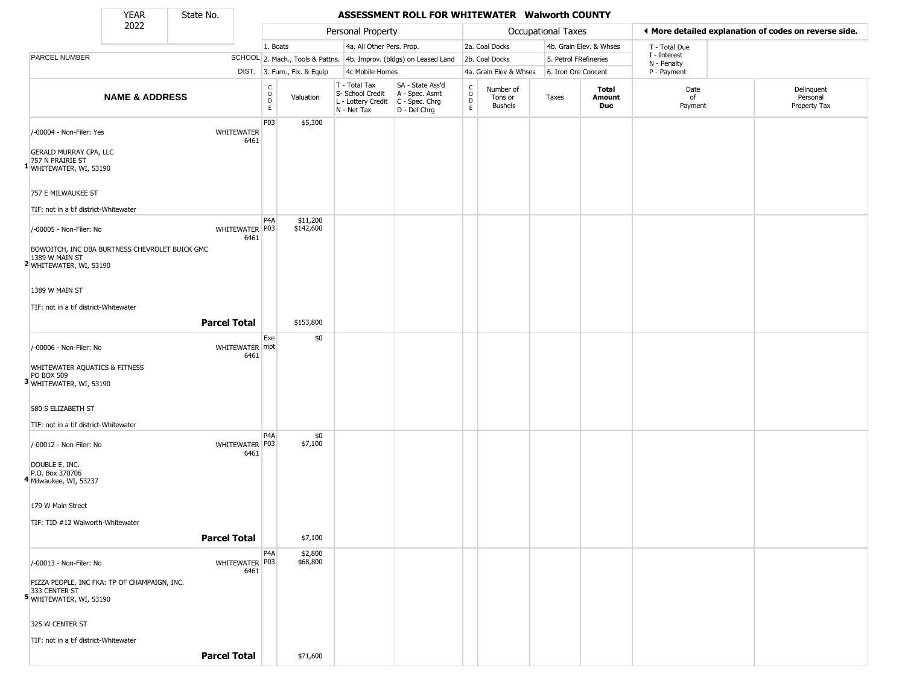| YEAR 2022 | State No. |
|---|---|

# ASSESSMENT ROLL FOR WHITEWATER Walworth COUNTY

| | | Personal Property | | | | Occupational Taxes | | | | ◄ More detailed explanation of codes on reverse side. | |
|---|---|---|---|---|---|---|---|---|---|---|---|
| PARCEL NUMBER | SCHOOL DIST. | 1. Boats<br>2. Mach., Tools & Pattns.<br>3. Furn., Fix. & Equip | | 4a. All Other Pers. Prop.<br>4b. Improv. (bldgs) on Leased Land<br>4c Mobile Homes | | 2a. Coal Docks<br>2b. Coal Docks<br>4a. Grain Elev & Whses | | 4b. Grain Elev. & Whses<br>5. Petrol FRefineries<br>6. Iron Ore Concent | | T - Total Due<br>I - Interest<br>N - Penalty<br>P - Payment | |
| **NAME & ADDRESS** | | CODE | Valuation | T - Total Tax<br>S- School Credit<br>L - Lottery Credit<br>N - Net Tax | SA - State Ass'd<br>A - Spec. Asmt<br>C - Spec. Chrg<br>D - Del Chrg | CODE | Number of Tons or Bushels | Taxes | **Total Amount Due** | Date of Payment | Delinquent Personal Property Tax |
| 1 /-00004 - Non-Filer: Yes<br><br>GERALD MURRAY CPA, LLC<br>757 N PRAIRIE ST<br>WHITEWATER, WI, 53190<br><br>757 E MILWAUKEE ST<br><br>TIF: not in a tif district-Whitewater | WHITEWATER 6461 | P03 | $5,300 | | | | | | | | |
| 2 /-00005 - Non-Filer: No<br><br>BOWOITCH, INC DBA BURTNESS CHEVROLET BUICK GMC<br>1389 W MAIN ST<br>WHITEWATER, WI, 53190<br><br>1389 W MAIN ST<br><br>TIF: not in a tif district-Whitewater | WHITEWATER 6461 | P4A<br>P03 | $11,200<br>$142,600 | | | | | | | | |
| **Parcel Total** | | | $153,800 | | | | | | | | |
| 3 /-00006 - Non-Filer: No<br><br>WHITEWATER AQUATICS & FITNESS<br>PO BOX 509<br>WHITEWATER, WI, 53190<br><br>580 S ELIZABETH ST<br><br>TIF: not in a tif district-Whitewater | WHITEWATER 6461 | Exempt | $0 | | | | | | | | |
| 4 /-00012 - Non-Filer: No<br><br>DOUBLE E, INC.<br>P.O. Box 370706<br>Milwaukee, WI, 53237<br><br>179 W Main Street<br><br>TIF: TID #12 Walworth-Whitewater | WHITEWATER 6461 | P4A<br>P03 | $0<br>$7,100 | | | | | | | | |
| **Parcel Total** | | | $7,100 | | | | | | | | |
| 5 /-00013 - Non-Filer: No<br><br>PIZZA PEOPLE, INC FKA: TP OF CHAMPAIGN, INC.<br>333 CENTER ST<br>WHITEWATER, WI, 53190<br><br>325 W CENTER ST<br><br>TIF: not in a tif district-Whitewater | WHITEWATER 6461 | P4A<br>P03 | $2,800<br>$68,800 | | | | | | | | |
| **Parcel Total** | | | $71,600 | | | | | | | | |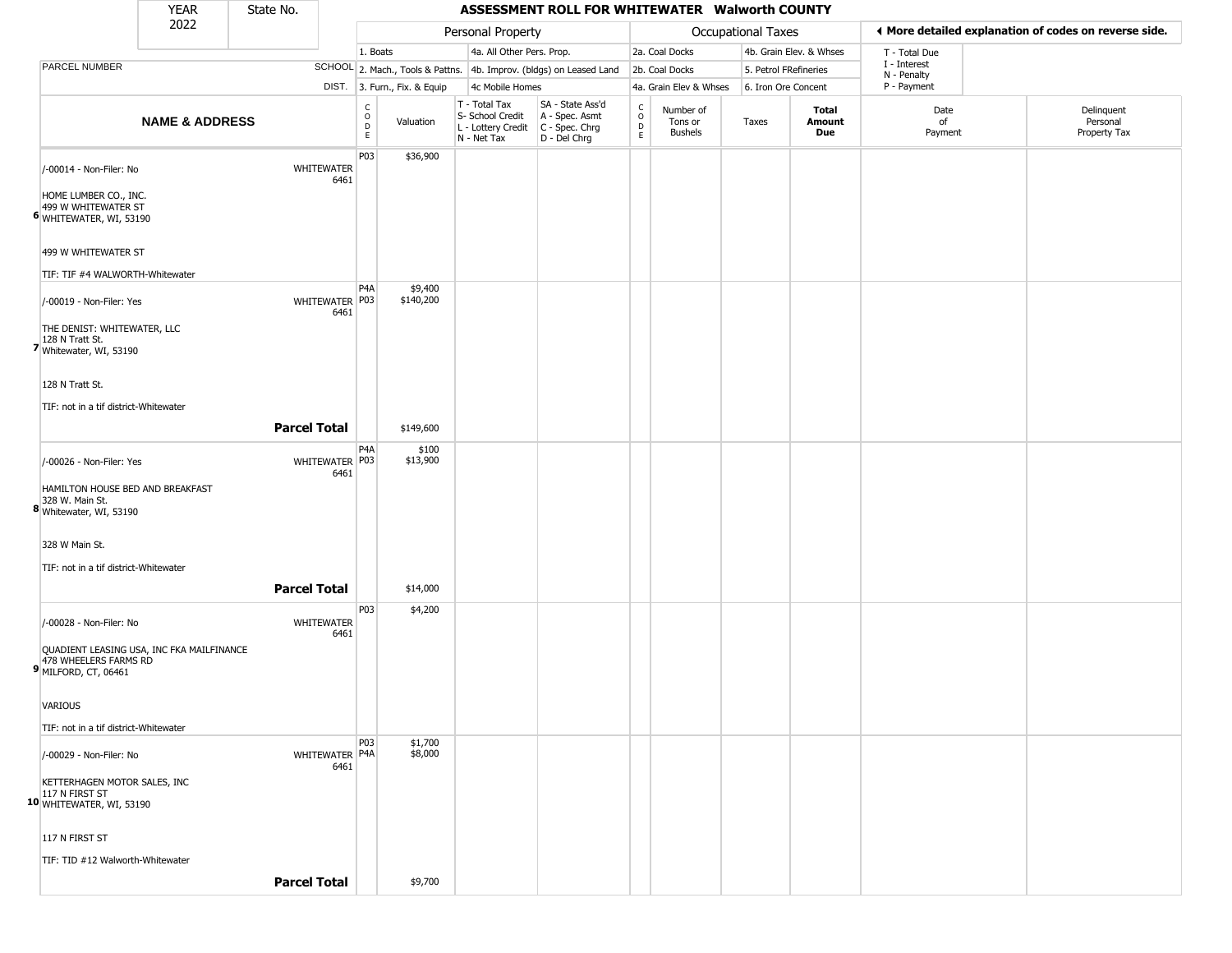| YEAR | State No. |
| --- | --- |
| 2022 | |

# ASSESSMENT ROLL FOR WHITEWATER Walworth COUNTY

| | | Personal Property | | | | Occupational Taxes | | | | ◄ More detailed explanation of codes on reverse side. | |
| --- | --- | --- | --- | --- | --- | --- | --- | --- | --- | --- | --- |
| PARCEL NUMBER | SCHOOL DIST. | 1. Boats<br>2. Mach., Tools & Pattns.<br>3. Furn., Fix. & Equip | | 4a. All Other Pers. Prop.<br>4b. Improv. (bldgs) on Leased Land<br>4c Mobile Homes | | 2a. Coal Docks<br>2b. Coal Docks<br>4a. Grain Elev & Whses | | 4b. Grain Elev. & Whses<br>5. Petrol FRefineries<br>6. Iron Ore Concent | | T - Total Due<br>I - Interest<br>N - Penalty<br>P - Payment | |

| | NAME & ADDRESS | | CODE | Valuation | T - Total Tax<br>S- School Credit<br>L - Lottery Credit<br>N - Net Tax | SA - State Ass'd<br>A - Spec. Asmt<br>C - Spec. Chrg<br>D - Del Chrg | CODE | Number of Tons or Bushels | Taxes | Total Amount Due | Date of Payment | Delinquent Personal Property Tax |
| --- | --- | --- | --- | --- | --- | --- | --- | --- | --- | --- | --- | --- |
| 6 | /-00014 - Non-Filer: No<br>HOME LUMBER CO., INC.<br>499 W WHITEWATER ST<br>WHITEWATER, WI, 53190<br>499 W WHITEWATER ST<br>TIF: TIF #4 WALWORTH-Whitewater | WHITEWATER 6461 | P03 | $36,900 | | | | | | | | |
| 7 | /-00019 - Non-Filer: Yes<br>THE DENIST: WHITEWATER, LLC<br>128 N Tratt St.<br>Whitewater, WI, 53190<br>128 N Tratt St.<br>TIF: not in a tif district-Whitewater | WHITEWATER 6461 | P4A<br>P03 | $9,400<br>$140,200 | | | | | | | | |
| | | **Parcel Total** | | $149,600 | | | | | | | | |
| 8 | /-00026 - Non-Filer: Yes<br>HAMILTON HOUSE BED AND BREAKFAST<br>328 W. Main St.<br>Whitewater, WI, 53190<br>328 W Main St.<br>TIF: not in a tif district-Whitewater | WHITEWATER 6461 | P4A<br>P03 | $100<br>$13,900 | | | | | | | | |
| | | **Parcel Total** | | $14,000 | | | | | | | | |
| 9 | /-00028 - Non-Filer: No<br>QUADIENT LEASING USA, INC FKA MAILFINANCE<br>478 WHEELERS FARMS RD<br>MILFORD, CT, 06461<br>VARIOUS<br>TIF: not in a tif district-Whitewater | WHITEWATER 6461 | P03 | $4,200 | | | | | | | | |
| 10 | /-00029 - Non-Filer: No<br>KETTERHAGEN MOTOR SALES, INC<br>117 N FIRST ST<br>WHITEWATER, WI, 53190<br>117 N FIRST ST<br>TIF: TID #12 Walworth-Whitewater | WHITEWATER 6461 | P03<br>P4A | $1,700<br>$8,000 | | | | | | | | |
| | | **Parcel Total** | | $9,700 | | | | | | | | |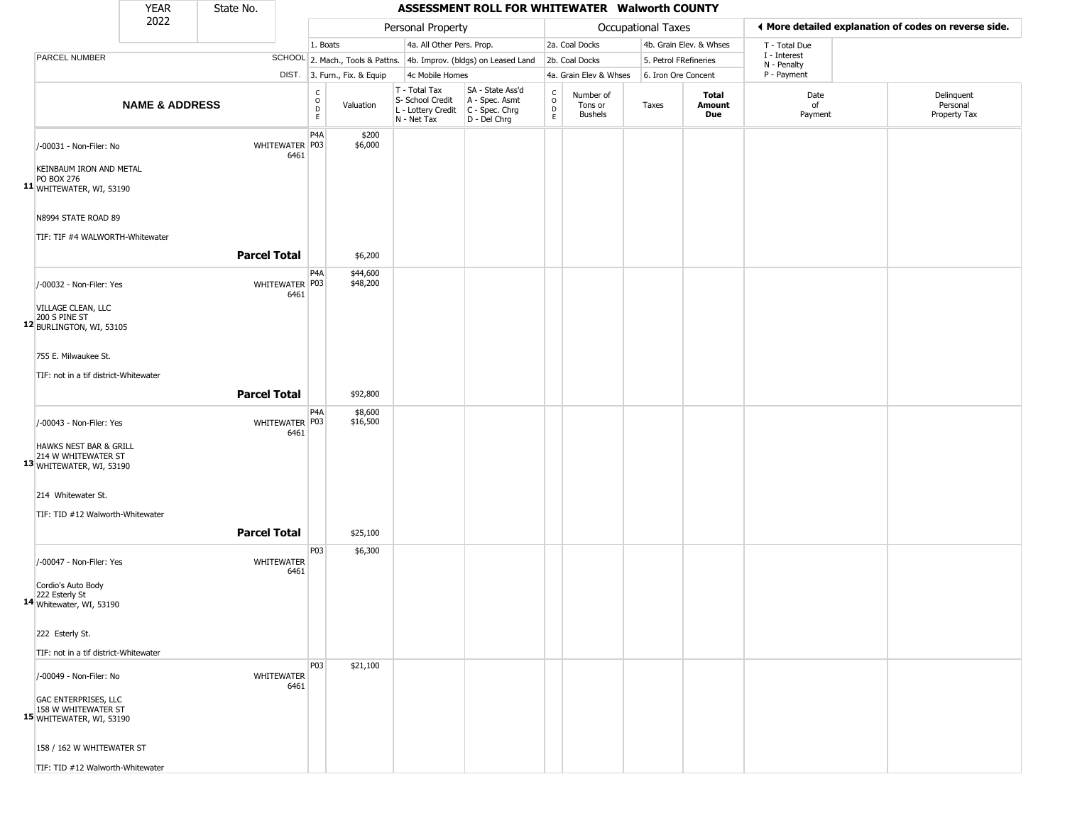| YEAR 2022 | State No. | | ASSESSMENT ROLL FOR WHITEWATER Walworth COUNTY | | | | | | | | | |
|---|---|---|---|---|---|---|---|---|---|---|---|---|

| | | | Personal Property | | | | Occupational Taxes | | | | ◀ More detailed explanation of codes on reverse side. | |
|---|---|---|---|---|---|---|---|---|---|---|---|---|
| | | | 1. Boats | | 4a. All Other Pers. Prop. | | 2a. Coal Docks | | 4b. Grain Elev. & Whses | | T - Total Due | |
| PARCEL NUMBER | SCHOOL | | 2. Mach., Tools & Pattns. | | 4b. Improv. (bldgs) on Leased Land | | 2b. Coal Docks | | 5. Petrol FRefineries | | I - Interest N - Penalty | |
| | DIST. | | 3. Furn., Fix. & Equip | | 4c Mobile Homes | | 4a. Grain Elev & Whses | | 6. Iron Ore Concent | | P - Payment | |
| **NAME & ADDRESS** | | CODE | Valuation | T - Total Tax S- School Credit L - Lottery Credit N - Net Tax | SA - State Ass'd A - Spec. Asmt C - Spec. Chrg D - Del Chrg | CODE | Number of Tons or Bushels | Taxes | **Total Amount Due** | Date of Payment | Delinquent Personal Property Tax |
| 11 /-00031 - Non-Filer: No KEINBAUM IRON AND METAL PO BOX 276 WHITEWATER, WI, 53190 N8994 STATE ROAD 89 TIF: TIF #4 WALWORTH-Whitewater | WHITEWATER 6461 | P4A P03 | $200 $6,000 | | | | | | | | |
| **Parcel Total** | | | $6,200 | | | | | | | | |
| 12 /-00032 - Non-Filer: Yes VILLAGE CLEAN, LLC 200 S PINE ST BURLINGTON, WI, 53105 755 E. Milwaukee St. TIF: not in a tif district-Whitewater | WHITEWATER 6461 | P4A P03 | $44,600 $48,200 | | | | | | | | |
| **Parcel Total** | | | $92,800 | | | | | | | | |
| 13 /-00043 - Non-Filer: Yes HAWKS NEST BAR & GRILL 214 W WHITEWATER ST WHITEWATER, WI, 53190 214 Whitewater St. TIF: TID #12 Walworth-Whitewater | WHITEWATER 6461 | P4A P03 | $8,600 $16,500 | | | | | | | | |
| **Parcel Total** | | | $25,100 | | | | | | | | |
| 14 /-00047 - Non-Filer: Yes Cordio's Auto Body 222 Esterly St Whitewater, WI, 53190 222 Esterly St. TIF: not in a tif district-Whitewater | WHITEWATER 6461 | P03 | $6,300 | | | | | | | | |
| 15 /-00049 - Non-Filer: No GAC ENTERPRISES, LLC 158 W WHITEWATER ST WHITEWATER, WI, 53190 158 / 162 W WHITEWATER ST TIF: TID #12 Walworth-Whitewater | WHITEWATER 6461 | P03 | $21,100 | | | | | | | | |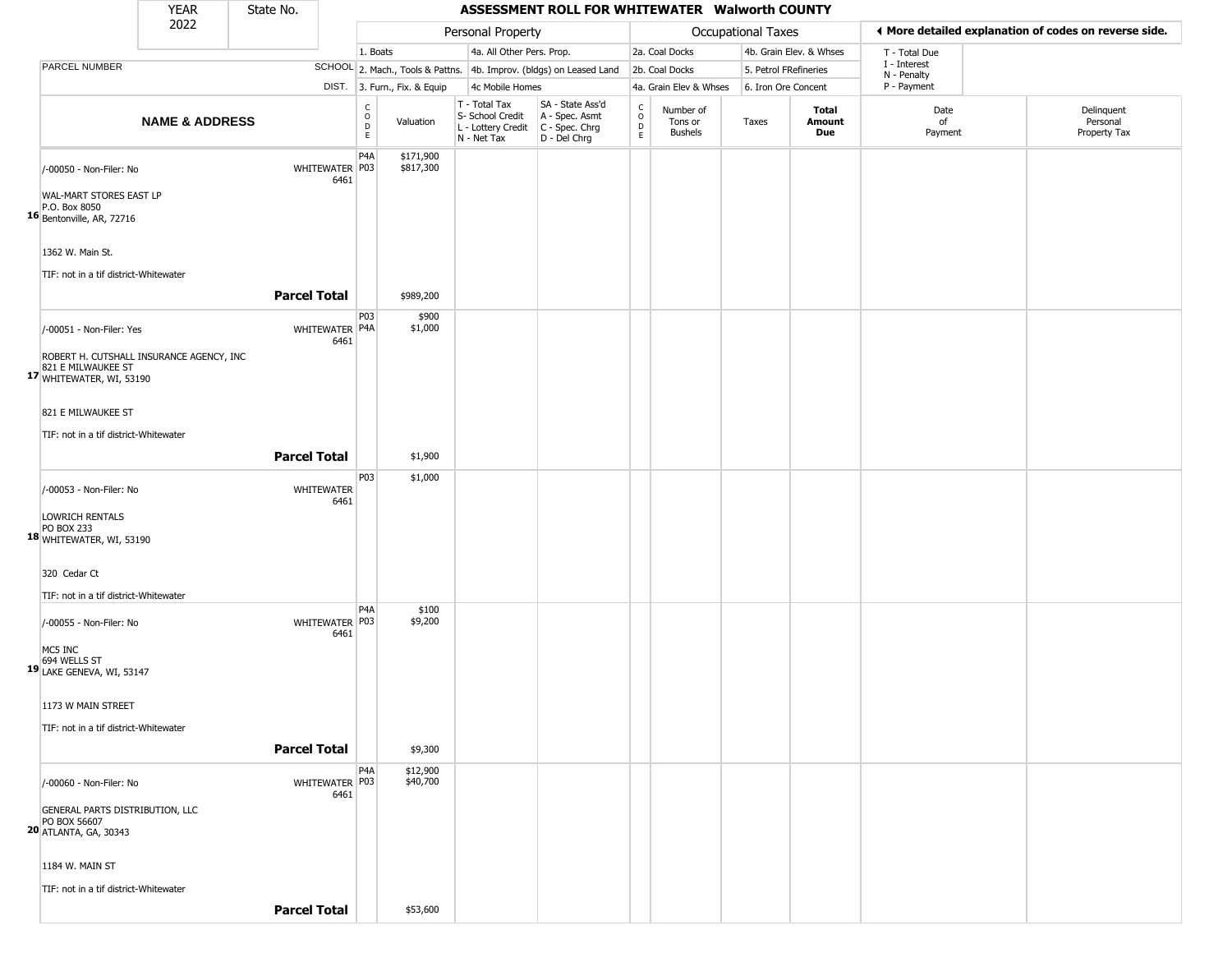| YEAR 2022 | State No. | ASSESSMENT ROLL FOR WHITEWATER Walworth COUNTY | | | | | | | | | |
|---|---|---|---|---|---|---|---|---|---|---|---|

| | | Personal Property | | | | Occupational Taxes | | | | ◀ More detailed explanation of codes on reverse side. | |
|---|---|---|---|---|---|---|---|---|---|---|---|
| | | 1. Boats | | 4a. All Other Pers. Prop. | | 2a. Coal Docks | | 4b. Grain Elev. & Whses | | T - Total Due | |
| PARCEL NUMBER | SCHOOL | 2. Mach., Tools & Pattns. | | 4b. Improv. (bldgs) on Leased Land | | 2b. Coal Docks | | 5. Petrol FRefineries | | I - Interest N - Penalty | |
| | DIST. | 3. Furn., Fix. & Equip | | 4c Mobile Homes | | 4a. Grain Elev & Whses | | 6. Iron Ore Concent | | P - Payment | |
| **NAME & ADDRESS** | | CODE | Valuation | T - Total Tax S- School Credit L - Lottery Credit N - Net Tax | SA - State Ass'd A - Spec. Asmt C - Spec. Chrg D - Del Chrg | CODE | Number of Tons or Bushels | Taxes | **Total Amount Due** | Date of Payment | Delinquent Personal Property Tax |
| 16 /-00050 - Non-Filer: No<br>WAL-MART STORES EAST LP<br>P.O. Box 8050<br>Bentonville, AR, 72716<br>1362 W. Main St.<br>TIF: not in a tif district-Whitewater | WHITEWATER 6461 | P4A<br>P03 | \$171,900<br>\$817,300 | | | | | | | | |
| **Parcel Total** | | | \$989,200 | | | | | | | | |
| 17 /-00051 - Non-Filer: Yes<br>ROBERT H. CUTSHALL INSURANCE AGENCY, INC<br>821 E MILWAUKEE ST<br>WHITEWATER, WI, 53190<br>821 E MILWAUKEE ST<br>TIF: not in a tif district-Whitewater | WHITEWATER 6461 | P03<br>P4A | \$900<br>\$1,000 | | | | | | | | |
| **Parcel Total** | | | \$1,900 | | | | | | | | |
| 18 /-00053 - Non-Filer: No<br>LOWRICH RENTALS<br>PO BOX 233<br>WHITEWATER, WI, 53190<br>320 Cedar Ct<br>TIF: not in a tif district-Whitewater | WHITEWATER 6461 | P03 | \$1,000 | | | | | | | | |
| 19 /-00055 - Non-Filer: No<br>MC5 INC<br>694 WELLS ST<br>LAKE GENEVA, WI, 53147<br>1173 W MAIN STREET<br>TIF: not in a tif district-Whitewater | WHITEWATER 6461 | P4A<br>P03 | \$100<br>\$9,200 | | | | | | | | |
| **Parcel Total** | | | \$9,300 | | | | | | | | |
| 20 /-00060 - Non-Filer: No<br>GENERAL PARTS DISTRIBUTION, LLC<br>PO BOX 56607<br>ATLANTA, GA, 30343<br>1184 W. MAIN ST<br>TIF: not in a tif district-Whitewater | WHITEWATER 6461 | P4A<br>P03 | \$12,900<br>\$40,700 | | | | | | | | |
| **Parcel Total** | | | \$53,600 | | | | | | | | |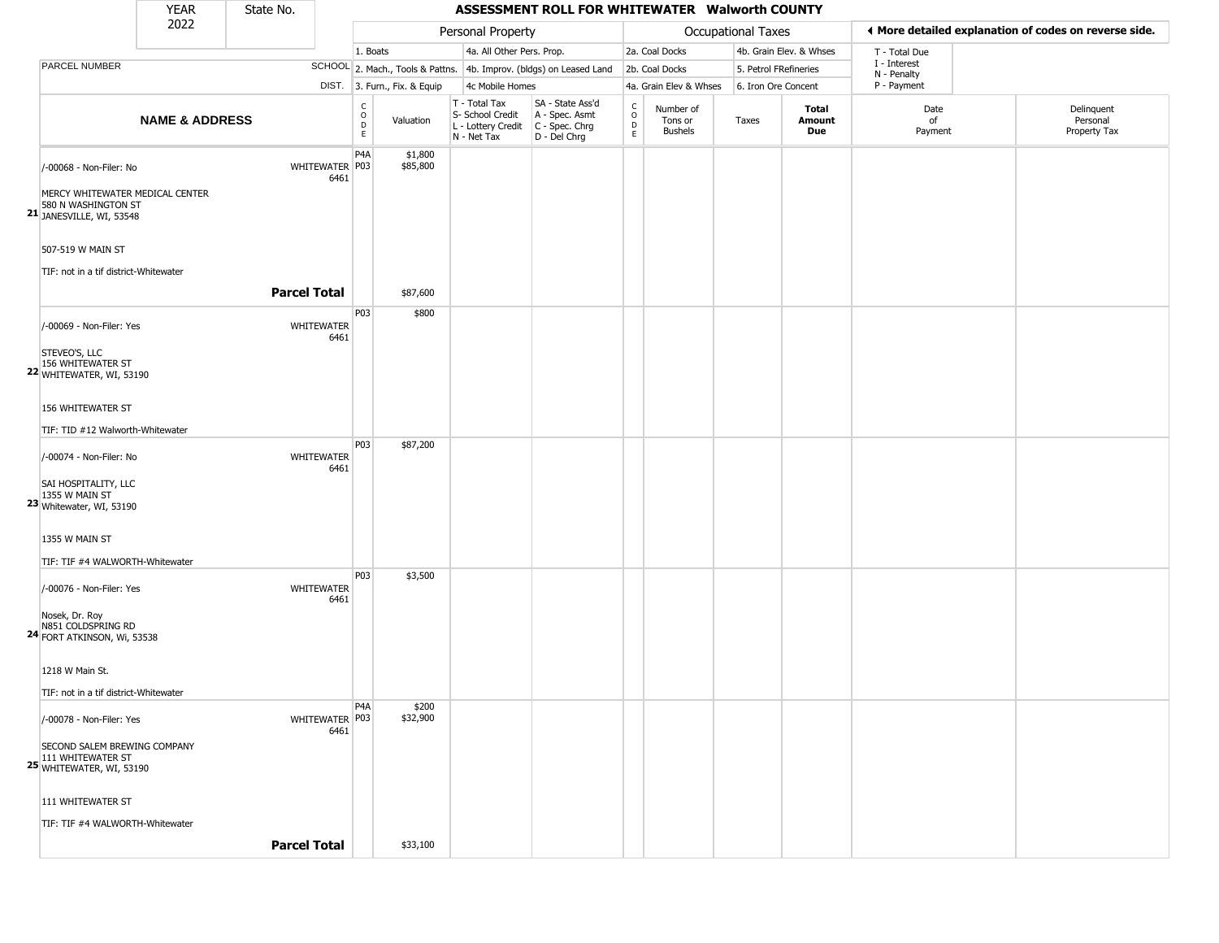| YEAR | State No. |
|---|---|
| 2022 | |

# ASSESSMENT ROLL FOR WHITEWATER Walworth COUNTY

| | | Personal Property | | | | Occupational Taxes | | | | ◄ More detailed explanation of codes on reverse side. | |
|---|---|---|---|---|---|---|---|---|---|---|---|
| | | 1. Boats | | 4a. All Other Pers. Prop. | | 2a. Coal Docks | | 4b. Grain Elev. & Whses | | T - Total Due | |
| PARCEL NUMBER | SCHOOL | 2. Mach., Tools & Pattns. | | 4b. Improv. (bldgs) on Leased Land | | 2b. Coal Docks | | 5. Petrol FRefineries | | I - Interest N - Penalty | |
| | DIST. | 3. Furn., Fix. & Equip | | 4c Mobile Homes | | 4a. Grain Elev & Whses | | 6. Iron Ore Concent | | P - Payment | |

| | NAME & ADDRESS | | CODE | Valuation | T - Total Tax S- School Credit L - Lottery Credit N - Net Tax | SA - State Ass'd A - Spec. Asmt C - Spec. Chrg D - Del Chrg | CODE | Number of Tons or Bushels | Taxes | Total Amount Due | Date of Payment | Delinquent Personal Property Tax |
|---|---|---|---|---|---|---|---|---|---|---|---|---|
| 21 | /-00068 - Non-Filer: No<br>MERCY WHITEWATER MEDICAL CENTER<br>580 N WASHINGTON ST<br>JANESVILLE, WI, 53548<br>507-519 W MAIN ST<br>TIF: not in a tif district-Whitewater | WHITEWATER 6461 | P4A<br>P03 | $1,800<br>$85,800 | | | | | | | | |
| | | **Parcel Total** | | $87,600 | | | | | | | | |
| 22 | /-00069 - Non-Filer: Yes<br>STEVEO'S, LLC<br>156 WHITEWATER ST<br>WHITEWATER, WI, 53190<br>156 WHITEWATER ST<br>TIF: TID #12 Walworth-Whitewater | WHITEWATER 6461 | P03 | $800 | | | | | | | | |
| 23 | /-00074 - Non-Filer: No<br>SAI HOSPITALITY, LLC<br>1355 W MAIN ST<br>Whitewater, WI, 53190<br>1355 W MAIN ST<br>TIF: TIF #4 WALWORTH-Whitewater | WHITEWATER 6461 | P03 | $87,200 | | | | | | | | |
| 24 | /-00076 - Non-Filer: Yes<br>Nosek, Dr. Roy<br>N851 COLDSPRING RD<br>FORT ATKINSON, Wi, 53538<br>1218 W Main St.<br>TIF: not in a tif district-Whitewater | WHITEWATER 6461 | P03 | $3,500 | | | | | | | | |
| 25 | /-00078 - Non-Filer: Yes<br>SECOND SALEM BREWING COMPANY<br>111 WHITEWATER ST<br>WHITEWATER, WI, 53190<br>111 WHITEWATER ST<br>TIF: TIF #4 WALWORTH-Whitewater | WHITEWATER 6461 | P4A<br>P03 | $200<br>$32,900 | | | | | | | | |
| | | **Parcel Total** | | $33,100 | | | | | | | | |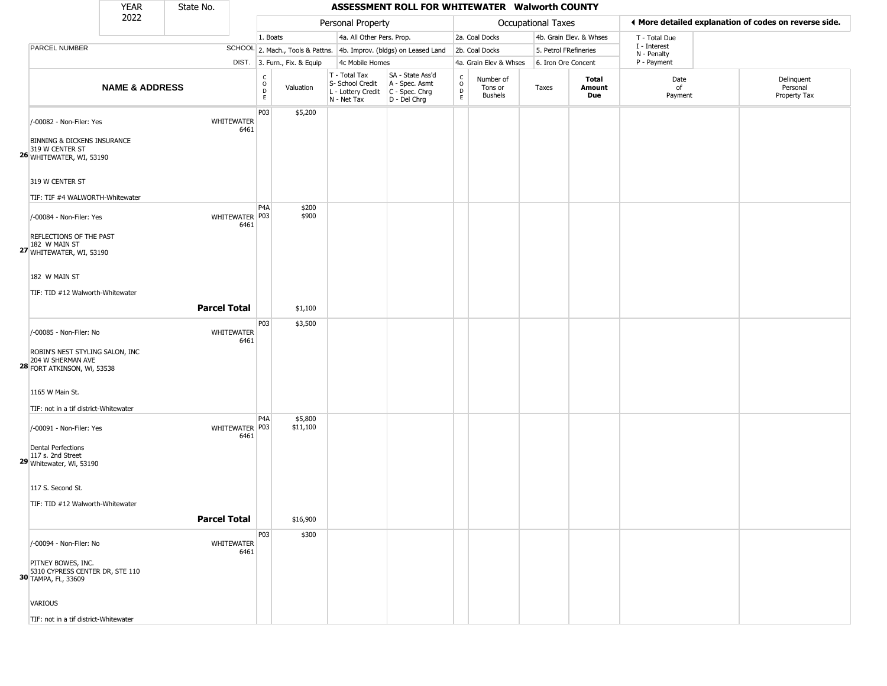| YEAR | State No. |
| --- | --- |
| 2022 | |

# ASSESSMENT ROLL FOR WHITEWATER Walworth COUNTY

| | | Personal Property | | | | Occupational Taxes | | | | More detailed explanation of codes on reverse side. | |
| --- | --- | --- | --- | --- | --- | --- | --- | --- | --- | --- | --- |
| PARCEL NUMBER | SCHOOL DIST. | 1. Boats<br>2. Mach., Tools & Pattns.<br>3. Furn., Fix. & Equip | | 4a. All Other Pers. Prop.<br>4b. Improv. (bldgs) on Leased Land<br>4c Mobile Homes | | 2a. Coal Docks<br>2b. Coal Docks<br>4a. Grain Elev & Whses | | 4b. Grain Elev. & Whses<br>5. Petrol FRefineries<br>6. Iron Ore Concent | | T - Total Due<br>I - Interest<br>N - Penalty<br>P - Payment | |
| **NAME & ADDRESS** | | CODE | Valuation | T - Total Tax<br>S- School Credit<br>L - Lottery Credit<br>N - Net Tax | SA - State Ass'd<br>A - Spec. Asmt<br>C - Spec. Chrg<br>D - Del Chrg | CODE | Number of Tons or Bushels | Taxes | **Total Amount Due** | Date of Payment | Delinquent Personal Property Tax |
| 26 /-00082 - Non-Filer: Yes<br>BINNING & DICKENS INSURANCE<br>319 W CENTER ST<br>WHITEWATER, WI, 53190<br>319 W CENTER ST<br>TIF: TIF #4 WALWORTH-Whitewater | WHITEWATER 6461 | P03 | $5,200 | | | | | | | | |
| 27 /-00084 - Non-Filer: Yes<br>REFLECTIONS OF THE PAST<br>182 W MAIN ST<br>WHITEWATER, WI, 53190<br>182 W MAIN ST<br>TIF: TID #12 Walworth-Whitewater | WHITEWATER 6461 | P4A<br>P03 | $200<br>$900 | | | | | | | | |
| | **Parcel Total** | | $1,100 | | | | | | | | |
| 28 /-00085 - Non-Filer: No<br>ROBIN'S NEST STYLING SALON, INC<br>204 W SHERMAN AVE<br>FORT ATKINSON, Wi, 53538<br>1165 W Main St.<br>TIF: not in a tif district-Whitewater | WHITEWATER 6461 | P03 | $3,500 | | | | | | | | |
| 29 /-00091 - Non-Filer: Yes<br>Dental Perfections<br>117 s. 2nd Street<br>Whitewater, Wi, 53190<br>117 S. Second St.<br>TIF: TID #12 Walworth-Whitewater | WHITEWATER 6461 | P4A<br>P03 | $5,800<br>$11,100 | | | | | | | | |
| | **Parcel Total** | | $16,900 | | | | | | | | |
| 30 /-00094 - Non-Filer: No<br>PITNEY BOWES, INC.<br>5310 CYPRESS CENTER DR, STE 110<br>TAMPA, FL, 33609<br>VARIOUS<br>TIF: not in a tif district-Whitewater | WHITEWATER 6461 | P03 | $300 | | | | | | | | |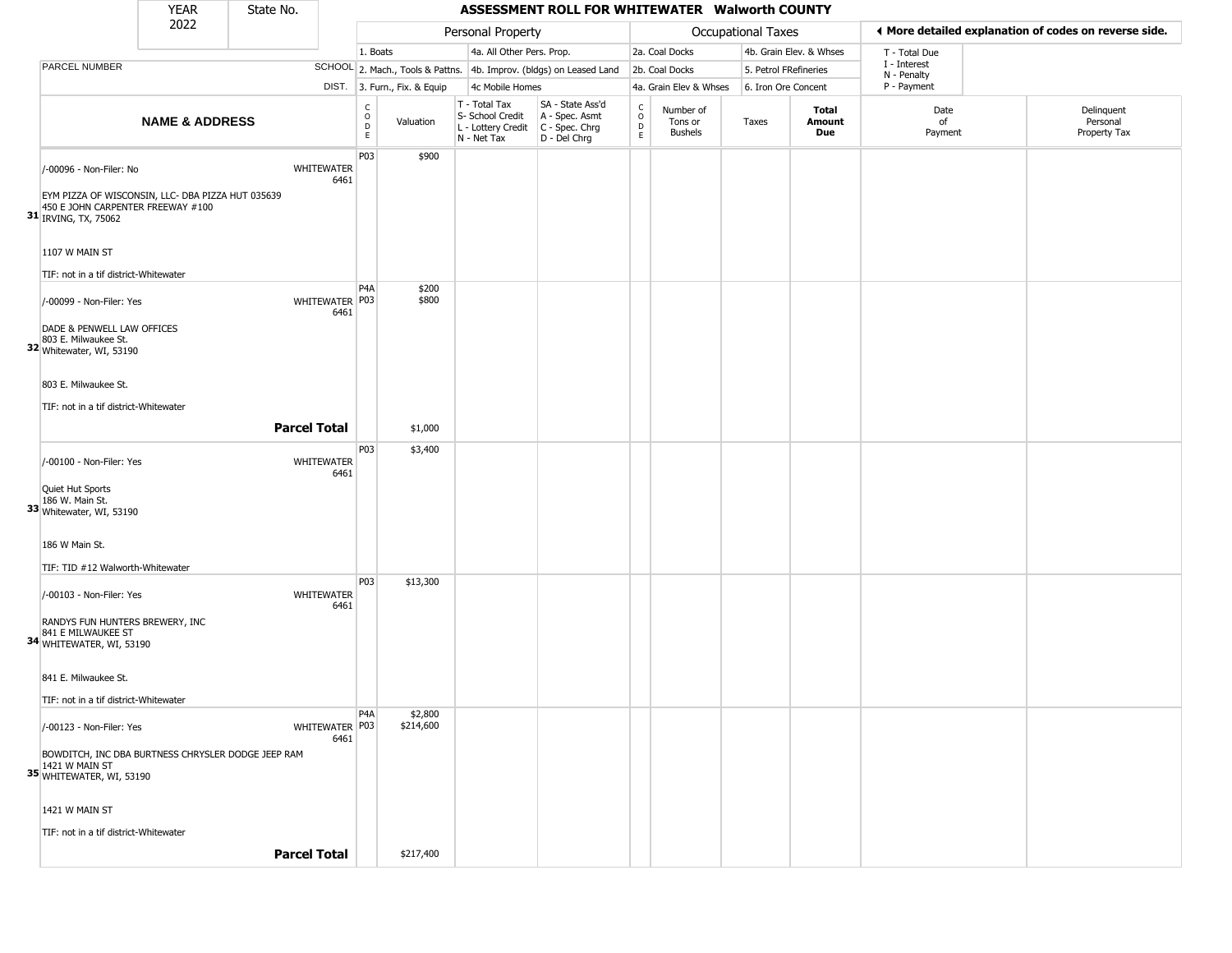| YEAR 2022 | State No. | ASSESSMENT ROLL FOR WHITEWATER Walworth COUNTY |
|---|---|---|

| | | Personal Property | | | | Occupational Taxes | | | | ◄ More detailed explanation of codes on reverse side. |
|---|---|---|---|---|---|---|---|---|---|---|
| | | 1. Boats | | 4a. All Other Pers. Prop. | | 2a. Coal Docks | | 4b. Grain Elev. & Whses | | T - Total Due |
| PARCEL NUMBER | SCHOOL | 2. Mach., Tools & Pattns. | | 4b. Improv. (bldgs) on Leased Land | | 2b. Coal Docks | | 5. Petrol FRefineries | | I - Interest, N - Penalty |
| | DIST. | 3. Furn., Fix. & Equip | | 4c Mobile Homes | | 4a. Grain Elev & Whses | | 6. Iron Ore Concent | | P - Payment |

| | NAME & ADDRESS | | CODE | Valuation | T - Total Tax, S- School Credit, L - Lottery Credit, N - Net Tax | SA - State Ass'd, A - Spec. Asmt, C - Spec. Chrg, D - Del Chrg | CODE | Number of Tons or Bushels | Taxes | Total Amount Due | Date of Payment | Delinquent Personal Property Tax |
|---|---|---|---|---|---|---|---|---|---|---|---|---|
| 31 | /-00096 - Non-Filer: No<br><br>EYM PIZZA OF WISCONSIN, LLC- DBA PIZZA HUT 035639<br>450 E JOHN CARPENTER FREEWAY #100<br>IRVING, TX, 75062<br><br>1107 W MAIN ST<br><br>TIF: not in a tif district-Whitewater | WHITEWATER 6461 | P03 | $900 | | | | | | | | |
| 32 | /-00099 - Non-Filer: Yes<br><br>DADE & PENWELL LAW OFFICES<br>803 E. Milwaukee St.<br>Whitewater, WI, 53190<br><br>803 E. Milwaukee St.<br><br>TIF: not in a tif district-Whitewater | WHITEWATER 6461 | P4A<br>P03 | $200<br>$800 | | | | | | | | |
| | **Parcel Total** | | | $1,000 | | | | | | | | |
| 33 | /-00100 - Non-Filer: Yes<br><br>Quiet Hut Sports<br>186 W. Main St.<br>Whitewater, WI, 53190<br><br>186 W Main St.<br><br>TIF: TID #12 Walworth-Whitewater | WHITEWATER 6461 | P03 | $3,400 | | | | | | | | |
| 34 | /-00103 - Non-Filer: Yes<br><br>RANDYS FUN HUNTERS BREWERY, INC<br>841 E MILWAUKEE ST<br>WHITEWATER, WI, 53190<br><br>841 E. Milwaukee St.<br><br>TIF: not in a tif district-Whitewater | WHITEWATER 6461 | P03 | $13,300 | | | | | | | | |
| 35 | /-00123 - Non-Filer: Yes<br><br>BOWDITCH, INC DBA BURTNESS CHRYSLER DODGE JEEP RAM<br>1421 W MAIN ST<br>WHITEWATER, WI, 53190<br><br>1421 W MAIN ST<br><br>TIF: not in a tif district-Whitewater | WHITEWATER 6461 | P4A<br>P03 | $2,800<br>$214,600 | | | | | | | | |
| | **Parcel Total** | | | $217,400 | | | | | | | | |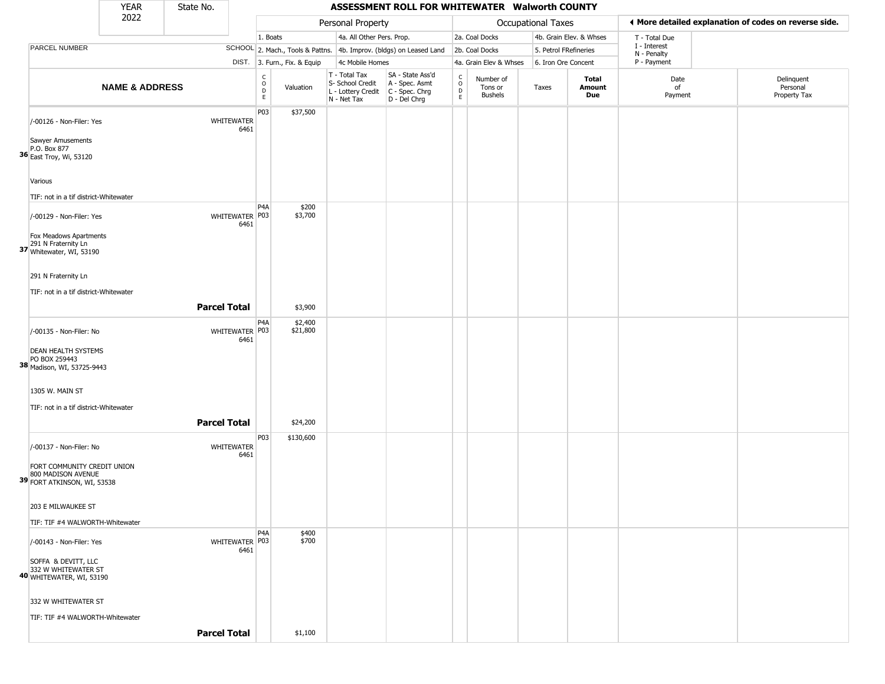| YEAR 2022 | State No. | ASSESSMENT ROLL FOR WHITEWATER Walworth COUNTY | | | | | | | | | | | |
|---|---|---|---|---|---|---|---|---|---|---|---|---|---|

| PARCEL NUMBER | SCHOOL DIST. | Personal Property: 1. Boats; 2. Mach., Tools & Pattns.; 3. Furn., Fix. & Equip | | 4a. All Other Pers. Prop.; 4b. Improv. (bldgs) on Leased Land; 4c Mobile Homes | | Occupational Taxes: 2a. Coal Docks; 2b. Coal Docks; 4a. Grain Elev & Whses | | 4b. Grain Elev. & Whses; 5. Petrol FRefineries; 6. Iron Ore Concent | | T - Total Due; I - Interest; N - Penalty; P - Payment | ◄ More detailed explanation of codes on reverse side. |
|---|---|---|---|---|---|---|---|---|---|---|---|
| **NAME & ADDRESS** | | CODE | Valuation | T - Total Tax; S- School Credit; L - Lottery Credit; N - Net Tax | SA - State Ass'd; A - Spec. Asmt; C - Spec. Chrg; D - Del Chrg | CODE | Number of Tons or Bushels | Taxes | **Total Amount Due** | Date of Payment | Delinquent Personal Property Tax |
| **36** /-00126 - Non-Filer: Yes<br>Sawyer Amusements<br>P.O. Box 877<br>East Troy, Wi, 53120<br>Various<br>TIF: not in a tif district-Whitewater | WHITEWATER 6461 | P03 | $37,500 | | | | | | | | |
| **37** /-00129 - Non-Filer: Yes<br>Fox Meadows Apartments<br>291 N Fraternity Ln<br>Whitewater, WI, 53190<br>291 N Fraternity Ln<br>TIF: not in a tif district-Whitewater | WHITEWATER 6461 | P4A<br>P03 | $200<br>$3,700 | | | | | | | | |
| | **Parcel Total** | | $3,900 | | | | | | | | |
| **38** /-00135 - Non-Filer: No<br>DEAN HEALTH SYSTEMS<br>PO BOX 259443<br>Madison, WI, 53725-9443<br>1305 W. MAIN ST<br>TIF: not in a tif district-Whitewater | WHITEWATER 6461 | P4A<br>P03 | $2,400<br>$21,800 | | | | | | | | |
| | **Parcel Total** | | $24,200 | | | | | | | | |
| **39** /-00137 - Non-Filer: No<br>FORT COMMUNITY CREDIT UNION<br>800 MADISON AVENUE<br>FORT ATKINSON, WI, 53538<br>203 E MILWAUKEE ST<br>TIF: TIF #4 WALWORTH-Whitewater | WHITEWATER 6461 | P03 | $130,600 | | | | | | | | |
| **40** /-00143 - Non-Filer: Yes<br>SOFFA & DEVITT, LLC<br>332 W WHITEWATER ST<br>WHITEWATER, WI, 53190<br>332 W WHITEWATER ST<br>TIF: TIF #4 WALWORTH-Whitewater | WHITEWATER 6461 | P4A<br>P03 | $400<br>$700 | | | | | | | | |
| | **Parcel Total** | | $1,100 | | | | | | | | |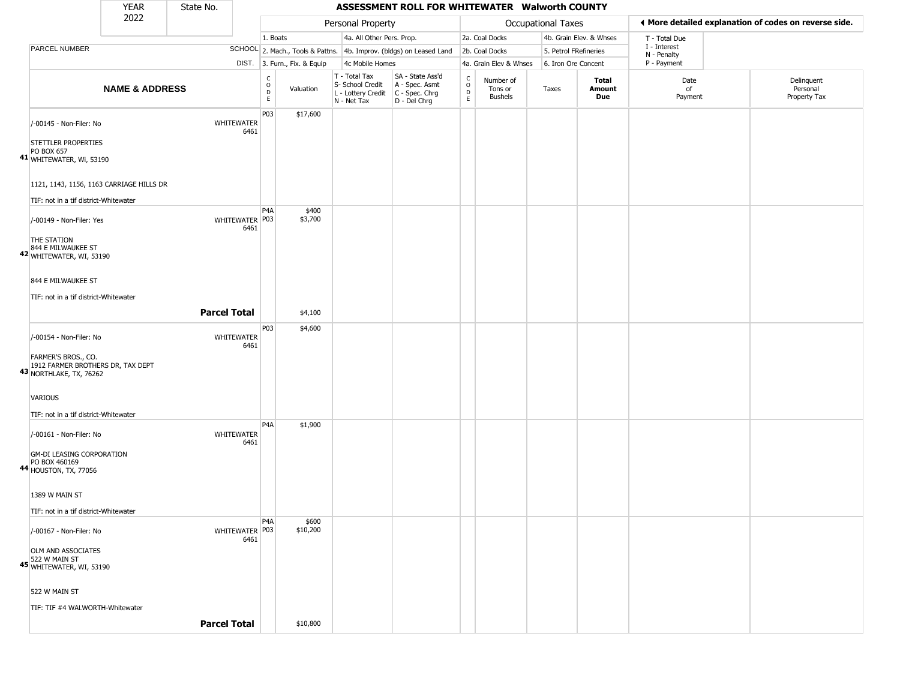| YEAR | State No. |
|---|---|
| 2022 | |

# ASSESSMENT ROLL FOR WHITEWATER Walworth COUNTY

◀ More detailed explanation of codes on reverse side.

| | | Personal Property | | | | | Occupational Taxes | | | | | |
|---|---|---|---|---|---|---|---|---|---|---|---|---|
| PARCEL NUMBER | SCHOOL DIST. | 1. Boats<br>2. Mach., Tools & Pattns.<br>3. Furn., Fix. & Equip | | 4a. All Other Pers. Prop.<br>4b. Improv. (bldgs) on Leased Land<br>4c Mobile Homes | | | 2a. Coal Docks<br>2b. Coal Docks<br>4a. Grain Elev & Whses | | 4b. Grain Elev. & Whses<br>5. Petrol FRefineries<br>6. Iron Ore Concent | | T - Total Due<br>I - Interest<br>N - Penalty<br>P - Payment | |
| **NAME & ADDRESS** | | CODE | Valuation | T - Total Tax<br>S- School Credit<br>L - Lottery Credit<br>N - Net Tax | SA - State Ass'd<br>A - Spec. Asmt<br>C - Spec. Chrg<br>D - Del Chrg | CODE | Number of Tons or Bushels | Taxes | **Total Amount Due** | Date of Payment | Delinquent Personal Property Tax |
| 41 /-00145 - Non-Filer: No<br>STETTLER PROPERTIES<br>PO BOX 657<br>WHITEWATER, Wi, 53190<br>1121, 1143, 1156, 1163 CARRIAGE HILLS DR<br>TIF: not in a tif district-Whitewater | WHITEWATER 6461 | P03 | $17,600 | | | | | | | | |
| 42 /-00149 - Non-Filer: Yes<br>THE STATION<br>844 E MILWAUKEE ST<br>WHITEWATER, WI, 53190<br>844 E MILWAUKEE ST<br>TIF: not in a tif district-Whitewater | WHITEWATER 6461 | P4A<br>P03 | $400<br>$3,700 | | | | | | | | |
| **Parcel Total** | | | $4,100 | | | | | | | | |
| 43 /-00154 - Non-Filer: No<br>FARMER'S BROS., CO.<br>1912 FARMER BROTHERS DR, TAX DEPT<br>NORTHLAKE, TX, 76262<br>VARIOUS<br>TIF: not in a tif district-Whitewater | WHITEWATER 6461 | P03 | $4,600 | | | | | | | | |
| 44 /-00161 - Non-Filer: No<br>GM-DI LEASING CORPORATION<br>PO BOX 460169<br>HOUSTON, TX, 77056<br>1389 W MAIN ST<br>TIF: not in a tif district-Whitewater | WHITEWATER 6461 | P4A | $1,900 | | | | | | | | |
| 45 /-00167 - Non-Filer: No<br>OLM AND ASSOCIATES<br>522 W MAIN ST<br>WHITEWATER, WI, 53190<br>522 W MAIN ST<br>TIF: TIF #4 WALWORTH-Whitewater | WHITEWATER 6461 | P4A<br>P03 | $600<br>$10,200 | | | | | | | | |
| **Parcel Total** | | | $10,800 | | | | | | | | |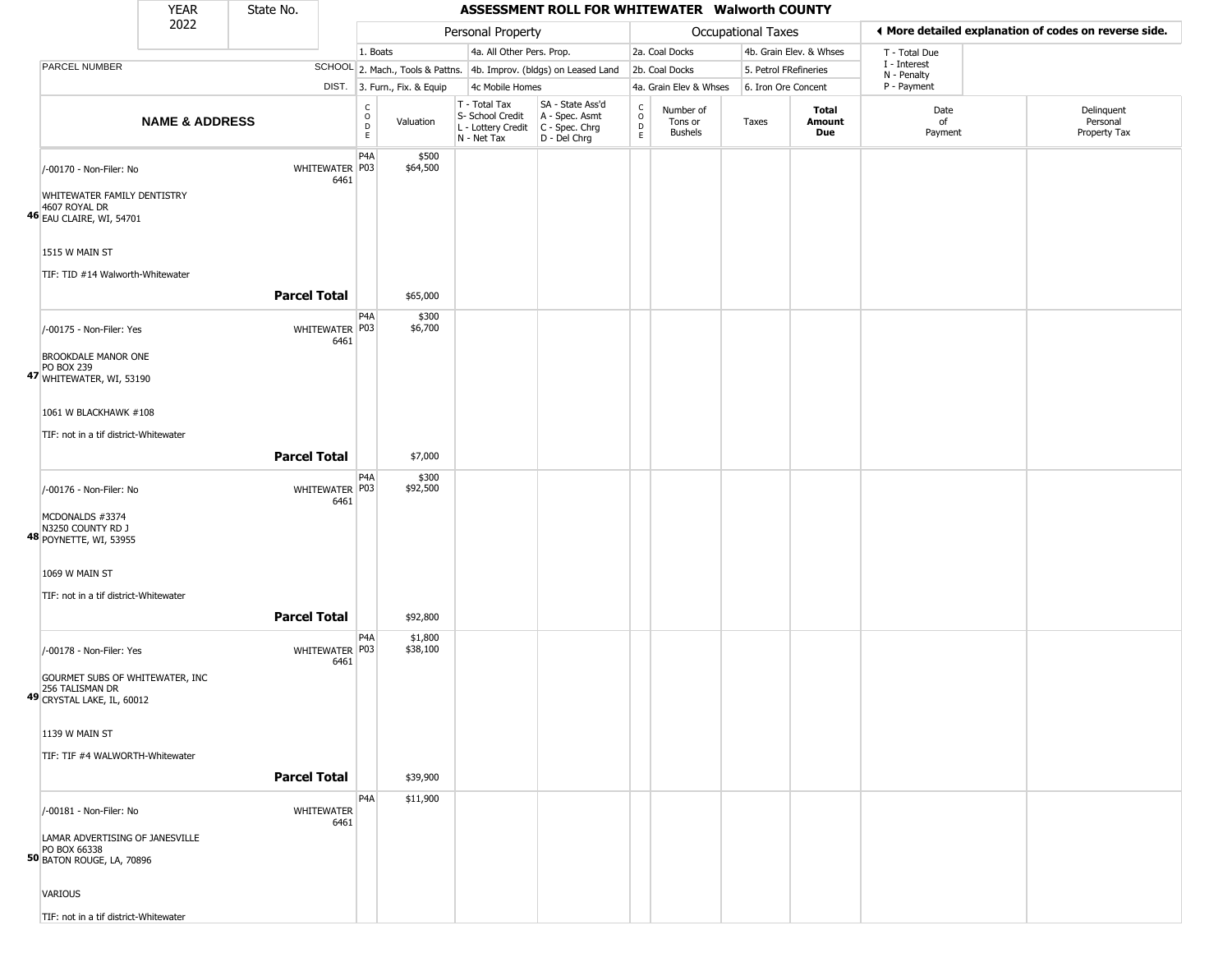| YEAR 2022 | State No. | ASSESSMENT ROLL FOR WHITEWATER Walworth COUNTY |
|---|---|---|

| | | Personal Property | | | | Occupational Taxes | | | | ◄ More detailed explanation of codes on reverse side. | |
|---|---|---|---|---|---|---|---|---|---|---|---|
| | | 1. Boats | | 4a. All Other Pers. Prop. | | 2a. Coal Docks | | 4b. Grain Elev. & Whses | | T - Total Due | |
| PARCEL NUMBER | SCHOOL | 2. Mach., Tools & Pattns. | | 4b. Improv. (bldgs) on Leased Land | | 2b. Coal Docks | | 5. Petrol FRefineries | | I - Interest<br>N - Penalty | |
| | DIST. | 3. Furn., Fix. & Equip | | 4c Mobile Homes | | 4a. Grain Elev & Whses | | 6. Iron Ore Concent | | P - Payment | |

| NAME & ADDRESS | | CODE | Valuation | T - Total Tax<br>S- School Credit<br>L - Lottery Credit<br>N - Net Tax | SA - State Ass'd<br>A - Spec. Asmt<br>C - Spec. Chrg<br>D - Del Chrg | CODE | Number of Tons or Bushels | Taxes | Total Amount Due | Date of Payment | Delinquent Personal Property Tax |
|---|---|---|---|---|---|---|---|---|---|---|---|
| /-00170 - Non-Filer: No<br>46 WHITEWATER FAMILY DENTISTRY<br>4607 ROYAL DR<br>EAU CLAIRE, WI, 54701<br>1515 W MAIN ST<br>TIF: TID #14 Walworth-Whitewater | WHITEWATER 6461 | P4A<br>P03 | $500<br>$64,500 | | | | | | | | |
| **Parcel Total** | | | $65,000 | | | | | | | | |
| /-00175 - Non-Filer: Yes<br>47 BROOKDALE MANOR ONE<br>PO BOX 239<br>WHITEWATER, WI, 53190<br>1061 W BLACKHAWK #108<br>TIF: not in a tif district-Whitewater | WHITEWATER 6461 | P4A<br>P03 | $300<br>$6,700 | | | | | | | | |
| **Parcel Total** | | | $7,000 | | | | | | | | |
| /-00176 - Non-Filer: No<br>48 MCDONALDS #3374<br>N3250 COUNTY RD J<br>POYNETTE, WI, 53955<br>1069 W MAIN ST<br>TIF: not in a tif district-Whitewater | WHITEWATER 6461 | P4A<br>P03 | $300<br>$92,500 | | | | | | | | |
| **Parcel Total** | | | $92,800 | | | | | | | | |
| /-00178 - Non-Filer: Yes<br>49 GOURMET SUBS OF WHITEWATER, INC<br>256 TALISMAN DR<br>CRYSTAL LAKE, IL, 60012<br>1139 W MAIN ST<br>TIF: TIF #4 WALWORTH-Whitewater | WHITEWATER 6461 | P4A<br>P03 | $1,800<br>$38,100 | | | | | | | | |
| **Parcel Total** | | | $39,900 | | | | | | | | |
| /-00181 - Non-Filer: No<br>50 LAMAR ADVERTISING OF JANESVILLE<br>PO BOX 66338<br>BATON ROUGE, LA, 70896<br>VARIOUS<br>TIF: not in a tif district-Whitewater | WHITEWATER 6461 | P4A | $11,900 | | | | | | | | |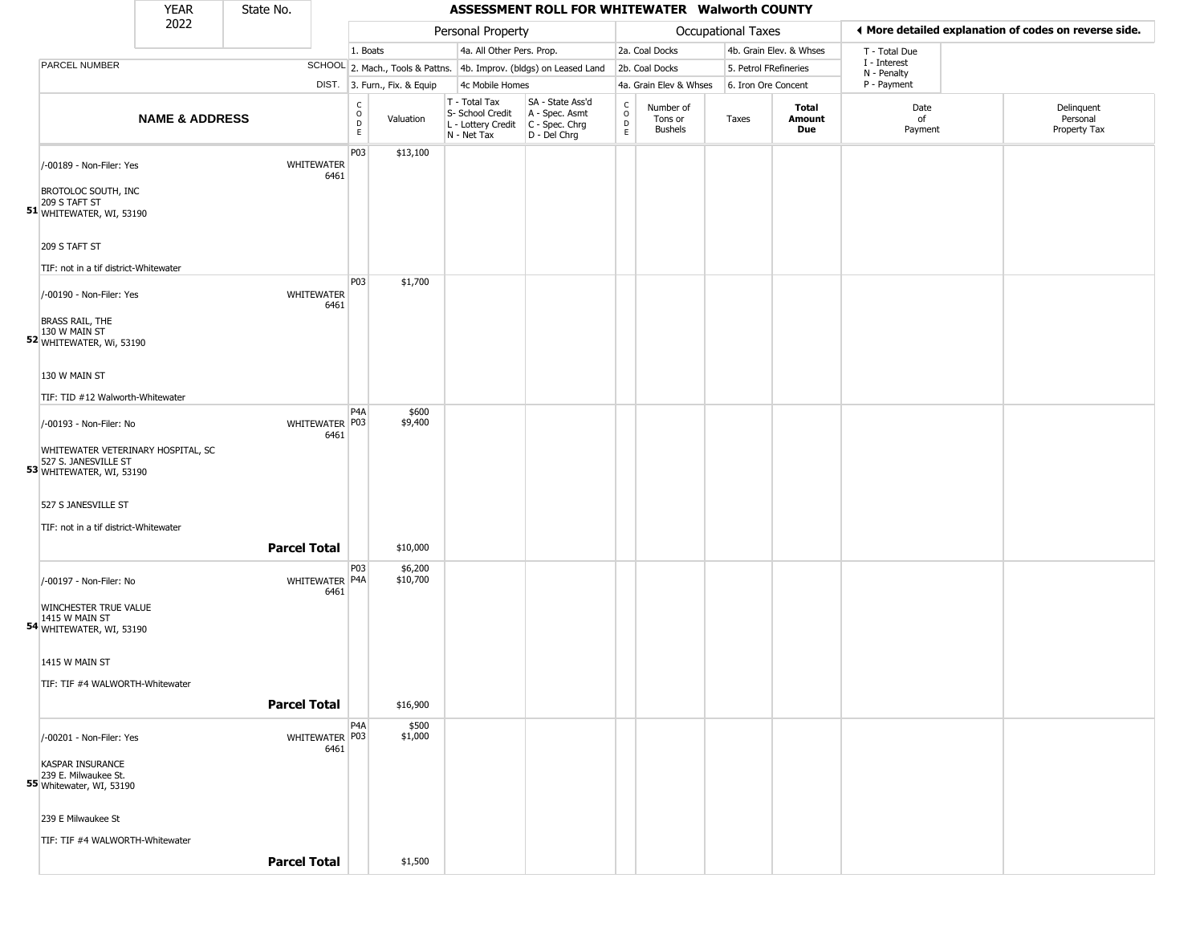| YEAR | State No. |
|---|---|
| 2022 | |

# ASSESSMENT ROLL FOR WHITEWATER Walworth COUNTY

| | | Personal Property | | | | | Occupational Taxes | | | | ◄ More detailed explanation of codes on reverse side. | |
|---|---|---|---|---|---|---|---|---|---|---|---|---|
| | | 1. Boats | | 4a. All Other Pers. Prop. | | | 2a. Coal Docks | | 4b. Grain Elev. & Whses | | T - Total Due | |
| PARCEL NUMBER | SCHOOL | 2. Mach., Tools & Pattns. | | 4b. Improv. (bldgs) on Leased Land | | | 2b. Coal Docks | | 5. Petrol FRefineries | | I - Interest<br>N - Penalty | |
| | DIST. | 3. Furn., Fix. & Equip | | 4c Mobile Homes | | | 4a. Grain Elev & Whses | | 6. Iron Ore Concent | | P - Payment | |
| **NAME & ADDRESS** | | CODE | Valuation | T - Total Tax<br>S- School Credit<br>L - Lottery Credit<br>N - Net Tax | SA - State Ass'd<br>A - Spec. Asmt<br>C - Spec. Chrg<br>D - Del Chrg | CODE | Number of Tons or Bushels | Taxes | **Total Amount Due** | | Date of Payment | Delinquent Personal Property Tax |
| 51 /-00189 - Non-Filer: Yes<br><br>BROTOLOC SOUTH, INC<br>209 S TAFT ST<br>WHITEWATER, WI, 53190<br><br>209 S TAFT ST<br><br>TIF: not in a tif district-Whitewater | WHITEWATER 6461 | P03 | $13,100 | | | | | | | | | |
| 52 /-00190 - Non-Filer: Yes<br><br>BRASS RAIL, THE<br>130 W MAIN ST<br>WHITEWATER, Wi, 53190<br><br>130 W MAIN ST<br><br>TIF: TID #12 Walworth-Whitewater | WHITEWATER 6461 | P03 | $1,700 | | | | | | | | | |
| 53 /-00193 - Non-Filer: No<br><br>WHITEWATER VETERINARY HOSPITAL, SC<br>527 S. JANESVILLE ST<br>WHITEWATER, WI, 53190<br><br>527 S JANESVILLE ST<br><br>TIF: not in a tif district-Whitewater | WHITEWATER 6461 | P4A<br>P03 | $600<br>$9,400 | | | | | | | | | |
| **Parcel Total** | | | $10,000 | | | | | | | | | |
| 54 /-00197 - Non-Filer: No<br><br>WINCHESTER TRUE VALUE<br>1415 W MAIN ST<br>WHITEWATER, WI, 53190<br><br>1415 W MAIN ST<br><br>TIF: TIF #4 WALWORTH-Whitewater | WHITEWATER 6461 | P03<br>P4A | $6,200<br>$10,700 | | | | | | | | | |
| **Parcel Total** | | | $16,900 | | | | | | | | | |
| 55 /-00201 - Non-Filer: Yes<br><br>KASPAR INSURANCE<br>239 E. Milwaukee St.<br>Whitewater, WI, 53190<br><br>239 E Milwaukee St<br><br>TIF: TIF #4 WALWORTH-Whitewater | WHITEWATER 6461 | P4A<br>P03 | $500<br>$1,000 | | | | | | | | | |
| **Parcel Total** | | | $1,500 | | | | | | | | | |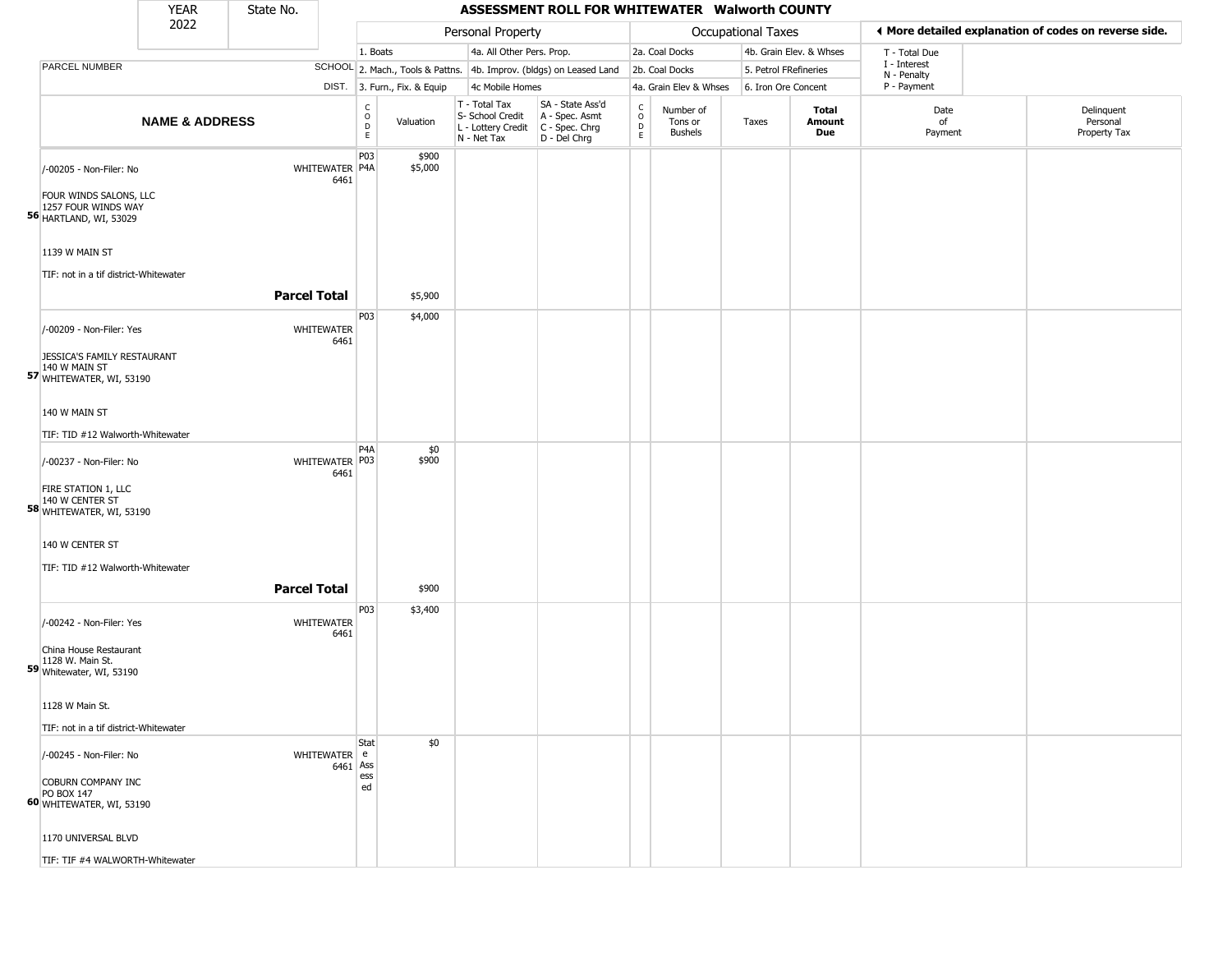| YEAR 2022 | State No. | | ASSESSMENT ROLL FOR WHITEWATER Walworth COUNTY | | | | | | | | | | |
|---|---|---|---|---|---|---|---|---|---|---|---|---|---|

| | | | Personal Property | | | | Occupational Taxes | | | | ◄ More detailed explanation of codes on reverse side. | |
|---|---|---|---|---|---|---|---|---|---|---|---|---|
| | | 1. Boats | | 4a. All Other Pers. Prop. | | 2a. Coal Docks | | 4b. Grain Elev. & Whses | | T - Total Due | | |
| PARCEL NUMBER | SCHOOL | 2. Mach., Tools & Pattns. | | 4b. Improv. (bldgs) on Leased Land | | 2b. Coal Docks | | 5. Petrol FRefineries | | I - Interest N - Penalty | | |
| | DIST. | 3. Furn., Fix. & Equip | | 4c Mobile Homes | | 4a. Grain Elev & Whses | | 6. Iron Ore Concent | | P - Payment | | |

| | NAME & ADDRESS | | CODE | Valuation | T - Total Tax S- School Credit L - Lottery Credit N - Net Tax | SA - State Ass'd A - Spec. Asmt C - Spec. Chrg D - Del Chrg | CODE | Number of Tons or Bushels | Taxes | Total Amount Due | Date of Payment | Delinquent Personal Property Tax |
|---|---|---|---|---|---|---|---|---|---|---|---|---|
| 56 | /-00205 - Non-Filer: No<br>FOUR WINDS SALONS, LLC<br>1257 FOUR WINDS WAY<br>HARTLAND, WI, 53029<br>1139 W MAIN ST<br>TIF: not in a tif district-Whitewater | WHITEWATER 6461 | P03<br>P4A | $900<br>$5,000 | | | | | | | | |
| | **Parcel Total** | | | $5,900 | | | | | | | | |
| 57 | /-00209 - Non-Filer: Yes<br>JESSICA'S FAMILY RESTAURANT<br>140 W MAIN ST<br>WHITEWATER, WI, 53190<br>140 W MAIN ST<br>TIF: TID #12 Walworth-Whitewater | WHITEWATER 6461 | P03 | $4,000 | | | | | | | | |
| 58 | /-00237 - Non-Filer: No<br>FIRE STATION 1, LLC<br>140 W CENTER ST<br>WHITEWATER, WI, 53190<br>140 W CENTER ST<br>TIF: TID #12 Walworth-Whitewater | WHITEWATER 6461 | P4A<br>P03 | $0<br>$900 | | | | | | | | |
| | **Parcel Total** | | | $900 | | | | | | | | |
| 59 | /-00242 - Non-Filer: Yes<br>China House Restaurant<br>1128 W. Main St.<br>Whitewater, WI, 53190<br>1128 W Main St.<br>TIF: not in a tif district-Whitewater | WHITEWATER 6461 | P03 | $3,400 | | | | | | | | |
| 60 | /-00245 - Non-Filer: No<br>COBURN COMPANY INC<br>PO BOX 147<br>WHITEWATER, WI, 53190<br>1170 UNIVERSAL BLVD<br>TIF: TIF #4 WALWORTH-Whitewater | WHITEWATER 6461 | State Assessed | $0 | | | | | | | | |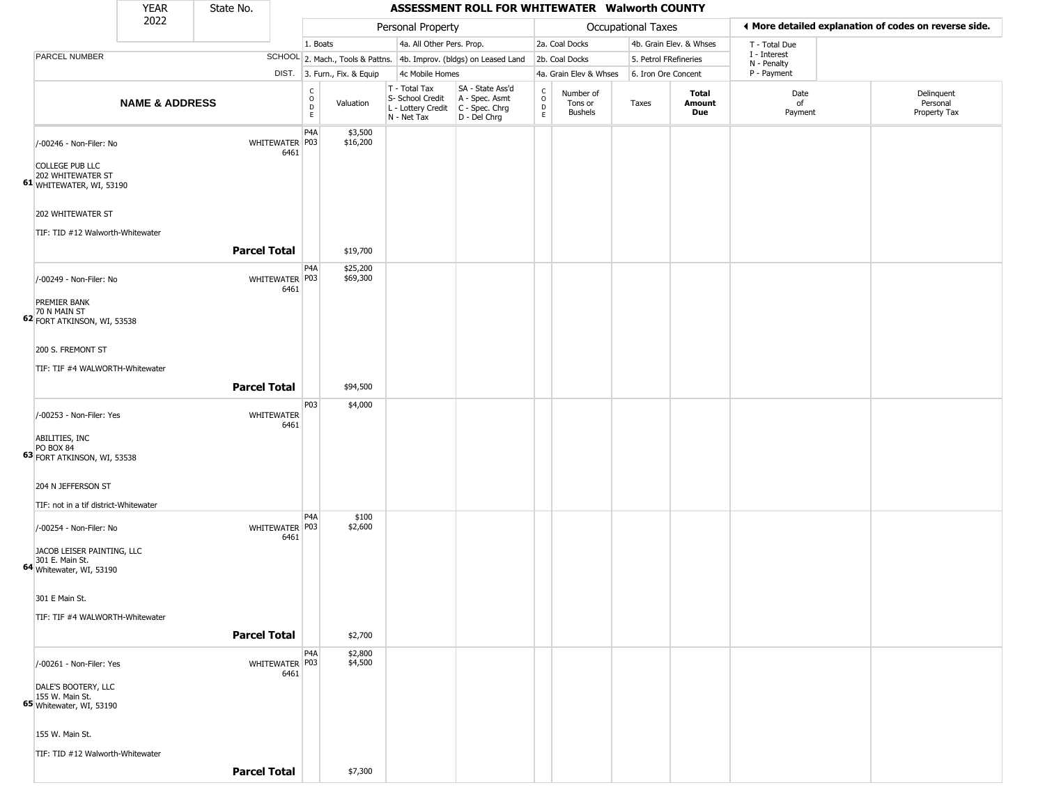| YEAR 2022 | State No. | | ASSESSMENT ROLL FOR WHITEWATER Walworth COUNTY | | | | | | | | | |
|---|---|---|---|---|---|---|---|---|---|---|---|---|
| | | Personal Property | | | | Occupational Taxes | | | | | ◄ More detailed explanation of codes on reverse side. | |
| | | 1. Boats | | 4a. All Other Pers. Prop. | | 2a. Coal Docks | | 4b. Grain Elev. & Whses | | T - Total Due | | |
| PARCEL NUMBER | SCHOOL | 2. Mach., Tools & Pattns. | | 4b. Improv. (bldgs) on Leased Land | | 2b. Coal Docks | | 5. Petrol FRefineries | | I - Interest | | |
| | DIST. | 3. Furn., Fix. & Equip | | 4c Mobile Homes | | 4a. Grain Elev & Whses | | 6. Iron Ore Concent | | N - Penalty / P - Payment | | |
| **NAME & ADDRESS** | | CODE | Valuation | T - Total Tax / S- School Credit / L - Lottery Credit / N - Net Tax | SA - State Ass'd / A - Spec. Asmt / C - Spec. Chrg / D - Del Chrg | CODE | Number of Tons or Bushels | Taxes | **Total Amount Due** | Date of Payment | Delinquent Personal Property Tax | |
| 61 /-00246 - Non-Filer: No<br>COLLEGE PUB LLC<br>202 WHITEWATER ST<br>WHITEWATER, WI, 53190<br><br>202 WHITEWATER ST<br><br>TIF: TID #12 Walworth-Whitewater | WHITEWATER 6461 | P4A<br>P03 | $3,500<br>$16,200 | | | | | | | | | |
| | **Parcel Total** | | $19,700 | | | | | | | | | |
| 62 /-00249 - Non-Filer: No<br>PREMIER BANK<br>70 N MAIN ST<br>FORT ATKINSON, WI, 53538<br><br>200 S. FREMONT ST<br><br>TIF: TIF #4 WALWORTH-Whitewater | WHITEWATER 6461 | P4A<br>P03 | $25,200<br>$69,300 | | | | | | | | | |
| | **Parcel Total** | | $94,500 | | | | | | | | | |
| 63 /-00253 - Non-Filer: Yes<br>ABILITIES, INC<br>PO BOX 84<br>FORT ATKINSON, WI, 53538<br><br>204 N JEFFERSON ST<br><br>TIF: not in a tif district-Whitewater | WHITEWATER 6461 | P03 | $4,000 | | | | | | | | | |
| 64 /-00254 - Non-Filer: No<br>JACOB LEISER PAINTING, LLC<br>301 E. Main St.<br>Whitewater, WI, 53190<br><br>301 E Main St.<br><br>TIF: TIF #4 WALWORTH-Whitewater | WHITEWATER 6461 | P4A<br>P03 | $100<br>$2,600 | | | | | | | | | |
| | **Parcel Total** | | $2,700 | | | | | | | | | |
| 65 /-00261 - Non-Filer: Yes<br>DALE'S BOOTERY, LLC<br>155 W. Main St.<br>Whitewater, WI, 53190<br><br>155 W. Main St.<br><br>TIF: TID #12 Walworth-Whitewater | WHITEWATER 6461 | P4A<br>P03 | $2,800<br>$4,500 | | | | | | | | | |
| | **Parcel Total** | | $7,300 | | | | | | | | | |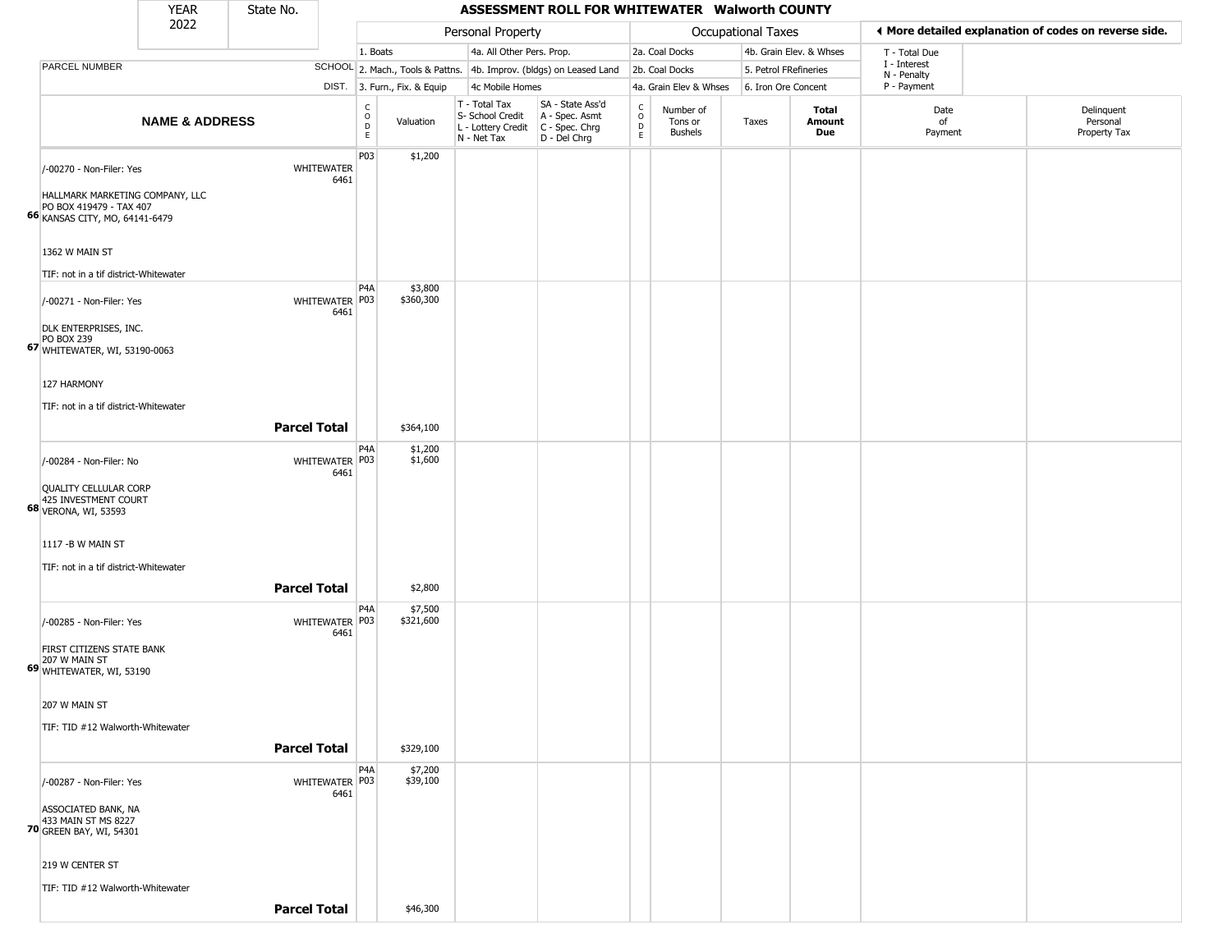| YEAR 2022 | State No. | ASSESSMENT ROLL FOR WHITEWATER Walworth COUNTY |
|---|---|---|

| | | Personal Property | | | | Occupational Taxes | | | | ◄ More detailed explanation of codes on reverse side. | |
|---|---|---|---|---|---|---|---|---|---|---|---|
| | | 1. Boats | | 4a. All Other Pers. Prop. | | 2a. Coal Docks | | 4b. Grain Elev. & Whses | | T - Total Due | |
| PARCEL NUMBER | SCHOOL | 2. Mach., Tools & Pattns. | | 4b. Improv. (bldgs) on Leased Land | | 2b. Coal Docks | | 5. Petrol FRefineries | | I - Interest N - Penalty | |
| | DIST. | 3. Furn., Fix. & Equip | | 4c Mobile Homes | | 4a. Grain Elev & Whses | | 6. Iron Ore Concent | | P - Payment | |
| **NAME & ADDRESS** | | CODE | Valuation | T - Total Tax S- School Credit L - Lottery Credit N - Net Tax | SA - State Ass'd A - Spec. Asmt C - Spec. Chrg D - Del Chrg | CODE | Number of Tons or Bushels | Taxes | **Total Amount Due** | Date of Payment | Delinquent Personal Property Tax |
| /-00270 - Non-Filer: Yes<br><br>HALLMARK MARKETING COMPANY, LLC<br>PO BOX 419479 - TAX 407<br>**66** KANSAS CITY, MO, 64141-6479<br><br>1362 W MAIN ST<br><br>TIF: not in a tif district-Whitewater | WHITEWATER 6461 | P03 | $1,200 | | | | | | | | |
| /-00271 - Non-Filer: Yes<br><br>DLK ENTERPRISES, INC.<br>PO BOX 239<br>**67** WHITEWATER, WI, 53190-0063<br><br>127 HARMONY<br><br>TIF: not in a tif district-Whitewater | WHITEWATER 6461 | P4A<br>P03 | $3,800<br>$360,300 | | | | | | | | |
| | **Parcel Total** | | $364,100 | | | | | | | | |
| /-00284 - Non-Filer: No<br><br>QUALITY CELLULAR CORP<br>425 INVESTMENT COURT<br>**68** VERONA, WI, 53593<br><br>1117 -B W MAIN ST<br><br>TIF: not in a tif district-Whitewater | WHITEWATER 6461 | P4A<br>P03 | $1,200<br>$1,600 | | | | | | | | |
| | **Parcel Total** | | $2,800 | | | | | | | | |
| /-00285 - Non-Filer: Yes<br><br>FIRST CITIZENS STATE BANK<br>207 W MAIN ST<br>**69** WHITEWATER, WI, 53190<br><br>207 W MAIN ST<br><br>TIF: TID #12 Walworth-Whitewater | WHITEWATER 6461 | P4A<br>P03 | $7,500<br>$321,600 | | | | | | | | |
| | **Parcel Total** | | $329,100 | | | | | | | | |
| /-00287 - Non-Filer: Yes<br><br>ASSOCIATED BANK, NA<br>433 MAIN ST MS 8227<br>**70** GREEN BAY, WI, 54301<br><br>219 W CENTER ST<br><br>TIF: TID #12 Walworth-Whitewater | WHITEWATER 6461 | P4A<br>P03 | $7,200<br>$39,100 | | | | | | | | |
| | **Parcel Total** | | $46,300 | | | | | | | | |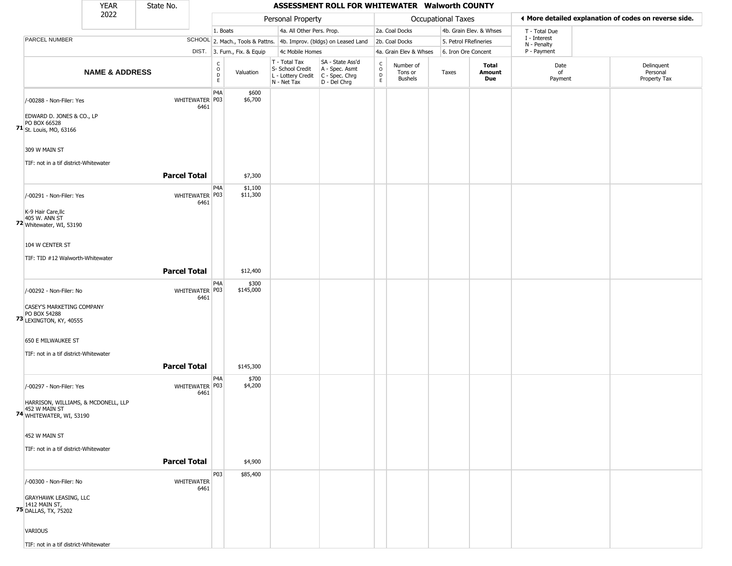# ASSESSMENT ROLL FOR WHITEWATER Walworth COUNTY

| YEAR | State No. |
|---|---|
| 2022 | |

| Personal Property | | Occupational Taxes | | More detailed explanation of codes on reverse side. |
|---|---|---|---|---|
| 1. Boats | 4a. All Other Pers. Prop. | 2a. Coal Docks | 4b. Grain Elev. & Whses | T - Total Due |
| 2. Mach., Tools & Pattns. | 4b. Improv. (bldgs) on Leased Land | 2b. Coal Docks | 5. Petrol FRefineries | I - Interest, N - Penalty |
| 3. Furn., Fix. & Equip | 4c Mobile Homes | 4a. Grain Elev & Whses | 6. Iron Ore Concent | P - Payment |

| | PARCEL NUMBER / NAME & ADDRESS | SCHOOL DIST. | CODE | Valuation | T - Total Tax, S- School Credit, L - Lottery Credit, N - Net Tax | SA - State Ass'd, A - Spec. Asmt, C - Spec. Chrg, D - Del Chrg | CODE | Number of Tons or Bushels | Taxes | Total Amount Due | Date of Payment | Delinquent Personal Property Tax |
|---|---|---|---|---|---|---|---|---|---|---|---|---|
| 71 | /-00288 - Non-Filer: Yes<br>EDWARD D. JONES & CO., LP<br>PO BOX 66528<br>St. Louis, MO, 63166<br>309 W MAIN ST<br>TIF: not in a tif district-Whitewater | WHITEWATER 6461 | P4A<br>P03 | $600<br>$6,700 | | | | | | | | |
| | **Parcel Total** | | | $7,300 | | | | | | | | |
| 72 | /-00291 - Non-Filer: Yes<br>K-9 Hair Care,llc<br>405 W. ANN ST<br>Whitewater, WI, 53190<br>104 W CENTER ST<br>TIF: TID #12 Walworth-Whitewater | WHITEWATER 6461 | P4A<br>P03 | $1,100<br>$11,300 | | | | | | | | |
| | **Parcel Total** | | | $12,400 | | | | | | | | |
| 73 | /-00292 - Non-Filer: No<br>CASEY'S MARKETING COMPANY<br>PO BOX 54288<br>LEXINGTON, KY, 40555<br>650 E MILWAUKEE ST<br>TIF: not in a tif district-Whitewater | WHITEWATER 6461 | P4A<br>P03 | $300<br>$145,000 | | | | | | | | |
| | **Parcel Total** | | | $145,300 | | | | | | | | |
| 74 | /-00297 - Non-Filer: Yes<br>HARRISON, WILLIAMS, & MCDONELL, LLP<br>452 W MAIN ST<br>WHITEWATER, WI, 53190<br>452 W MAIN ST<br>TIF: not in a tif district-Whitewater | WHITEWATER 6461 | P4A<br>P03 | $700<br>$4,200 | | | | | | | | |
| | **Parcel Total** | | | $4,900 | | | | | | | | |
| 75 | /-00300 - Non-Filer: No<br>GRAYHAWK LEASING, LLC<br>1412 MAIN ST,<br>DALLAS, TX, 75202<br>VARIOUS<br>TIF: not in a tif district-Whitewater | WHITEWATER 6461 | P03 | $85,400 | | | | | | | | |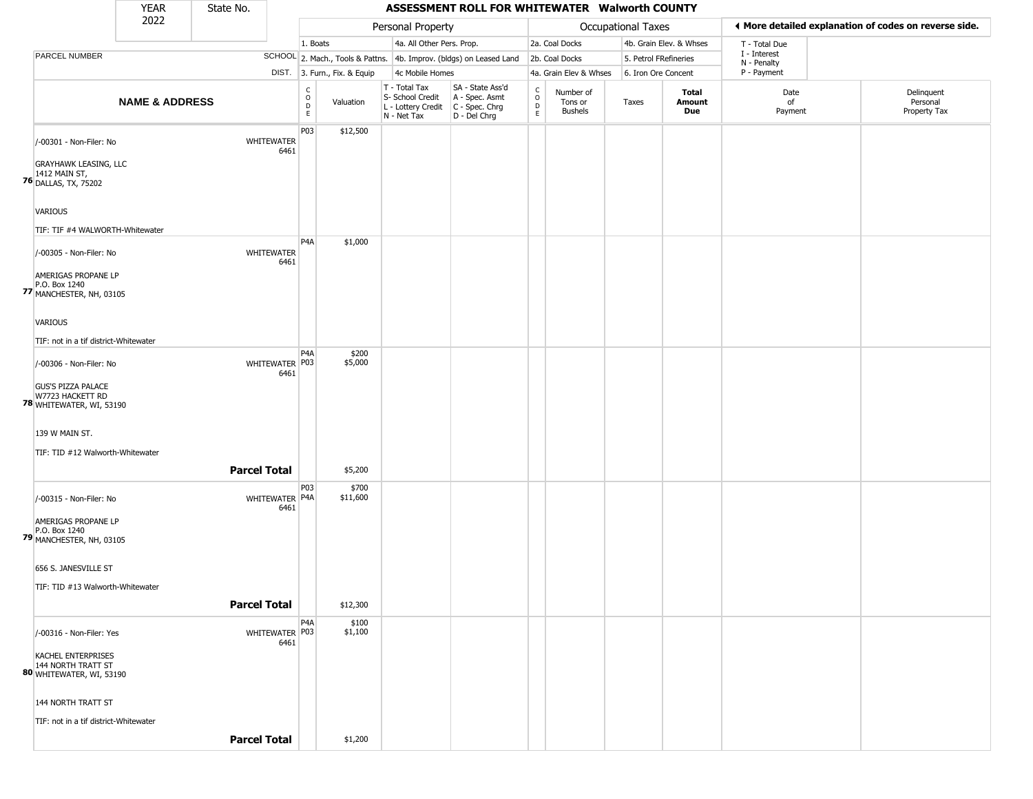| YEAR 2022 | State No. | ASSESSMENT ROLL FOR WHITEWATER Walworth COUNTY |
|---|---|---|

| | | Personal Property | | | | Occupational Taxes | | | | ◄ More detailed explanation of codes on reverse side. | |
|---|---|---|---|---|---|---|---|---|---|---|---|
| PARCEL NUMBER | SCHOOL DIST. | 1. Boats<br>2. Mach., Tools & Pattns.<br>3. Furn., Fix. & Equip | | 4a. All Other Pers. Prop.<br>4b. Improv. (bldgs) on Leased Land<br>4c Mobile Homes | | 2a. Coal Docks<br>2b. Coal Docks<br>4a. Grain Elev & Whses | | 4b. Grain Elev. & Whses<br>5. Petrol FRefineries<br>6. Iron Ore Concent | | T - Total Due<br>I - Interest<br>N - Penalty<br>P - Payment | |
| NAME & ADDRESS | | CODE | Valuation | T - Total Tax<br>S- School Credit<br>L - Lottery Credit<br>N - Net Tax | SA - State Ass'd<br>A - Spec. Asmt<br>C - Spec. Chrg<br>D - Del Chrg | CODE | Number of Tons or Bushels | Taxes | Total Amount Due | Date of Payment | Delinquent Personal Property Tax |
| **76** /-00301 - Non-Filer: No<br>GRAYHAWK LEASING, LLC<br>1412 MAIN ST,<br>DALLAS, TX, 75202<br><br>VARIOUS<br><br>TIF: TIF #4 WALWORTH-Whitewater | WHITEWATER 6461 | P03 | $12,500 | | | | | | | | |
| **77** /-00305 - Non-Filer: No<br>AMERIGAS PROPANE LP<br>P.O. Box 1240<br>MANCHESTER, NH, 03105<br><br>VARIOUS<br><br>TIF: not in a tif district-Whitewater | WHITEWATER 6461 | P4A | $1,000 | | | | | | | | |
| **78** /-00306 - Non-Filer: No<br>GUS'S PIZZA PALACE<br>W7723 HACKETT RD<br>WHITEWATER, WI, 53190<br><br>139 W MAIN ST.<br><br>TIF: TID #12 Walworth-Whitewater | WHITEWATER 6461 | P4A<br>P03 | $200<br>$5,000 | | | | | | | | |
| | **Parcel Total** | | $5,200 | | | | | | | | |
| **79** /-00315 - Non-Filer: No<br>AMERIGAS PROPANE LP<br>P.O. Box 1240<br>MANCHESTER, NH, 03105<br><br>656 S. JANESVILLE ST<br><br>TIF: TID #13 Walworth-Whitewater | WHITEWATER 6461 | P03<br>P4A | $700<br>$11,600 | | | | | | | | |
| | **Parcel Total** | | $12,300 | | | | | | | | |
| **80** /-00316 - Non-Filer: Yes<br>KACHEL ENTERPRISES<br>144 NORTH TRATT ST<br>WHITEWATER, WI, 53190<br><br>144 NORTH TRATT ST<br><br>TIF: not in a tif district-Whitewater | WHITEWATER 6461 | P4A<br>P03 | $100<br>$1,100 | | | | | | | | |
| | **Parcel Total** | | $1,200 | | | | | | | | |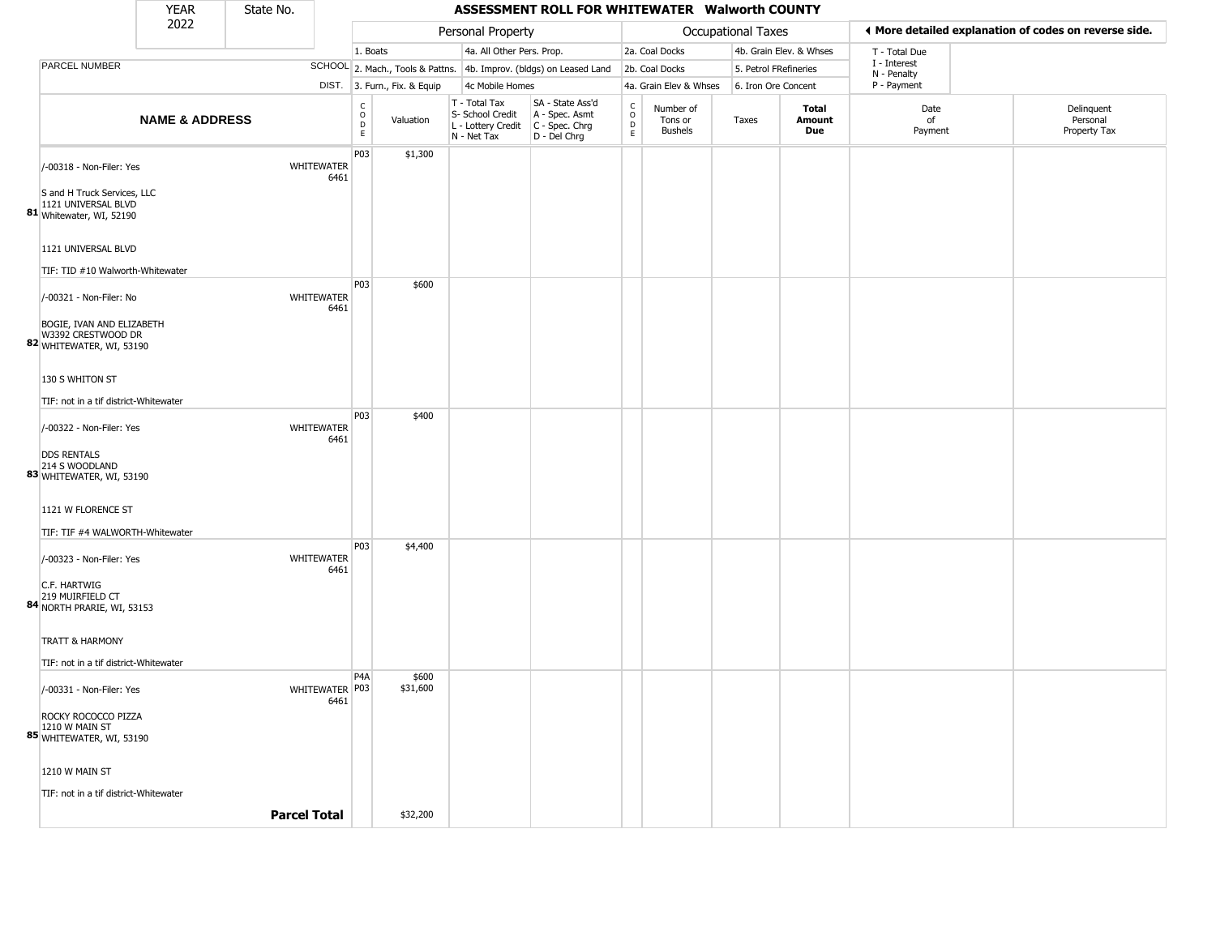# ASSESSMENT ROLL FOR WHITEWATER Walworth COUNTY

| YEAR | State No. |
|---|---|
| 2022 | |

| Personal Property | | Occupational Taxes | | |
|---|---|---|---|---|
| 1. Boats | 4a. All Other Pers. Prop. | 2a. Coal Docks | 4b. Grain Elev. & Whses | T - Total Due |
| 2. Mach., Tools & Pattns. | 4b. Improv. (bldgs) on Leased Land | 2b. Coal Docks | 5. Petrol FRefineries | I - Interest |
| 3. Furn., Fix. & Equip | 4c Mobile Homes | 4a. Grain Elev & Whses | 6. Iron Ore Concent | N - Penalty |
| | | | | P - Payment |

◄ More detailed explanation of codes on reverse side.

| | PARCEL NUMBER / NAME & ADDRESS | SCHOOL DIST. | CODE | Valuation | T - Total Tax<br>S- School Credit<br>L - Lottery Credit<br>N - Net Tax | SA - State Ass'd<br>A - Spec. Asmt<br>C - Spec. Chrg<br>D - Del Chrg | CODE | Number of Tons or Bushels | Taxes | Total Amount Due | Date of Payment | Delinquent Personal Property Tax |
|---|---|---|---|---|---|---|---|---|---|---|---|---|
| 81 | /-00318 - Non-Filer: Yes<br>S and H Truck Services, LLC<br>1121 UNIVERSAL BLVD<br>Whitewater, WI, 52190<br>1121 UNIVERSAL BLVD<br>TIF: TID #10 Walworth-Whitewater | WHITEWATER 6461 | P03 | $1,300 | | | | | | | | |
| 82 | /-00321 - Non-Filer: No<br>BOGIE, IVAN AND ELIZABETH<br>W3392 CRESTWOOD DR<br>WHITEWATER, WI, 53190<br>130 S WHITON ST<br>TIF: not in a tif district-Whitewater | WHITEWATER 6461 | P03 | $600 | | | | | | | | |
| 83 | /-00322 - Non-Filer: Yes<br>DDS RENTALS<br>214 S WOODLAND<br>WHITEWATER, WI, 53190<br>1121 W FLORENCE ST<br>TIF: TIF #4 WALWORTH-Whitewater | WHITEWATER 6461 | P03 | $400 | | | | | | | | |
| 84 | /-00323 - Non-Filer: Yes<br>C.F. HARTWIG<br>219 MUIRFIELD CT<br>NORTH PRARIE, WI, 53153<br>TRATT & HARMONY<br>TIF: not in a tif district-Whitewater | WHITEWATER 6461 | P03 | $4,400 | | | | | | | | |
| 85 | /-00331 - Non-Filer: Yes<br>ROCKY ROCOCCO PIZZA<br>1210 W MAIN ST<br>WHITEWATER, WI, 53190<br>1210 W MAIN ST<br>TIF: not in a tif district-Whitewater | WHITEWATER 6461 | P4A<br>P03 | $600<br>$31,600 | | | | | | | | |
| | **Parcel Total** | | | $32,200 | | | | | | | | |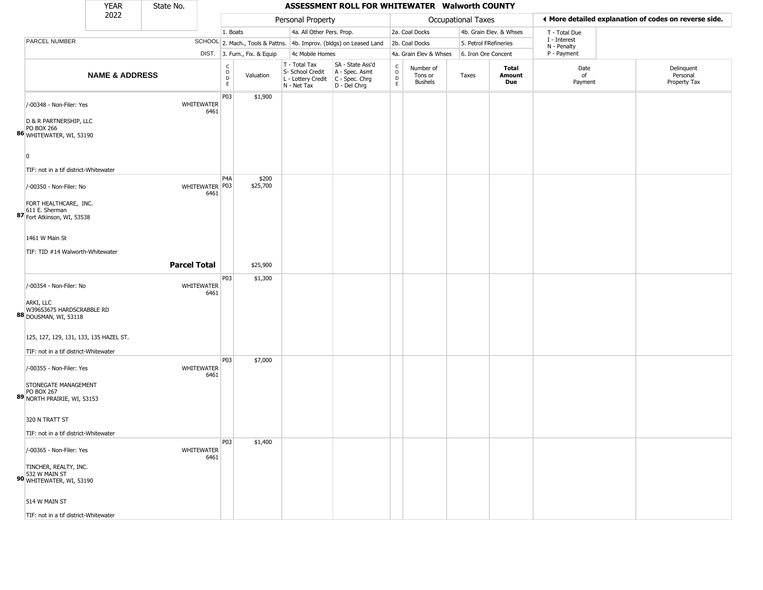# ASSESSMENT ROLL FOR WHITEWATER Walworth COUNTY

| YEAR | State No. |
|---|---|
| 2022 | |

| | | Personal Property | | | | Occupational Taxes | | | | ◀ More detailed explanation of codes on reverse side. | |
|---|---|---|---|---|---|---|---|---|---|---|---|
| | | 1. Boats | | 4a. All Other Pers. Prop. | | 2a. Coal Docks | | 4b. Grain Elev. & Whses | | T - Total Due | |
| PARCEL NUMBER | SCHOOL | 2. Mach., Tools & Pattns. | | 4b. Improv. (bldgs) on Leased Land | | 2b. Coal Docks | | 5. Petrol FRefineries | | I - Interest N - Penalty | |
| | DIST. | 3. Furn., Fix. & Equip | | 4c Mobile Homes | | 4a. Grain Elev & Whses | | 6. Iron Ore Concent | | P - Payment | |

| | NAME & ADDRESS | | CODE | Valuation | T - Total Tax S- School Credit L - Lottery Credit N - Net Tax | SA - State Ass'd A - Spec. Asmt C - Spec. Chrg D - Del Chrg | CODE | Number of Tons or Bushels | Taxes | Total Amount Due | Date of Payment | Delinquent Personal Property Tax |
|---|---|---|---|---|---|---|---|---|---|---|---|---|
| 86 | /-00348 - Non-Filer: Yes<br>D & R PARTNERSHIP, LLC<br>PO BOX 266<br>WHITEWATER, WI, 53190<br><br>0<br><br>TIF: not in a tif district-Whitewater | WHITEWATER 6461 | P03 | $1,900 | | | | | | | | |
| 87 | /-00350 - Non-Filer: No<br>FORT HEALTHCARE, INC.<br>611 E. Sherman<br>Fort Atkinson, WI, 53538<br><br>1461 W Main St<br><br>TIF: TID #14 Walworth-Whitewater | WHITEWATER 6461 | P4A<br>P03 | $200<br>$25,700 | | | | | | | | |
| | **Parcel Total** | | | $25,900 | | | | | | | | |
| 88 | /-00354 - Non-Filer: No<br>ARKI, LLC<br>W396S3675 HARDSCRABBLE RD<br>DOUSMAN, WI, 53118<br><br>125, 127, 129, 131, 133, 135 HAZEL ST.<br><br>TIF: not in a tif district-Whitewater | WHITEWATER 6461 | P03 | $1,300 | | | | | | | | |
| 89 | /-00355 - Non-Filer: Yes<br>STONEGATE MANAGEMENT<br>PO BOX 267<br>NORTH PRAIRIE, WI, 53153<br><br>320 N TRATT ST<br><br>TIF: not in a tif district-Whitewater | WHITEWATER 6461 | P03 | $7,000 | | | | | | | | |
| 90 | /-00365 - Non-Filer: Yes<br>TINCHER, REALTY, INC.<br>532 W MAIN ST<br>WHITEWATER, WI, 53190<br><br>514 W MAIN ST<br><br>TIF: not in a tif district-Whitewater | WHITEWATER 6461 | P03 | $1,400 | | | | | | | | |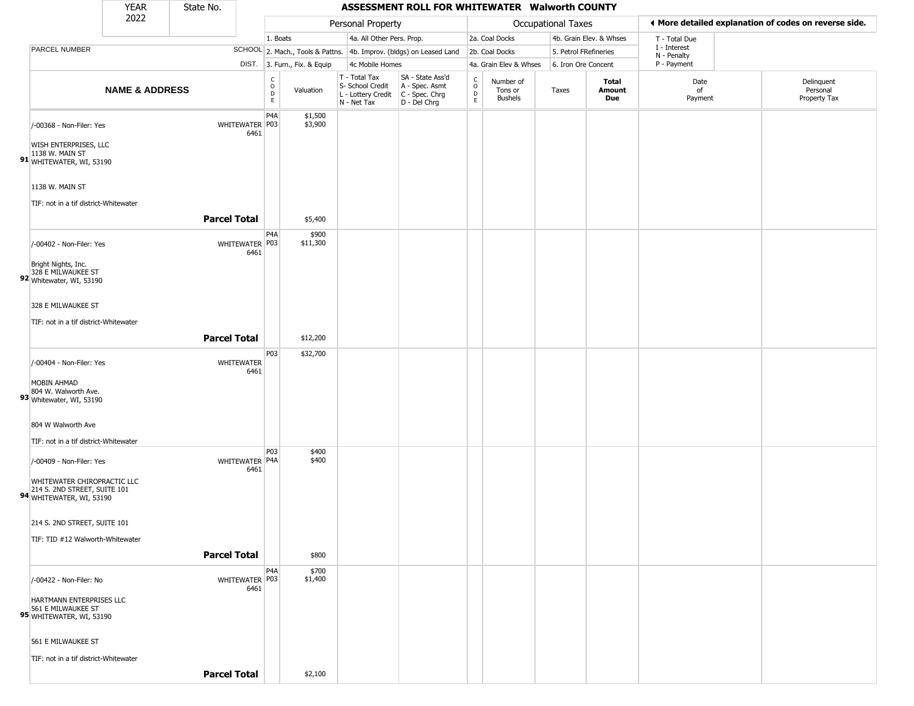| YEAR 2022 | State No. | ASSESSMENT ROLL FOR WHITEWATER Walworth COUNTY | | | | | | | | | | |
|---|---|---|---|---|---|---|---|---|---|---|---|---|

| | | Personal Property | | | | Occupational Taxes | | | | ◄ More detailed explanation of codes on reverse side. | |
|---|---|---|---|---|---|---|---|---|---|---|---|
| | | 1. Boats | | 4a. All Other Pers. Prop. | | 2a. Coal Docks | | 4b. Grain Elev. & Whses | | T - Total Due | |
| PARCEL NUMBER | SCHOOL | 2. Mach., Tools & Pattns. | | 4b. Improv. (bldgs) on Leased Land | | 2b. Coal Docks | | 5. Petrol FRefineries | | I - Interest, N - Penalty | |
| | DIST. | 3. Furn., Fix. & Equip | | 4c Mobile Homes | | 4a. Grain Elev & Whses | | 6. Iron Ore Concent | | P - Payment | |

| | NAME & ADDRESS | SCHOOL DIST. | CODE | Valuation | T - Total Tax, S- School Credit, L - Lottery Credit, N - Net Tax | SA - State Ass'd, A - Spec. Asmt, C - Spec. Chrg, D - Del Chrg | CODE | Number of Tons or Bushels | Taxes | Total Amount Due | Date of Payment | Delinquent Personal Property Tax |
|---|---|---|---|---|---|---|---|---|---|---|---|---|
| 91 | /-00368 - Non-Filer: Yes<br>WISH ENTERPRISES, LLC<br>1138 W. MAIN ST<br>WHITEWATER, WI, 53190<br><br>1138 W. MAIN ST<br><br>TIF: not in a tif district-Whitewater | WHITEWATER 6461 | P4A<br>P03 | $1,500<br>$3,900 | | | | | | | | |
| | **Parcel Total** | | | $5,400 | | | | | | | | |
| 92 | /-00402 - Non-Filer: Yes<br>Bright Nights, Inc.<br>328 E MILWAUKEE ST<br>Whitewater, WI, 53190<br><br>328 E MILWAUKEE ST<br><br>TIF: not in a tif district-Whitewater | WHITEWATER 6461 | P4A<br>P03 | $900<br>$11,300 | | | | | | | | |
| | **Parcel Total** | | | $12,200 | | | | | | | | |
| 93 | /-00404 - Non-Filer: Yes<br>MOBIN AHMAD<br>804 W. Walworth Ave.<br>Whitewater, WI, 53190<br><br>804 W Walworth Ave<br><br>TIF: not in a tif district-Whitewater | WHITEWATER 6461 | P03 | $32,700 | | | | | | | | |
| 94 | /-00409 - Non-Filer: Yes<br>WHITEWATER CHIROPRACTIC LLC<br>214 S. 2ND STREET, SUITE 101<br>WHITEWATER, WI, 53190<br><br>214 S. 2ND STREET, SUITE 101<br><br>TIF: TID #12 Walworth-Whitewater | WHITEWATER 6461 | P03<br>P4A | $400<br>$400 | | | | | | | | |
| | **Parcel Total** | | | $800 | | | | | | | | |
| 95 | /-00422 - Non-Filer: No<br>HARTMANN ENTERPRISES LLC<br>561 E MILWAUKEE ST<br>WHITEWATER, WI, 53190<br><br>561 E MILWAUKEE ST<br><br>TIF: not in a tif district-Whitewater | WHITEWATER 6461 | P4A<br>P03 | $700<br>$1,400 | | | | | | | | |
| | **Parcel Total** | | | $2,100 | | | | | | | | |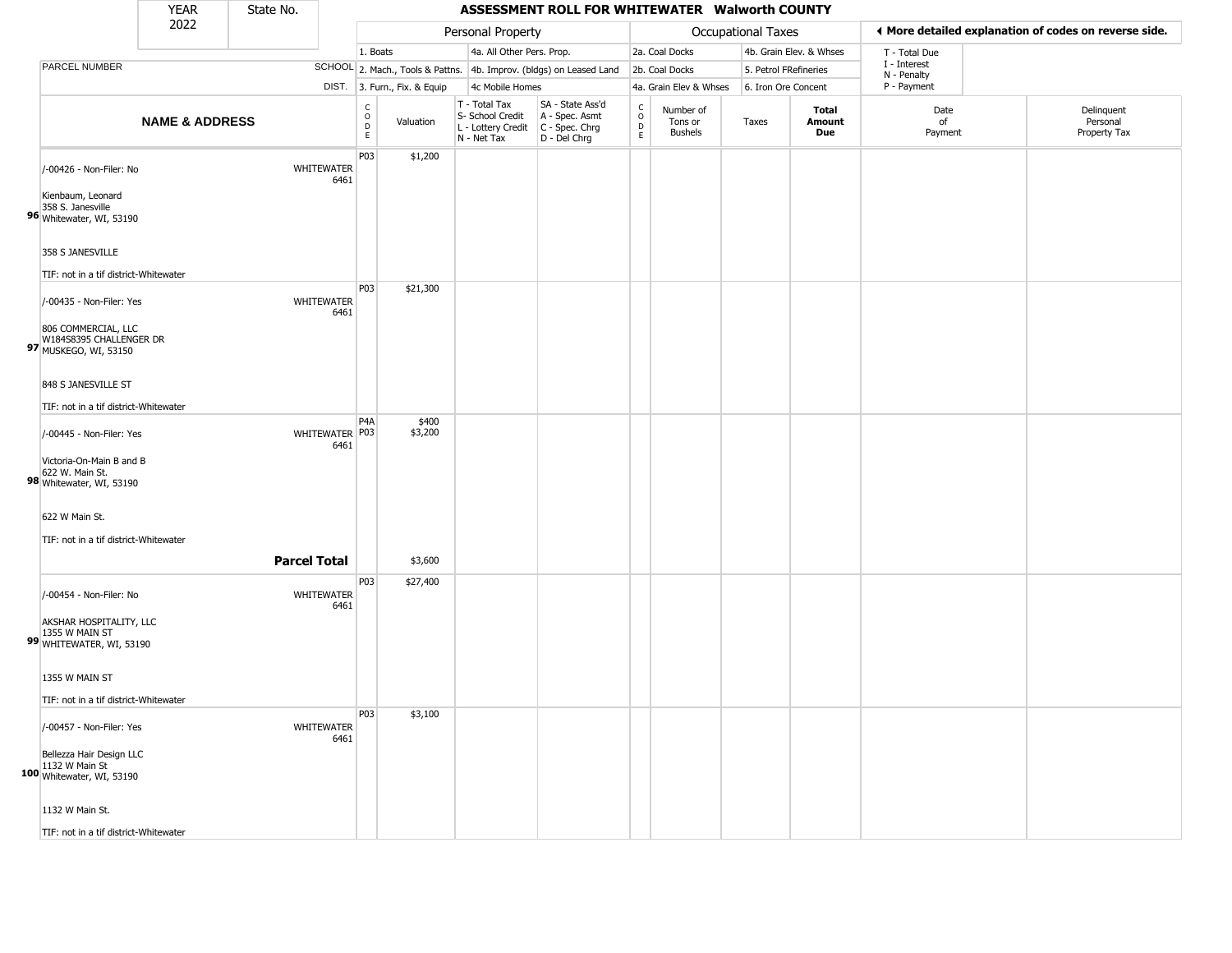| YEAR | State No. |
|---|---|
| 2022 | |

# ASSESSMENT ROLL FOR WHITEWATER Walworth COUNTY

| | | Personal Property | | | | Occupational Taxes | | | | ◄ More detailed explanation of codes on reverse side. | |
|---|---|---|---|---|---|---|---|---|---|---|---|
| | | 1. Boats | | 4a. All Other Pers. Prop. | | 2a. Coal Docks | | 4b. Grain Elev. & Whses | | T - Total Due | |
| PARCEL NUMBER | SCHOOL | 2. Mach., Tools & Pattns. | | 4b. Improv. (bldgs) on Leased Land | | 2b. Coal Docks | | 5. Petrol FRefineries | | I - Interest<br>N - Penalty | |
| | DIST. | 3. Furn., Fix. & Equip | | 4c Mobile Homes | | 4a. Grain Elev & Whses | | 6. Iron Ore Concent | | P - Payment | |

| | NAME & ADDRESS | CODE | Valuation | T - Total Tax<br>S- School Credit<br>L - Lottery Credit<br>N - Net Tax | SA - State Ass'd<br>A - Spec. Asmt<br>C - Spec. Chrg<br>D - Del Chrg | CODE | Number of Tons or Bushels | Taxes | Total Amount Due | Date of Payment | Delinquent Personal Property Tax |
|---|---|---|---|---|---|---|---|---|---|---|---|
| 96 | /-00426 - Non-Filer: No WHITEWATER 6461<br>Kienbaum, Leonard<br>358 S. Janesville<br>Whitewater, WI, 53190<br>358 S JANESVILLE<br>TIF: not in a tif district-Whitewater | P03 | $1,200 | | | | | | | | |
| 97 | /-00435 - Non-Filer: Yes WHITEWATER 6461<br>806 COMMERCIAL, LLC<br>W184S8395 CHALLENGER DR<br>MUSKEGO, WI, 53150<br>848 S JANESVILLE ST<br>TIF: not in a tif district-Whitewater | P03 | $21,300 | | | | | | | | |
| 98 | /-00445 - Non-Filer: Yes WHITEWATER 6461<br>Victoria-On-Main B and B<br>622 W. Main St.<br>Whitewater, WI, 53190<br>622 W Main St.<br>TIF: not in a tif district-Whitewater | P4A<br>P03 | $400<br>$3,200 | | | | | | | | |
| | **Parcel Total** | | $3,600 | | | | | | | | |
| 99 | /-00454 - Non-Filer: No WHITEWATER 6461<br>AKSHAR HOSPITALITY, LLC<br>1355 W MAIN ST<br>WHITEWATER, WI, 53190<br>1355 W MAIN ST<br>TIF: not in a tif district-Whitewater | P03 | $27,400 | | | | | | | | |
| 100 | /-00457 - Non-Filer: Yes WHITEWATER 6461<br>Bellezza Hair Design LLC<br>1132 W Main St<br>Whitewater, WI, 53190<br>1132 W Main St.<br>TIF: not in a tif district-Whitewater | P03 | $3,100 | | | | | | | | |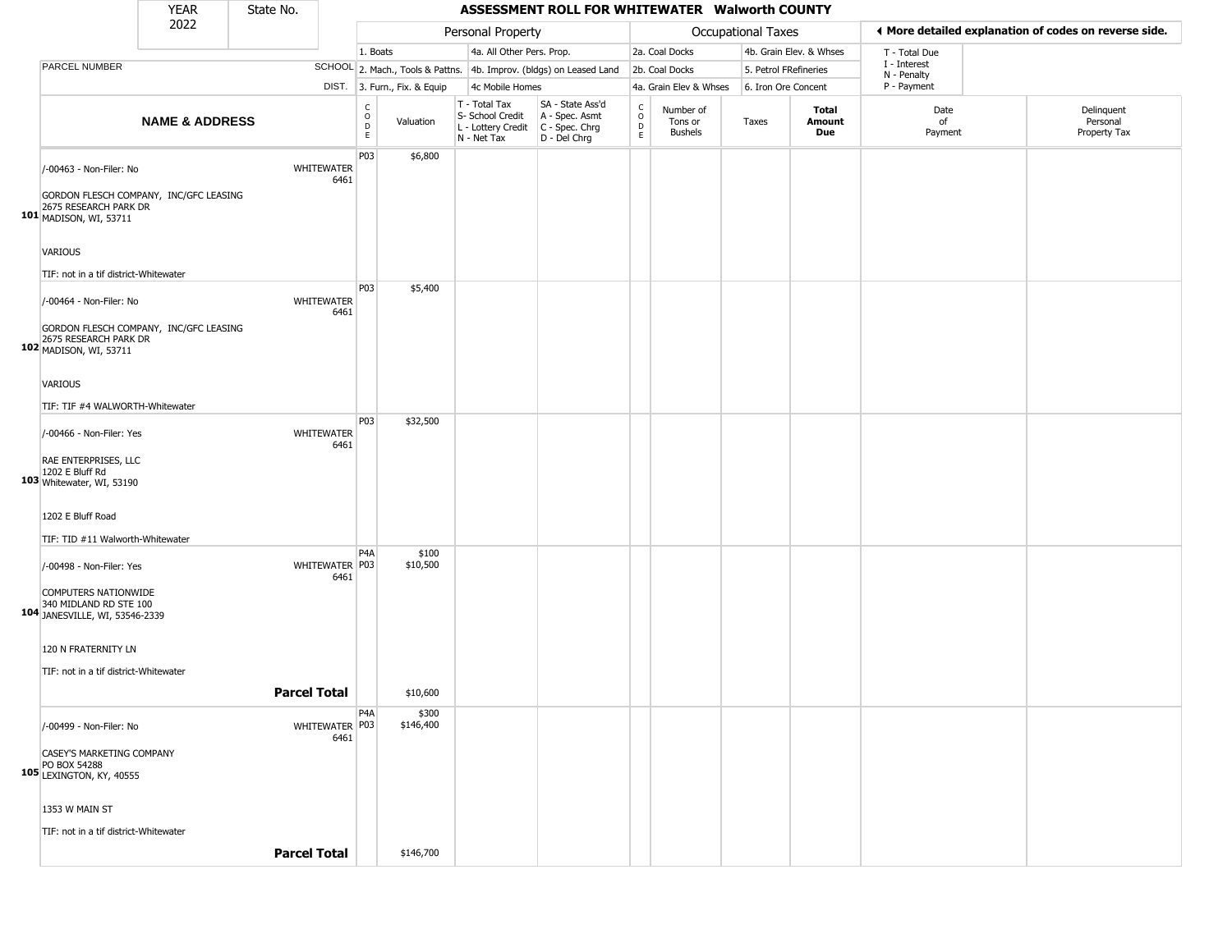| YEAR | State No. |
| --- | --- |
| 2022 | |

# ASSESSMENT ROLL FOR WHITEWATER Walworth COUNTY

| | | Personal Property | | | | Occupational Taxes | | | | ◀ More detailed explanation of codes on reverse side. | |
|---|---|---|---|---|---|---|---|---|---|---|---|
| | | 1. Boats | | 4a. All Other Pers. Prop. | | 2a. Coal Docks | | 4b. Grain Elev. & Whses | | T - Total Due | |
| PARCEL NUMBER | SCHOOL | 2. Mach., Tools & Pattns. | | 4b. Improv. (bldgs) on Leased Land | | 2b. Coal Docks | | 5. Petrol FRefineries | | I - Interest N - Penalty | |
| | DIST. | 3. Furn., Fix. & Equip | | 4c Mobile Homes | | 4a. Grain Elev & Whses | | 6. Iron Ore Concent | | P - Payment | |
| **NAME & ADDRESS** | | CODE | Valuation | T - Total Tax S- School Credit L - Lottery Credit N - Net Tax | SA - State Ass'd A - Spec. Asmt C - Spec. Chrg D - Del Chrg | CODE | Number of Tons or Bushels | Taxes | **Total Amount Due** | Date of Payment | Delinquent Personal Property Tax |
| /-00463 - Non-Filer: No<br><br>GORDON FLESCH COMPANY, INC/GFC LEASING<br>2675 RESEARCH PARK DR<br>101 MADISON, WI, 53711<br><br>VARIOUS<br><br>TIF: not in a tif district-Whitewater | WHITEWATER 6461 | P03 | $6,800 | | | | | | | | |
| /-00464 - Non-Filer: No<br><br>GORDON FLESCH COMPANY, INC/GFC LEASING<br>2675 RESEARCH PARK DR<br>102 MADISON, WI, 53711<br><br>VARIOUS<br><br>TIF: TIF #4 WALWORTH-Whitewater | WHITEWATER 6461 | P03 | $5,400 | | | | | | | | |
| /-00466 - Non-Filer: Yes<br><br>RAE ENTERPRISES, LLC<br>1202 E Bluff Rd<br>103 Whitewater, WI, 53190<br><br>1202 E Bluff Road<br><br>TIF: TID #11 Walworth-Whitewater | WHITEWATER 6461 | P03 | $32,500 | | | | | | | | |
| /-00498 - Non-Filer: Yes<br><br>COMPUTERS NATIONWIDE<br>340 MIDLAND RD STE 100<br>104 JANESVILLE, WI, 53546-2339<br><br>120 N FRATERNITY LN<br><br>TIF: not in a tif district-Whitewater | WHITEWATER 6461 | P4A<br>P03 | $100<br>$10,500 | | | | | | | | |
| **Parcel Total** | | | $10,600 | | | | | | | | |
| /-00499 - Non-Filer: No<br><br>CASEY'S MARKETING COMPANY<br>PO BOX 54288<br>105 LEXINGTON, KY, 40555<br><br>1353 W MAIN ST<br><br>TIF: not in a tif district-Whitewater | WHITEWATER 6461 | P4A<br>P03 | $300<br>$146,400 | | | | | | | | |
| **Parcel Total** | | | $146,700 | | | | | | | | |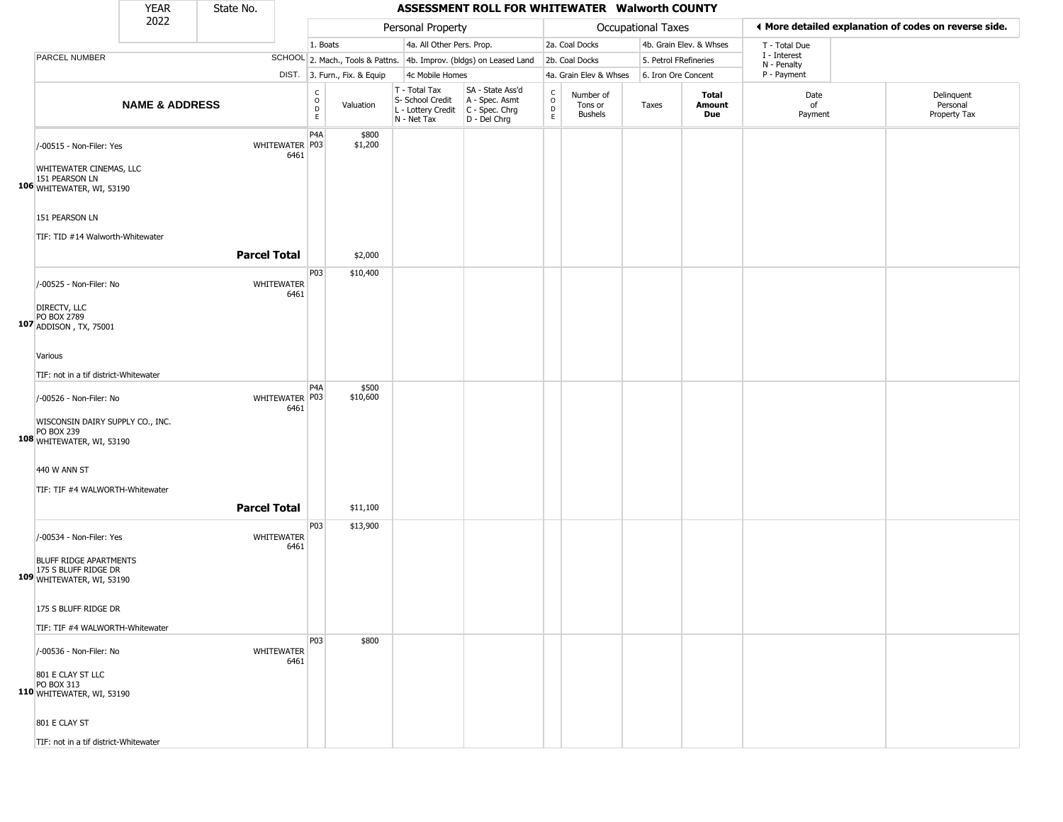| YEAR 2022 | State No. | ASSESSMENT ROLL FOR WHITEWATER Walworth COUNTY |
|---|---|---|

| | | Personal Property | | | | | Occupational Taxes | | | | ◄ More detailed explanation of codes on reverse side. | |
|---|---|---|---|---|---|---|---|---|---|---|---|---|
| | | 1. Boats | | 4a. All Other Pers. Prop. | | 2a. Coal Docks | | 4b. Grain Elev. & Whses | | T - Total Due | | |
| PARCEL NUMBER | SCHOOL | 2. Mach., Tools & Pattns. | | 4b. Improv. (bldgs) on Leased Land | | 2b. Coal Docks | | 5. Petrol FRefineries | | I - Interest N - Penalty | | |
| | DIST. | 3. Furn., Fix. & Equip | | 4c Mobile Homes | | 4a. Grain Elev & Whses | | 6. Iron Ore Concent | | P - Payment | | |
| NAME & ADDRESS | | CODE | Valuation | T - Total Tax S- School Credit L - Lottery Credit N - Net Tax | SA - State Ass'd A - Spec. Asmt C - Spec. Chrg D - Del Chrg | CODE | Number of Tons or Bushels | Taxes | Total Amount Due | Date of Payment | Delinquent Personal Property Tax | |
| **106** /-00515 - Non-Filer: Yes<br>WHITEWATER CINEMAS, LLC<br>151 PEARSON LN<br>WHITEWATER, WI, 53190<br><br>151 PEARSON LN<br><br>TIF: TID #14 Walworth-Whitewater | WHITEWATER 6461 | P4A<br>P03 | $800<br>$1,200 | | | | | | | | | |
| **Parcel Total** | | | $2,000 | | | | | | | | | |
| **107** /-00525 - Non-Filer: No<br>DIRECTV, LLC<br>PO BOX 2789<br>ADDISON , TX, 75001<br><br>Various<br><br>TIF: not in a tif district-Whitewater | WHITEWATER 6461 | P03 | $10,400 | | | | | | | | | |
| **108** /-00526 - Non-Filer: No<br>WISCONSIN DAIRY SUPPLY CO., INC.<br>PO BOX 239<br>WHITEWATER, WI, 53190<br><br>440 W ANN ST<br><br>TIF: TIF #4 WALWORTH-Whitewater | WHITEWATER 6461 | P4A<br>P03 | $500<br>$10,600 | | | | | | | | | |
| **Parcel Total** | | | $11,100 | | | | | | | | | |
| **109** /-00534 - Non-Filer: Yes<br>BLUFF RIDGE APARTMENTS<br>175 S BLUFF RIDGE DR<br>WHITEWATER, WI, 53190<br><br>175 S BLUFF RIDGE DR<br><br>TIF: TIF #4 WALWORTH-Whitewater | WHITEWATER 6461 | P03 | $13,900 | | | | | | | | | |
| **110** /-00536 - Non-Filer: No<br>801 E CLAY ST LLC<br>PO BOX 313<br>WHITEWATER, WI, 53190<br><br>801 E CLAY ST<br><br>TIF: not in a tif district-Whitewater | WHITEWATER 6461 | P03 | $800 | | | | | | | | | |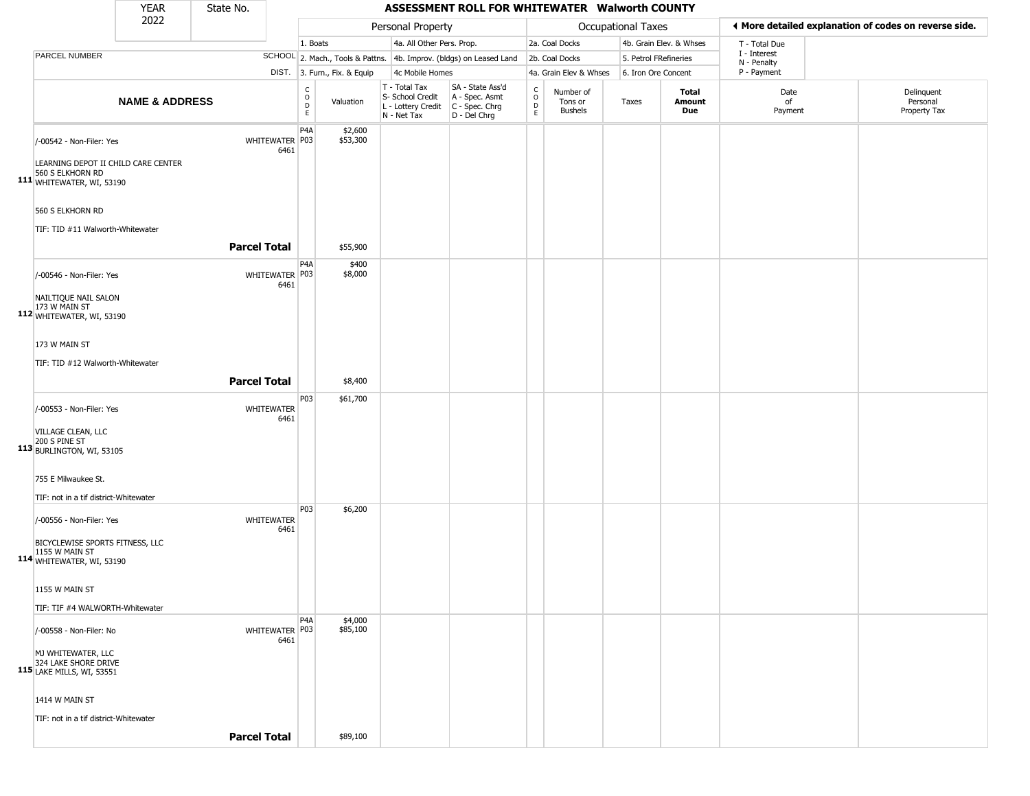| YEAR 2022 | State No. | ASSESSMENT ROLL FOR WHITEWATER Walworth COUNTY | | | | | | | | | |
|---|---|---|---|---|---|---|---|---|---|---|---|

| | | Personal Property | | | | Occupational Taxes | | | | ◄ More detailed explanation of codes on reverse side. | |
|---|---|---|---|---|---|---|---|---|---|---|---|
| PARCEL NUMBER | SCHOOL DIST. | 1. Boats<br>2. Mach., Tools & Pattns.<br>3. Furn., Fix. & Equip | | 4a. All Other Pers. Prop.<br>4b. Improv. (bldgs) on Leased Land<br>4c Mobile Homes | | 2a. Coal Docks<br>2b. Coal Docks<br>4a. Grain Elev & Whses | | 4b. Grain Elev. & Whses<br>5. Petrol FRefineries<br>6. Iron Ore Concent | | T - Total Due<br>I - Interest<br>N - Penalty<br>P - Payment | |
| NAME & ADDRESS | | CODE | Valuation | T - Total Tax<br>S- School Credit<br>L - Lottery Credit<br>N - Net Tax | SA - State Ass'd<br>A - Spec. Asmt<br>C - Spec. Chrg<br>D - Del Chrg | CODE | Number of Tons or Bushels | Taxes | Total Amount Due | Date of Payment | Delinquent Personal Property Tax |
| **111** /-00542 - Non-Filer: Yes<br>LEARNING DEPOT II CHILD CARE CENTER<br>560 S ELKHORN RD<br>WHITEWATER, WI, 53190<br><br>560 S ELKHORN RD<br><br>TIF: TID #11 Walworth-Whitewater | WHITEWATER 6461 | P4A<br>P03 | $2,600<br>$53,300 | | | | | | | | |
| **Parcel Total** | | | $55,900 | | | | | | | | |
| **112** /-00546 - Non-Filer: Yes<br>NAILTIQUE NAIL SALON<br>173 W MAIN ST<br>WHITEWATER, WI, 53190<br><br>173 W MAIN ST<br><br>TIF: TID #12 Walworth-Whitewater | WHITEWATER 6461 | P4A<br>P03 | $400<br>$8,000 | | | | | | | | |
| **Parcel Total** | | | $8,400 | | | | | | | | |
| **113** /-00553 - Non-Filer: Yes<br>VILLAGE CLEAN, LLC<br>200 S PINE ST<br>BURLINGTON, WI, 53105<br><br>755 E Milwaukee St.<br><br>TIF: not in a tif district-Whitewater | WHITEWATER 6461 | P03 | $61,700 | | | | | | | | |
| **114** /-00556 - Non-Filer: Yes<br>BICYCLEWISE SPORTS FITNESS, LLC<br>1155 W MAIN ST<br>WHITEWATER, WI, 53190<br><br>1155 W MAIN ST<br><br>TIF: TIF #4 WALWORTH-Whitewater | WHITEWATER 6461 | P03 | $6,200 | | | | | | | | |
| **115** /-00558 - Non-Filer: No<br>MJ WHITEWATER, LLC<br>324 LAKE SHORE DRIVE<br>LAKE MILLS, WI, 53551<br><br>1414 W MAIN ST<br><br>TIF: not in a tif district-Whitewater | WHITEWATER 6461 | P4A<br>P03 | $4,000<br>$85,100 | | | | | | | | |
| **Parcel Total** | | | $89,100 | | | | | | | | |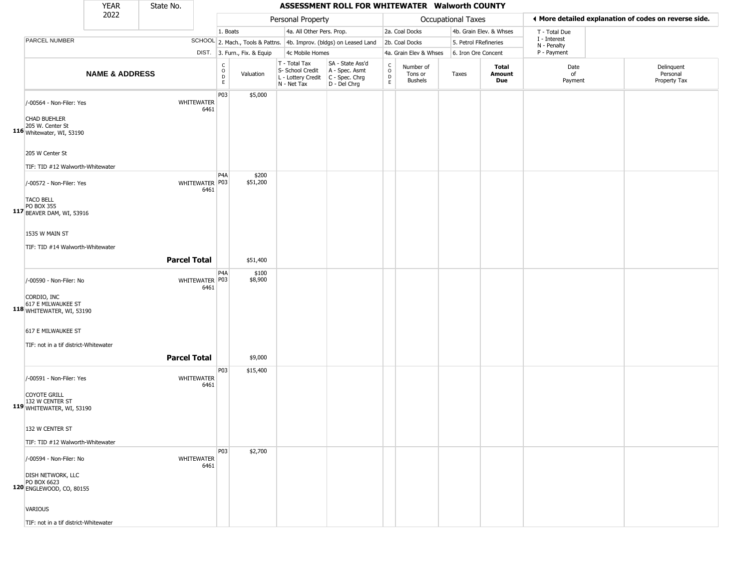| YEAR 2022 | State No. | ASSESSMENT ROLL FOR WHITEWATER Walworth COUNTY |
|---|---|---|

| NAME & ADDRESS | SCHOOL DIST. | CODE | Valuation | T - Total Tax S- School Credit L - Lottery Credit N - Net Tax | SA - State Ass'd A - Spec. Asmt C - Spec. Chrg D - Del Chrg | CODE | Number of Tons or Bushels | Taxes | Total Amount Due | Date of Payment | Delinquent Personal Property Tax |
|---|---|---|---|---|---|---|---|---|---|---|---|
| 116 /-00564 - Non-Filer: Yes<br>CHAD BUEHLER<br>205 W. Center St<br>Whitewater, WI, 53190<br>205 W Center St<br>TIF: TID #12 Walworth-Whitewater | WHITEWATER 6461 | P03 | $5,000 | | | | | | | | |
| 117 /-00572 - Non-Filer: Yes<br>TACO BELL<br>PO BOX 355<br>BEAVER DAM, WI, 53916<br>1535 W MAIN ST<br>TIF: TID #14 Walworth-Whitewater | WHITEWATER 6461 | P4A<br>P03 | $200<br>$51,200 | | | | | | | | |
| **Parcel Total** | | | $51,400 | | | | | | | | |
| 118 /-00590 - Non-Filer: No<br>CORDIO, INC<br>617 E MILWAUKEE ST<br>WHITEWATER, WI, 53190<br>617 E MILWAUKEE ST<br>TIF: not in a tif district-Whitewater | WHITEWATER 6461 | P4A<br>P03 | $100<br>$8,900 | | | | | | | | |
| **Parcel Total** | | | $9,000 | | | | | | | | |
| 119 /-00591 - Non-Filer: Yes<br>COYOTE GRILL<br>132 W CENTER ST<br>WHITEWATER, WI, 53190<br>132 W CENTER ST<br>TIF: TID #12 Walworth-Whitewater | WHITEWATER 6461 | P03 | $15,400 | | | | | | | | |
| 120 /-00594 - Non-Filer: No<br>DISH NETWORK, LLC<br>PO BOX 6623<br>ENGLEWOOD, CO, 80155<br>VARIOUS<br>TIF: not in a tif district-Whitewater | WHITEWATER 6461 | P03 | $2,700 | | | | | | | | |

Personal Property codes: 1. Boats; 2. Mach., Tools & Pattns.; 3. Furn., Fix. & Equip; 4a. All Other Pers. Prop.; 4b. Improv. (bldgs) on Leased Land; 4c Mobile Homes

Occupational Taxes codes: 2a. Coal Docks; 2b. Coal Docks; 4a. Grain Elev & Whses; 4b. Grain Elev. & Whses; 5. Petrol FRefineries; 6. Iron Ore Concent

◄ More detailed explanation of codes on reverse side.

T - Total Due
I - Interest
N - Penalty
P - Payment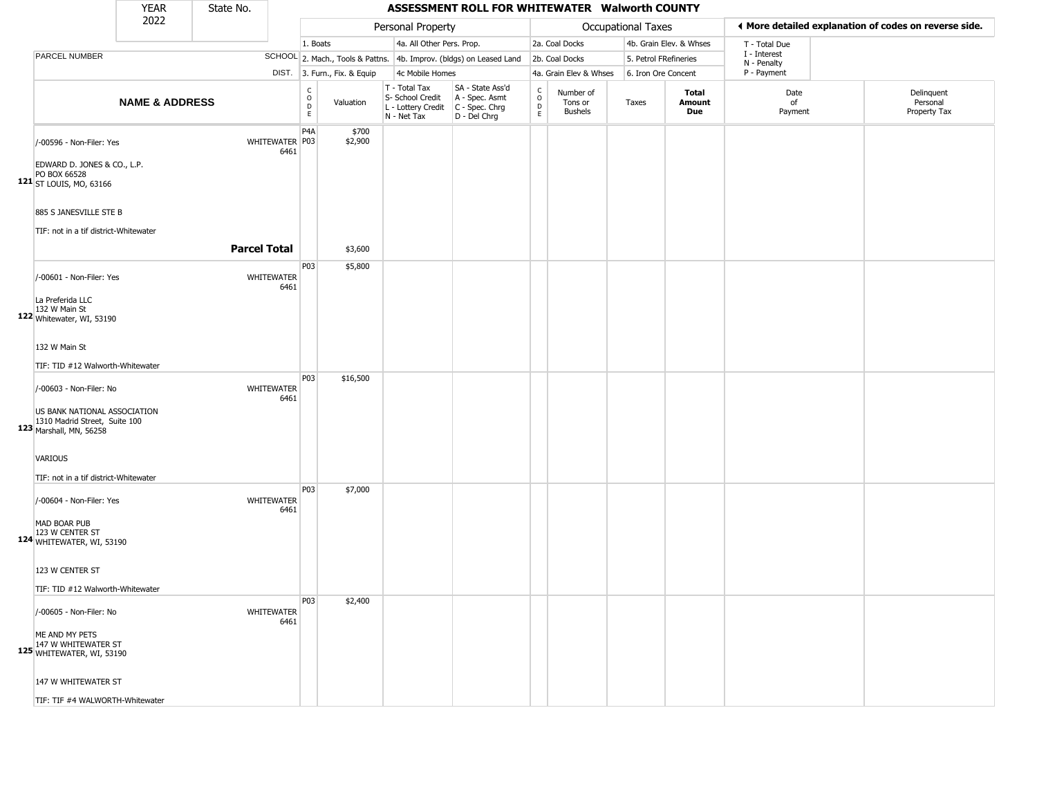# ASSESSMENT ROLL FOR WHITEWATER Walworth COUNTY

YEAR: 2022

State No.:

| | | Personal Property | | | | Occupational Taxes | | | | ◄ More detailed explanation of codes on reverse side. | |
|---|---|---|---|---|---|---|---|---|---|---|---|
| | | 1. Boats | | 4a. All Other Pers. Prop. | | 2a. Coal Docks | | 4b. Grain Elev. & Whses | | T - Total Due | |
| PARCEL NUMBER | SCHOOL | 2. Mach., Tools & Pattns. | | 4b. Improv. (bldgs) on Leased Land | | 2b. Coal Docks | | 5. Petrol FRefineries | | I - Interest<br>N - Penalty | |
| | DIST. | 3. Furn., Fix. & Equip | | 4c Mobile Homes | | 4a. Grain Elev & Whses | | 6. Iron Ore Concent | | P - Payment | |

| NAME & ADDRESS | SCHOOL DIST. | CODE | Valuation | T - Total Tax<br>S- School Credit<br>L - Lottery Credit<br>N - Net Tax | SA - State Ass'd<br>A - Spec. Asmt<br>C - Spec. Chrg<br>D - Del Chrg | CODE | Number of Tons or Bushels | Taxes | Total Amount Due | Date of Payment | Delinquent Personal Property Tax |
|---|---|---|---|---|---|---|---|---|---|---|---|
| 121 /-00596 - Non-Filer: Yes<br>EDWARD D. JONES & CO., L.P.<br>PO BOX 66528<br>ST LOUIS, MO, 63166<br>885 S JANESVILLE STE B<br>TIF: not in a tif district-Whitewater | WHITEWATER 6461 | P4A<br>P03 | $700<br>$2,900 | | | | | | | | |
| **Parcel Total** | | | $3,600 | | | | | | | | |
| 122 /-00601 - Non-Filer: Yes<br>La Preferida LLC<br>132 W Main St<br>Whitewater, WI, 53190<br>132 W Main St<br>TIF: TID #12 Walworth-Whitewater | WHITEWATER 6461 | P03 | $5,800 | | | | | | | | |
| 123 /-00603 - Non-Filer: No<br>US BANK NATIONAL ASSOCIATION<br>1310 Madrid Street, Suite 100<br>Marshall, MN, 56258<br>VARIOUS<br>TIF: not in a tif district-Whitewater | WHITEWATER 6461 | P03 | $16,500 | | | | | | | | |
| 124 /-00604 - Non-Filer: Yes<br>MAD BOAR PUB<br>123 W CENTER ST<br>WHITEWATER, WI, 53190<br>123 W CENTER ST<br>TIF: TID #12 Walworth-Whitewater | WHITEWATER 6461 | P03 | $7,000 | | | | | | | | |
| 125 /-00605 - Non-Filer: No<br>ME AND MY PETS<br>147 W WHITEWATER ST<br>WHITEWATER, WI, 53190<br>147 W WHITEWATER ST<br>TIF: TIF #4 WALWORTH-Whitewater | WHITEWATER 6461 | P03 | $2,400 | | | | | | | | |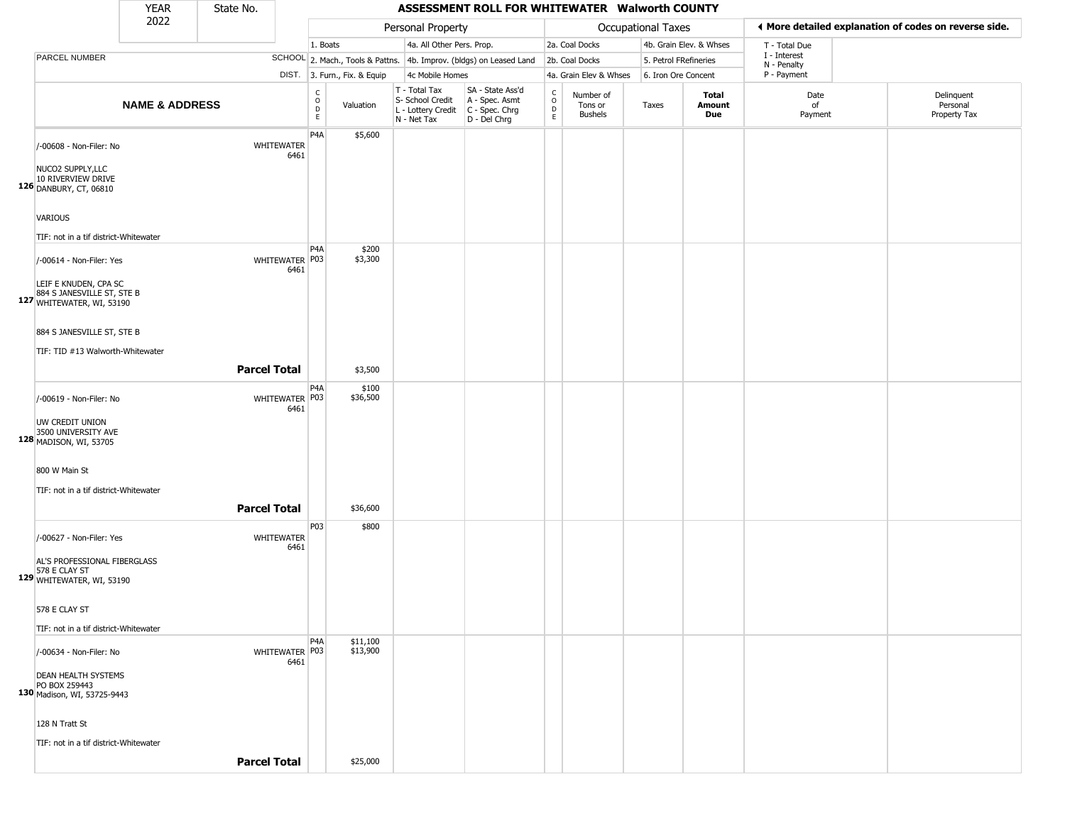| YEAR 2022 | State No. | ASSESSMENT ROLL FOR WHITEWATER Walworth COUNTY | | | | | | | | | | |
|---|---|---|---|---|---|---|---|---|---|---|---|---|

| | | Personal Property | | | | Occupational Taxes | | | | ◄ More detailed explanation of codes on reverse side. | | |
|---|---|---|---|---|---|---|---|---|---|---|---|---|
| PARCEL NUMBER | SCHOOL DIST. | 1. Boats / 2. Mach., Tools & Pattns. / 3. Furn., Fix. & Equip | | 4a. All Other Pers. Prop. / 4b. Improv. (bldgs) on Leased Land / 4c Mobile Homes | | 2a. Coal Docks / 2b. Coal Docks / 4a. Grain Elev & Whses | | 4b. Grain Elev. & Whses / 5. Petrol FRefineries / 6. Iron Ore Concent | | T - Total Due / I - Interest / N - Penalty / P - Payment | | |
| NAME & ADDRESS | | CODE | Valuation | T - Total Tax / S- School Credit / L - Lottery Credit / N - Net Tax | SA - State Ass'd / A - Spec. Asmt / C - Spec. Chrg / D - Del Chrg | CODE | Number of Tons or Bushels | Taxes | Total Amount Due | Date of Payment | Delinquent Personal Property Tax | |
| **126** /-00608 - Non-Filer: No<br>NUCO2 SUPPLY,LLC<br>10 RIVERVIEW DRIVE<br>DANBURY, CT, 06810<br>VARIOUS<br>TIF: not in a tif district-Whitewater | WHITEWATER 6461 | P4A | $5,600 | | | | | | | | | |
| **127** /-00614 - Non-Filer: Yes<br>LEIF E KNUDEN, CPA SC<br>884 S JANESVILLE ST, STE B<br>WHITEWATER, WI, 53190<br>884 S JANESVILLE ST, STE B<br>TIF: TID #13 Walworth-Whitewater | WHITEWATER 6461 | P4A<br>P03 | $200<br>$3,300 | | | | | | | | | |
| **Parcel Total** | | | $3,500 | | | | | | | | | |
| **128** /-00619 - Non-Filer: No<br>UW CREDIT UNION<br>3500 UNIVERSITY AVE<br>MADISON, WI, 53705<br>800 W Main St<br>TIF: not in a tif district-Whitewater | WHITEWATER 6461 | P4A<br>P03 | $100<br>$36,500 | | | | | | | | | |
| **Parcel Total** | | | $36,600 | | | | | | | | | |
| **129** /-00627 - Non-Filer: Yes<br>AL'S PROFESSIONAL FIBERGLASS<br>578 E CLAY ST<br>WHITEWATER, WI, 53190<br>578 E CLAY ST<br>TIF: not in a tif district-Whitewater | WHITEWATER 6461 | P03 | $800 | | | | | | | | | |
| **130** /-00634 - Non-Filer: No<br>DEAN HEALTH SYSTEMS<br>PO BOX 259443<br>Madison, WI, 53725-9443<br>128 N Tratt St<br>TIF: not in a tif district-Whitewater | WHITEWATER 6461 | P4A<br>P03 | $11,100<br>$13,900 | | | | | | | | | |
| **Parcel Total** | | | $25,000 | | | | | | | | | |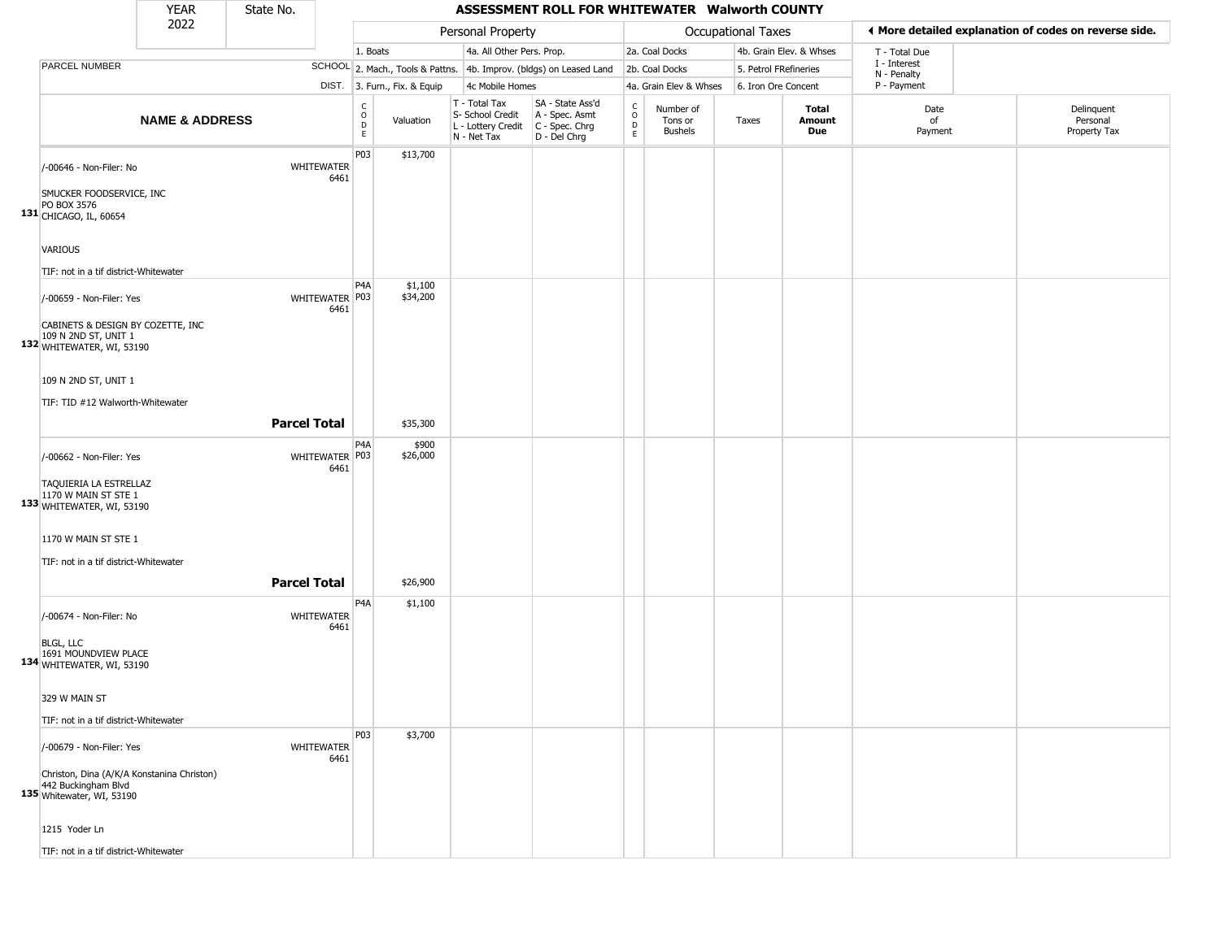| YEAR | State No. |
|---|---|
| 2022 | |

# ASSESSMENT ROLL FOR WHITEWATER Walworth COUNTY

| | | Personal Property | | | | Occupational Taxes | | | | ◄ More detailed explanation of codes on reverse side. | |
|---|---|---|---|---|---|---|---|---|---|---|---|
| PARCEL NUMBER | SCHOOL DIST. | 1. Boats<br>2. Mach., Tools & Pattns.<br>3. Furn., Fix. & Equip | | 4a. All Other Pers. Prop.<br>4b. Improv. (bldgs) on Leased Land<br>4c Mobile Homes | | 2a. Coal Docks<br>2b. Coal Docks<br>4a. Grain Elev & Whses | | 4b. Grain Elev. & Whses<br>5. Petrol FRefineries<br>6. Iron Ore Concent | | T - Total Due<br>I - Interest<br>N - Penalty<br>P - Payment | |
| **NAME & ADDRESS** | | CODE | Valuation | T - Total Tax<br>S- School Credit<br>L - Lottery Credit<br>N - Net Tax | SA - State Ass'd<br>A - Spec. Asmt<br>C - Spec. Chrg<br>D - Del Chrg | CODE | Number of Tons or Bushels | Taxes | **Total Amount Due** | Date of Payment | Delinquent Personal Property Tax |
| **131** /-00646 - Non-Filer: No<br>SMUCKER FOODSERVICE, INC<br>PO BOX 3576<br>CHICAGO, IL, 60654<br><br>VARIOUS<br><br>TIF: not in a tif district-Whitewater | WHITEWATER 6461 | P03 | $13,700 | | | | | | | | |
| **132** /-00659 - Non-Filer: Yes<br>CABINETS & DESIGN BY COZETTE, INC<br>109 N 2ND ST, UNIT 1<br>WHITEWATER, WI, 53190<br><br>109 N 2ND ST, UNIT 1<br><br>TIF: TID #12 Walworth-Whitewater | WHITEWATER 6461 | P4A<br>P03 | $1,100<br>$34,200 | | | | | | | | |
| | **Parcel Total** | | $35,300 | | | | | | | | |
| **133** /-00662 - Non-Filer: Yes<br>TAQUIERIA LA ESTRELLAZ<br>1170 W MAIN ST STE 1<br>WHITEWATER, WI, 53190<br><br>1170 W MAIN ST STE 1<br><br>TIF: not in a tif district-Whitewater | WHITEWATER 6461 | P4A<br>P03 | $900<br>$26,000 | | | | | | | | |
| | **Parcel Total** | | $26,900 | | | | | | | | |
| **134** /-00674 - Non-Filer: No<br>BLGL, LLC<br>1691 MOUNDVIEW PLACE<br>WHITEWATER, WI, 53190<br><br>329 W MAIN ST<br><br>TIF: not in a tif district-Whitewater | WHITEWATER 6461 | P4A | $1,100 | | | | | | | | |
| **135** /-00679 - Non-Filer: Yes<br>Christon, Dina (A/K/A Konstanina Christon)<br>442 Buckingham Blvd<br>Whitewater, WI, 53190<br><br>1215 Yoder Ln<br><br>TIF: not in a tif district-Whitewater | WHITEWATER 6461 | P03 | $3,700 | | | | | | | | |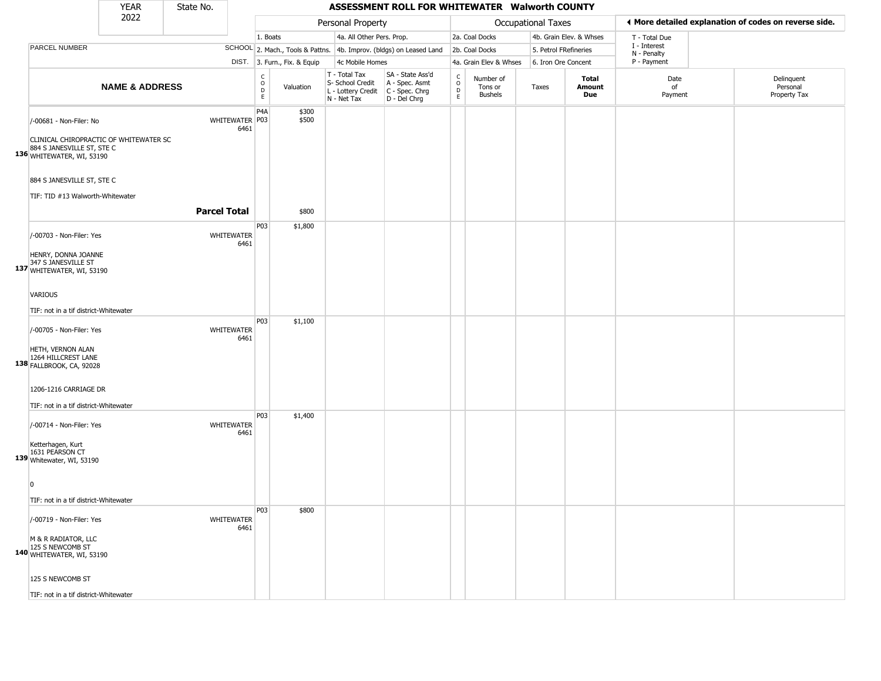| YEAR 2022 | State No. | ASSESSMENT ROLL FOR WHITEWATER Walworth COUNTY |
|---|---|---|

| | | Personal Property | | | | Occupational Taxes | | | | ◀ More detailed explanation of codes on reverse side. | |
|---|---|---|---|---|---|---|---|---|---|---|---|
| PARCEL NUMBER | SCHOOL DIST. | 1. Boats | 4a. All Other Pers. Prop. | | | 2a. Coal Docks | 4b. Grain Elev. & Whses | | | T - Total Due | |
| | | 2. Mach., Tools & Pattns. | 4b. Improv. (bldgs) on Leased Land | | | 2b. Coal Docks | 5. Petrol FRefineries | | | I - Interest N - Penalty | |
| | | 3. Furn., Fix. & Equip | 4c Mobile Homes | | | 4a. Grain Elev & Whses | 6. Iron Ore Concent | | | P - Payment | |

| | NAME & ADDRESS | | CODE | Valuation | T - Total Tax S- School Credit L - Lottery Credit N - Net Tax | SA - State Ass'd A - Spec. Asmt C - Spec. Chrg D - Del Chrg | CODE | Number of Tons or Bushels | Taxes | Total Amount Due | Date of Payment | Delinquent Personal Property Tax |
|---|---|---|---|---|---|---|---|---|---|---|---|---|
| 136 | /-00681 - Non-Filer: No<br>CLINICAL CHIROPRACTIC OF WHITEWATER SC<br>884 S JANESVILLE ST, STE C<br>WHITEWATER, WI, 53190<br>884 S JANESVILLE ST, STE C<br>TIF: TID #13 Walworth-Whitewater | WHITEWATER 6461 | P4A<br>P03 | $300<br>$500 | | | | | | | | |
| | **Parcel Total** | | | $800 | | | | | | | | |
| 137 | /-00703 - Non-Filer: Yes<br>HENRY, DONNA JOANNE<br>347 S JANESVILLE ST<br>WHITEWATER, WI, 53190<br>VARIOUS<br>TIF: not in a tif district-Whitewater | WHITEWATER 6461 | P03 | $1,800 | | | | | | | | |
| 138 | /-00705 - Non-Filer: Yes<br>HETH, VERNON ALAN<br>1264 HILLCREST LANE<br>FALLBROOK, CA, 92028<br>1206-1216 CARRIAGE DR<br>TIF: not in a tif district-Whitewater | WHITEWATER 6461 | P03 | $1,100 | | | | | | | | |
| 139 | /-00714 - Non-Filer: Yes<br>Ketterhagen, Kurt<br>1631 PEARSON CT<br>Whitewater, WI, 53190<br>0<br>TIF: not in a tif district-Whitewater | WHITEWATER 6461 | P03 | $1,400 | | | | | | | | |
| 140 | /-00719 - Non-Filer: Yes<br>M & R RADIATOR, LLC<br>125 S NEWCOMB ST<br>WHITEWATER, WI, 53190<br>125 S NEWCOMB ST<br>TIF: not in a tif district-Whitewater | WHITEWATER 6461 | P03 | $800 | | | | | | | | |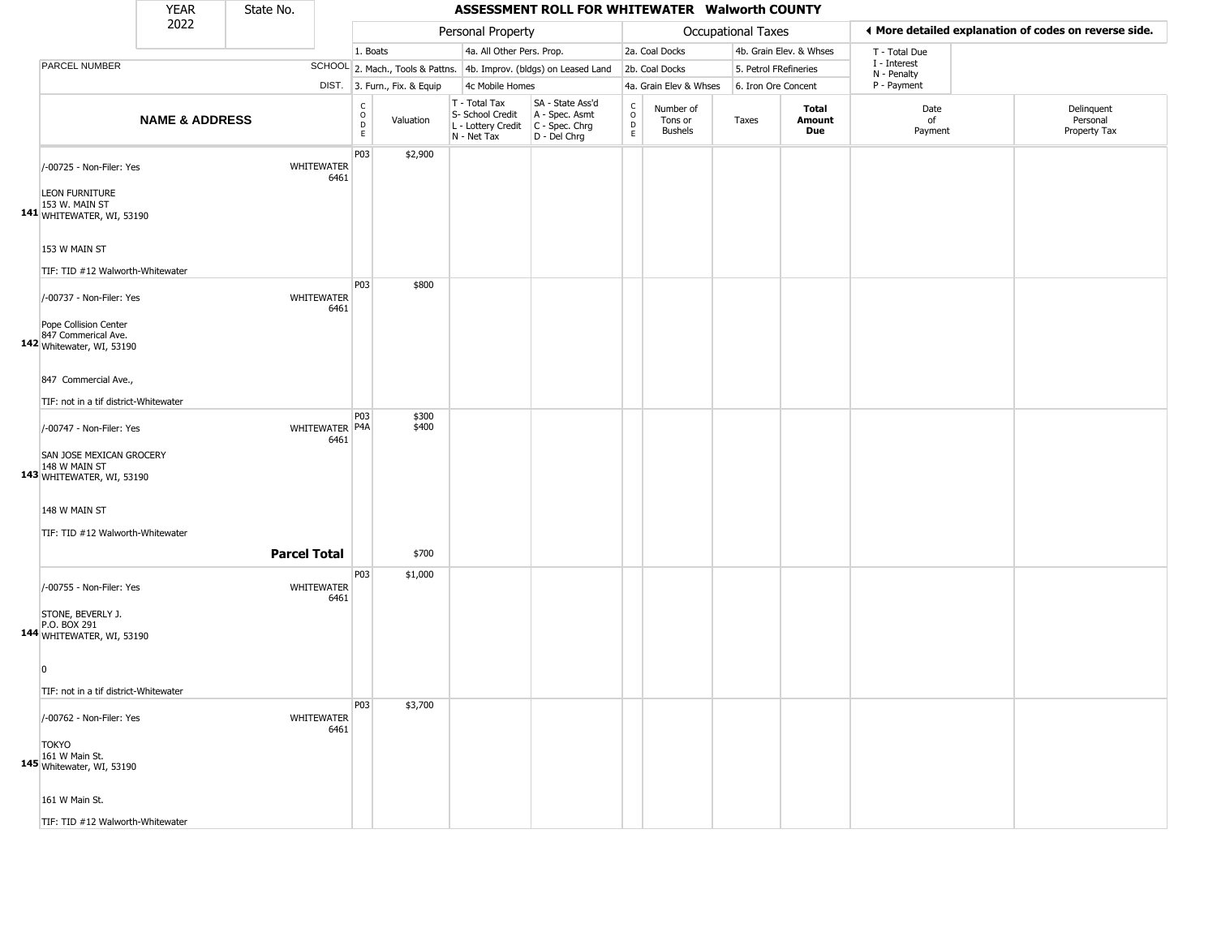# ASSESSMENT ROLL FOR WHITEWATER Walworth COUNTY

YEAR 2022 | State No.

**◄ More detailed explanation of codes on reverse side.**

| | | Personal Property | | | | Occupational Taxes | | | | | |
|---|---|---|---|---|---|---|---|---|---|---|---|
| | | 1. Boats | | 4a. All Other Pers. Prop. | | 2a. Coal Docks | | 4b. Grain Elev. & Whses | | T - Total Due | |
| PARCEL NUMBER | SCHOOL | 2. Mach., Tools & Pattns. | | 4b. Improv. (bldgs) on Leased Land | | 2b. Coal Docks | | 5. Petrol FRefineries | | I - Interest, N - Penalty | |
| | DIST. | 3. Furn., Fix. & Equip | | 4c Mobile Homes | | 4a. Grain Elev & Whses | | 6. Iron Ore Concent | | P - Payment | |

| | NAME & ADDRESS | | CODE | Valuation | T - Total Tax, S- School Credit, L - Lottery Credit, N - Net Tax | SA - State Ass'd, A - Spec. Asmt, C - Spec. Chrg, D - Del Chrg | CODE | Number of Tons or Bushels | Taxes | Total Amount Due | Date of Payment | Delinquent Personal Property Tax |
|---|---|---|---|---|---|---|---|---|---|---|---|---|
| 141 | /-00725 - Non-Filer: Yes<br>LEON FURNITURE<br>153 W. MAIN ST<br>WHITEWATER, WI, 53190<br><br>153 W MAIN ST<br><br>TIF: TID #12 Walworth-Whitewater | WHITEWATER 6461 | P03 | $2,900 | | | | | | | | |
| 142 | /-00737 - Non-Filer: Yes<br>Pope Collision Center<br>847 Commerical Ave.<br>Whitewater, WI, 53190<br><br>847 Commercial Ave.,<br><br>TIF: not in a tif district-Whitewater | WHITEWATER 6461 | P03 | $800 | | | | | | | | |
| 143 | /-00747 - Non-Filer: Yes<br>SAN JOSE MEXICAN GROCERY<br>148 W MAIN ST<br>WHITEWATER, WI, 53190<br><br>148 W MAIN ST<br><br>TIF: TID #12 Walworth-Whitewater | WHITEWATER 6461 | P03<br>P4A | $300<br>$400 | | | | | | | | |
| | | **Parcel Total** | | $700 | | | | | | | | |
| 144 | /-00755 - Non-Filer: Yes<br>STONE, BEVERLY J.<br>P.O. BOX 291<br>WHITEWATER, WI, 53190<br><br>0<br><br>TIF: not in a tif district-Whitewater | WHITEWATER 6461 | P03 | $1,000 | | | | | | | | |
| 145 | /-00762 - Non-Filer: Yes<br>TOKYO<br>161 W Main St.<br>Whitewater, WI, 53190<br><br>161 W Main St.<br><br>TIF: TID #12 Walworth-Whitewater | WHITEWATER 6461 | P03 | $3,700 | | | | | | | | |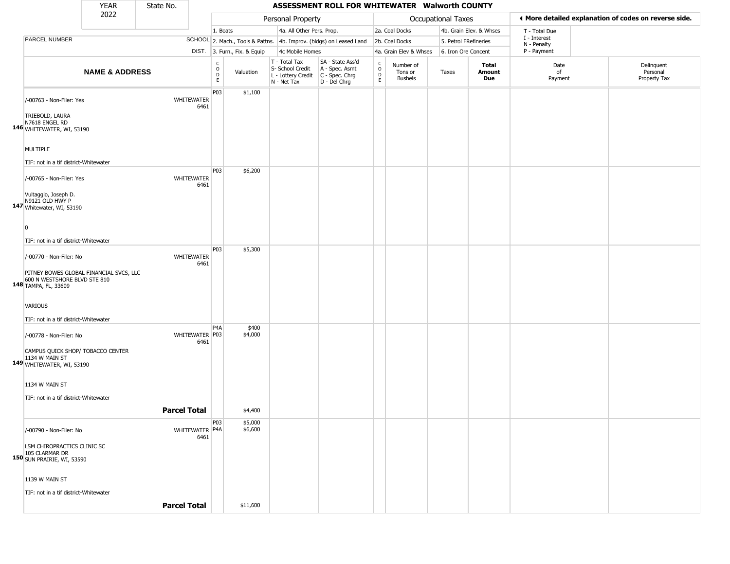| YEAR 2022 | State No. | | ASSESSMENT ROLL FOR WHITEWATER Walworth COUNTY | | | | | | | | | | |
|---|---|---|---|---|---|---|---|---|---|---|---|---|---|

| | | Personal Property | | | | Occupational Taxes | | | | ◀ More detailed explanation of codes on reverse side. | |
|---|---|---|---|---|---|---|---|---|---|---|---|
| PARCEL NUMBER | SCHOOL DIST. | 1. Boats<br>2. Mach., Tools & Pattns.<br>3. Furn., Fix. & Equip | | 4a. All Other Pers. Prop.<br>4b. Improv. (bldgs) on Leased Land<br>4c Mobile Homes | | 2a. Coal Docks<br>2b. Coal Docks<br>4a. Grain Elev & Whses | | 4b. Grain Elev. & Whses<br>5. Petrol FRefineries<br>6. Iron Ore Concent | | T - Total Due<br>I - Interest<br>N - Penalty<br>P - Payment | |

| | NAME & ADDRESS | | CODE | Valuation | T - Total Tax<br>S- School Credit<br>L - Lottery Credit<br>N - Net Tax | SA - State Ass'd<br>A - Spec. Asmt<br>C - Spec. Chrg<br>D - Del Chrg | CODE | Number of Tons or Bushels | Taxes | Total Amount Due | Date of Payment | Delinquent Personal Property Tax |
|---|---|---|---|---|---|---|---|---|---|---|---|---|
| 146 | /-00763 - Non-Filer: Yes<br><br>TRIEBOLD, LAURA<br>N7618 ENGEL RD<br>WHITEWATER, WI, 53190<br><br>MULTIPLE<br><br>TIF: not in a tif district-Whitewater | WHITEWATER 6461 | P03 | $1,100 | | | | | | | | |
| 147 | /-00765 - Non-Filer: Yes<br><br>Vultaggio, Joseph D.<br>N9121 OLD HWY P<br>Whitewater, WI, 53190<br><br>0<br><br>TIF: not in a tif district-Whitewater | WHITEWATER 6461 | P03 | $6,200 | | | | | | | | |
| 148 | /-00770 - Non-Filer: No<br><br>PITNEY BOWES GLOBAL FINANCIAL SVCS, LLC<br>600 N WESTSHORE BLVD STE 810<br>TAMPA, FL, 33609<br><br>VARIOUS<br><br>TIF: not in a tif district-Whitewater | WHITEWATER 6461 | P03 | $5,300 | | | | | | | | |
| 149 | /-00778 - Non-Filer: No<br><br>CAMPUS QUICK SHOP/ TOBACCO CENTER<br>1134 W MAIN ST<br>WHITEWATER, WI, 53190<br><br>1134 W MAIN ST<br><br>TIF: not in a tif district-Whitewater | WHITEWATER 6461 | P4A<br>P03 | $400<br>$4,000 | | | | | | | | |
| | | **Parcel Total** | | $4,400 | | | | | | | | |
| 150 | /-00790 - Non-Filer: No<br><br>LSM CHIROPRACTICS CLINIC SC<br>105 CLARMAR DR<br>SUN PRAIRIE, WI, 53590<br><br>1139 W MAIN ST<br><br>TIF: not in a tif district-Whitewater | WHITEWATER 6461 | P03<br>P4A | $5,000<br>$6,600 | | | | | | | | |
| | | **Parcel Total** | | $11,600 | | | | | | | | |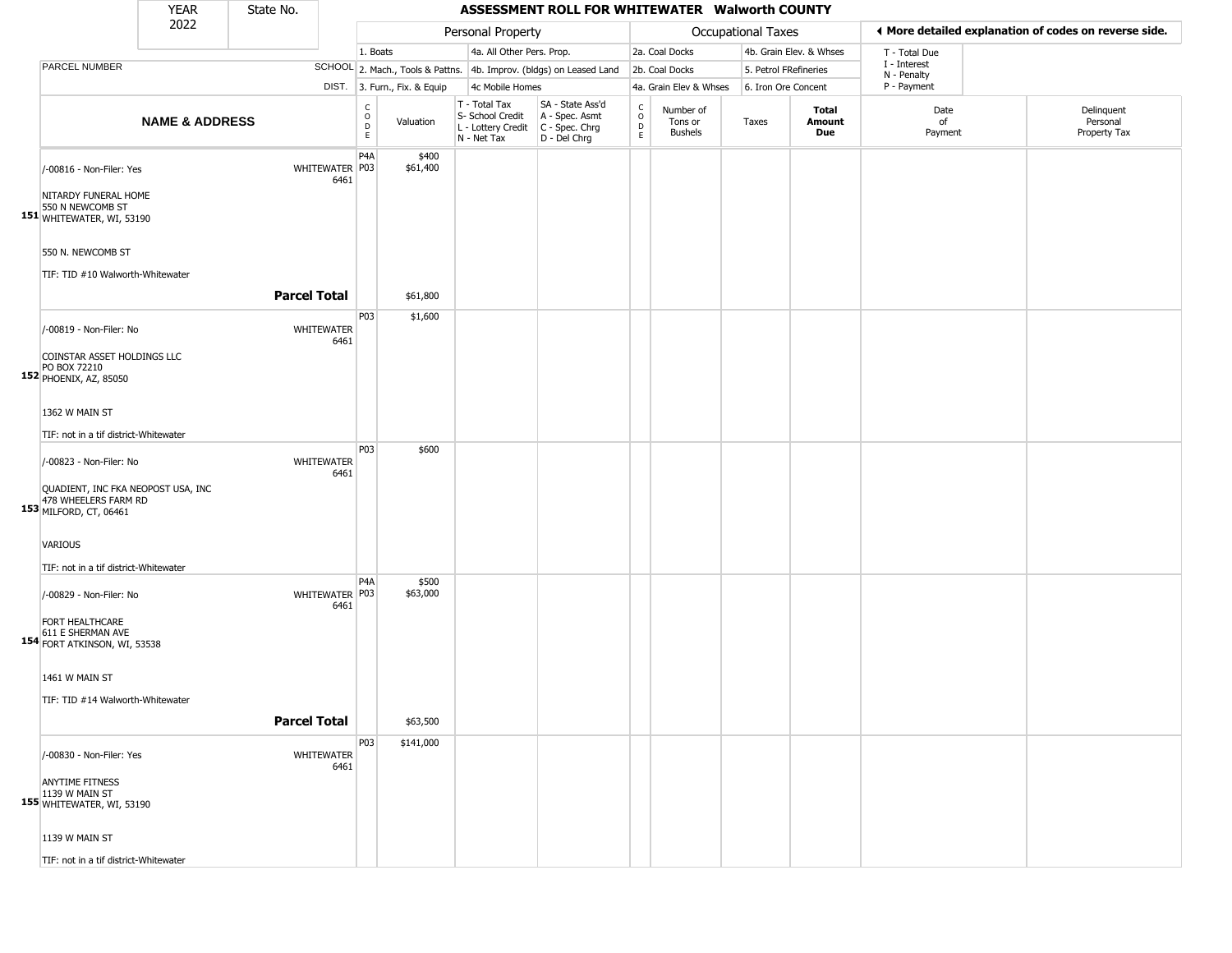| YEAR 2022 | State No. | | ASSESSMENT ROLL FOR WHITEWATER Walworth COUNTY | | | | | | | | | |
|---|---|---|---|---|---|---|---|---|---|---|---|---|

| PARCEL NUMBER | SCHOOL DIST. | Personal Property | | | | Occupational Taxes | | | | | ◄ More detailed explanation of codes on reverse side. | |
|---|---|---|---|---|---|---|---|---|---|---|---|---|
| | | 1. Boats | | 4a. All Other Pers. Prop. | | 2a. Coal Docks | | 4b. Grain Elev. & Whses | | | T - Total Due<br>I - Interest<br>N - Penalty<br>P - Payment | |
| | | 2. Mach., Tools & Pattns. | | 4b. Improv. (bldgs) on Leased Land | | 2b. Coal Docks | | 5. Petrol FRefineries | | | | |
| | | 3. Furn., Fix. & Equip | | 4c Mobile Homes | | 4a. Grain Elev & Whses | | 6. Iron Ore Concent | | | | |
| **NAME & ADDRESS** | | CODE | Valuation | T - Total Tax<br>S- School Credit<br>L - Lottery Credit<br>N - Net Tax | SA - State Ass'd<br>A - Spec. Asmt<br>C - Spec. Chrg<br>D - Del Chrg | CODE | Number of Tons or Bushels | Taxes | **Total Amount Due** | Date of Payment | Delinquent Personal Property Tax | |
| /-00816 - Non-Filer: Yes<br><br>NITARDY FUNERAL HOME<br>550 N NEWCOMB ST<br>151 WHITEWATER, WI, 53190<br><br>550 N. NEWCOMB ST<br><br>TIF: TID #10 Walworth-Whitewater | WHITEWATER 6461 | P4A<br>P03 | $400<br>$61,400 | | | | | | | | | |
| **Parcel Total** | | | $61,800 | | | | | | | | | |
| /-00819 - Non-Filer: No<br><br>COINSTAR ASSET HOLDINGS LLC<br>PO BOX 72210<br>152 PHOENIX, AZ, 85050<br><br>1362 W MAIN ST<br><br>TIF: not in a tif district-Whitewater | WHITEWATER 6461 | P03 | $1,600 | | | | | | | | | |
| /-00823 - Non-Filer: No<br><br>QUADIENT, INC FKA NEOPOST USA, INC<br>478 WHEELERS FARM RD<br>153 MILFORD, CT, 06461<br><br>VARIOUS<br><br>TIF: not in a tif district-Whitewater | WHITEWATER 6461 | P03 | $600 | | | | | | | | | |
| /-00829 - Non-Filer: No<br><br>FORT HEALTHCARE<br>611 E SHERMAN AVE<br>154 FORT ATKINSON, WI, 53538<br><br>1461 W MAIN ST<br><br>TIF: TID #14 Walworth-Whitewater | WHITEWATER 6461 | P4A<br>P03 | $500<br>$63,000 | | | | | | | | | |
| **Parcel Total** | | | $63,500 | | | | | | | | | |
| /-00830 - Non-Filer: Yes<br><br>ANYTIME FITNESS<br>1139 W MAIN ST<br>155 WHITEWATER, WI, 53190<br><br>1139 W MAIN ST<br><br>TIF: not in a tif district-Whitewater | WHITEWATER 6461 | P03 | $141,000 | | | | | | | | | |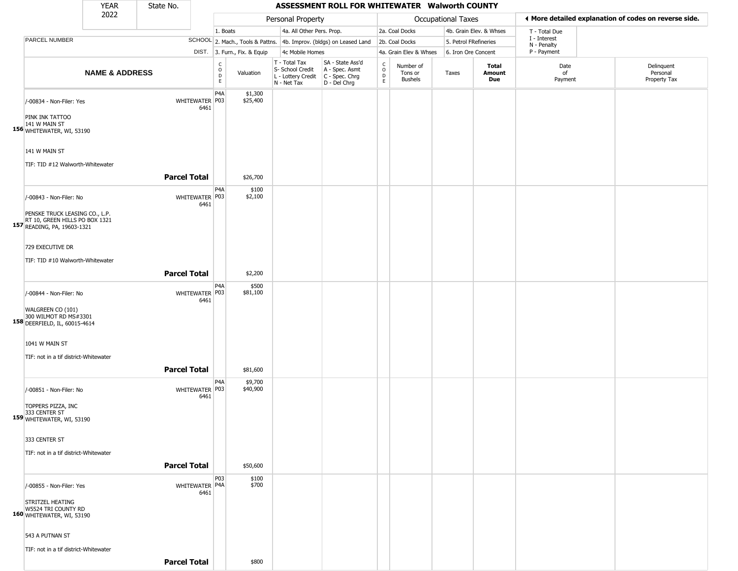| YEAR 2022 | State No. | ASSESSMENT ROLL FOR WHITEWATER Walworth COUNTY |
|---|---|---|

| PARCEL NUMBER | SCHOOL DIST. | Personal Property | | | | Occupational Taxes | | | | ◂ More detailed explanation of codes on reverse side. | |
|---|---|---|---|---|---|---|---|---|---|---|---|
| | | 1. Boats<br>2. Mach., Tools & Pattns.<br>3. Furn., Fix. & Equip | | 4a. All Other Pers. Prop.<br>4b. Improv. (bldgs) on Leased Land<br>4c Mobile Homes | | 2a. Coal Docks<br>2b. Coal Docks<br>4a. Grain Elev & Whses | | 4b. Grain Elev. & Whses<br>5. Petrol FRefineries<br>6. Iron Ore Concent | | T - Total Due<br>I - Interest<br>N - Penalty<br>P - Payment | |
| **NAME & ADDRESS** | | CODE | Valuation | T - Total Tax<br>S- School Credit<br>L - Lottery Credit<br>N - Net Tax | SA - State Ass'd<br>A - Spec. Asmt<br>C - Spec. Chrg<br>D - Del Chrg | CODE | Number of Tons or Bushels | Taxes | **Total Amount Due** | Date of Payment | Delinquent Personal Property Tax |
| **156** /-00834 - Non-Filer: Yes<br>PINK INK TATTOO<br>141 W MAIN ST<br>WHITEWATER, WI, 53190<br><br>141 W MAIN ST<br>TIF: TID #12 Walworth-Whitewater | WHITEWATER 6461 | P4A<br>P03 | $1,300<br>$25,400 | | | | | | | | |
| **Parcel Total** | | | $26,700 | | | | | | | | |
| **157** /-00843 - Non-Filer: No<br>PENSKE TRUCK LEASING CO., L.P.<br>RT 10, GREEN HILLS PO BOX 1321<br>READING, PA, 19603-1321<br><br>729 EXECUTIVE DR<br>TIF: TID #10 Walworth-Whitewater | WHITEWATER 6461 | P4A<br>P03 | $100<br>$2,100 | | | | | | | | |
| **Parcel Total** | | | $2,200 | | | | | | | | |
| **158** /-00844 - Non-Filer: No<br>WALGREEN CO (101)<br>300 WILMOT RD MS#3301<br>DEERFIELD, IL, 60015-4614<br><br>1041 W MAIN ST<br>TIF: not in a tif district-Whitewater | WHITEWATER 6461 | P4A<br>P03 | $500<br>$81,100 | | | | | | | | |
| **Parcel Total** | | | $81,600 | | | | | | | | |
| **159** /-00851 - Non-Filer: No<br>TOPPERS PIZZA, INC<br>333 CENTER ST<br>WHITEWATER, WI, 53190<br><br>333 CENTER ST<br>TIF: not in a tif district-Whitewater | WHITEWATER 6461 | P4A<br>P03 | $9,700<br>$40,900 | | | | | | | | |
| **Parcel Total** | | | $50,600 | | | | | | | | |
| **160** /-00855 - Non-Filer: Yes<br>STRITZEL HEATING<br>W5524 TRI COUNTY RD<br>WHITEWATER, WI, 53190<br><br>543 A PUTNAN ST<br>TIF: not in a tif district-Whitewater | WHITEWATER 6461 | P03<br>P4A | $100<br>$700 | | | | | | | | |
| **Parcel Total** | | | $800 | | | | | | | | |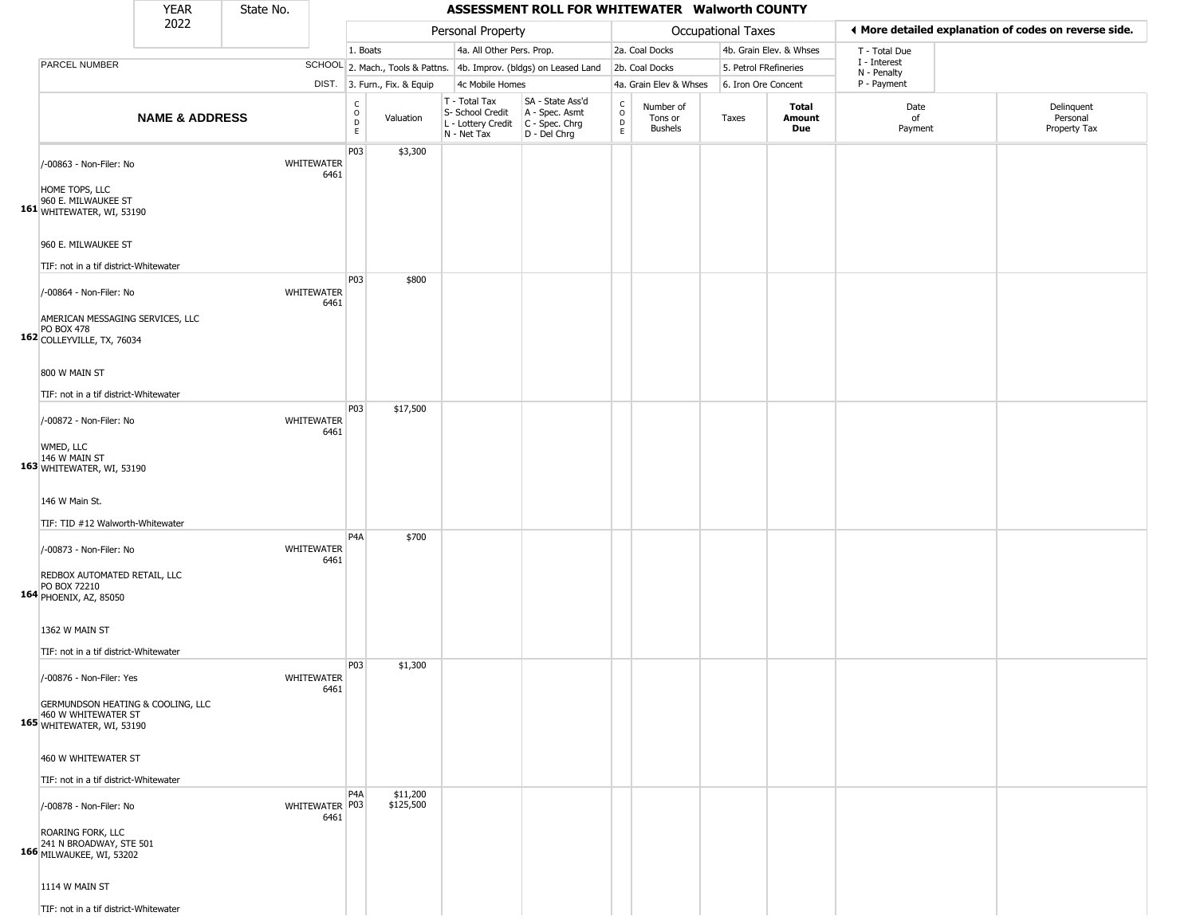# ASSESSMENT ROLL FOR WHITEWATER Walworth COUNTY

YEAR 2022 | State No.

| | | Personal Property | | | | Occupational Taxes | | | | ◄ More detailed explanation of codes on reverse side. | |
|---|---|---|---|---|---|---|---|---|---|---|---|
| PARCEL NUMBER | SCHOOL DIST. | 1. Boats<br>2. Mach., Tools & Pattns.<br>3. Furn., Fix. & Equip | | 4a. All Other Pers. Prop.<br>4b. Improv. (bldgs) on Leased Land<br>4c Mobile Homes | | 2a. Coal Docks<br>2b. Coal Docks<br>4a. Grain Elev & Whses | | 4b. Grain Elev. & Whses<br>5. Petrol FRefineries<br>6. Iron Ore Concent | | T - Total Due<br>I - Interest<br>N - Penalty<br>P - Payment | |
| **NAME & ADDRESS** | | CODE | Valuation | T - Total Tax<br>S- School Credit<br>L - Lottery Credit<br>N - Net Tax | SA - State Ass'd<br>A - Spec. Asmt<br>C - Spec. Chrg<br>D - Del Chrg | CODE | Number of Tons or Bushels | Taxes | **Total Amount Due** | Date of Payment | Delinquent Personal Property Tax |
| 161 /-00863 - Non-Filer: No<br>HOME TOPS, LLC<br>960 E. MILWAUKEE ST<br>WHITEWATER, WI, 53190<br>960 E. MILWAUKEE ST<br>TIF: not in a tif district-Whitewater | WHITEWATER 6461 | P03 | $3,300 | | | | | | | | |
| 162 /-00864 - Non-Filer: No<br>AMERICAN MESSAGING SERVICES, LLC<br>PO BOX 478<br>COLLEYVILLE, TX, 76034<br>800 W MAIN ST<br>TIF: not in a tif district-Whitewater | WHITEWATER 6461 | P03 | $800 | | | | | | | | |
| 163 /-00872 - Non-Filer: No<br>WMED, LLC<br>146 W MAIN ST<br>WHITEWATER, WI, 53190<br>146 W Main St.<br>TIF: TID #12 Walworth-Whitewater | WHITEWATER 6461 | P03 | $17,500 | | | | | | | | |
| 164 /-00873 - Non-Filer: No<br>REDBOX AUTOMATED RETAIL, LLC<br>PO BOX 72210<br>PHOENIX, AZ, 85050<br>1362 W MAIN ST<br>TIF: not in a tif district-Whitewater | WHITEWATER 6461 | P4A | $700 | | | | | | | | |
| 165 /-00876 - Non-Filer: Yes<br>GERMUNDSON HEATING & COOLING, LLC<br>460 W WHITEWATER ST<br>WHITEWATER, WI, 53190<br>460 W WHITEWATER ST<br>TIF: not in a tif district-Whitewater | WHITEWATER 6461 | P03 | $1,300 | | | | | | | | |
| 166 /-00878 - Non-Filer: No<br>ROARING FORK, LLC<br>241 N BROADWAY, STE 501<br>MILWAUKEE, WI, 53202<br>1114 W MAIN ST<br>TIF: not in a tif district-Whitewater | WHITEWATER 6461 | P4A<br>P03 | $11,200<br>$125,500 | | | | | | | | |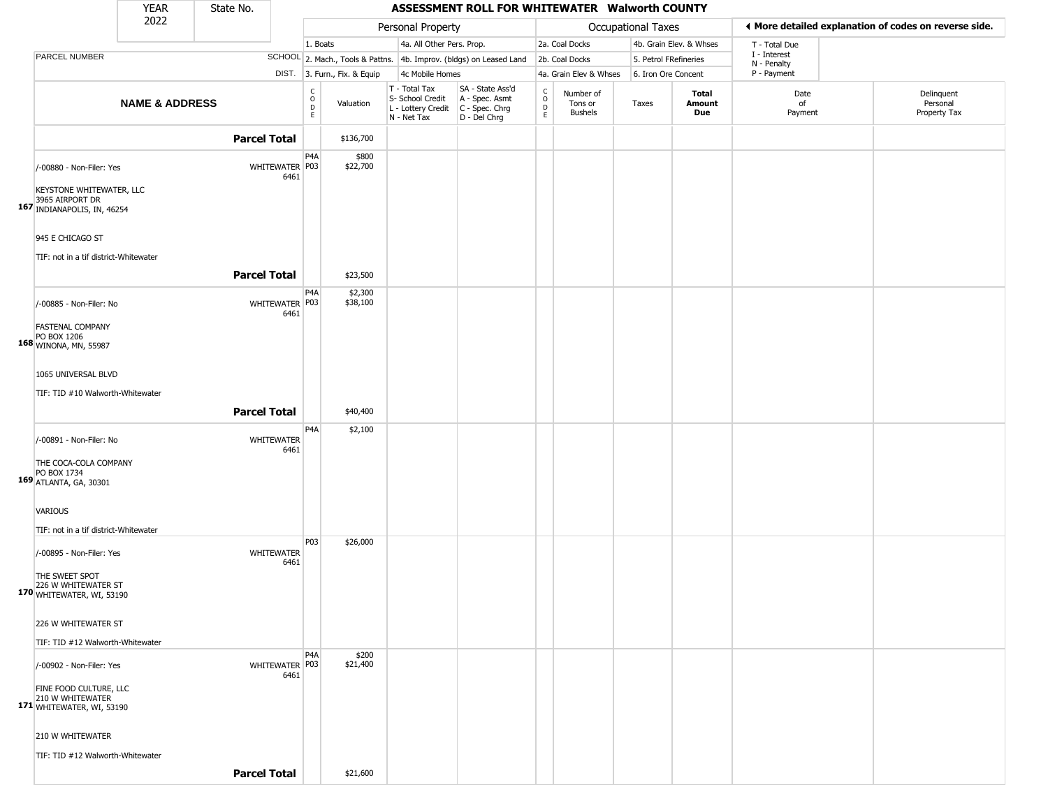| YEAR 2022 | State No. | | ASSESSMENT ROLL FOR WHITEWATER Walworth COUNTY | | | | | | | | | |
|---|---|---|---|---|---|---|---|---|---|---|---|---|

**Personal Property:** 1. Boats; 2. Mach., Tools & Pattns.; 3. Furn., Fix. & Equip; 4a. All Other Pers. Prop.; 4b. Improv. (bldgs) on Leased Land; 4c Mobile Homes

**Occupational Taxes:** 2a. Coal Docks; 2b. Coal Docks; 4a. Grain Elev & Whses; 4b. Grain Elev. & Whses; 5. Petrol FRefineries; 6. Iron Ore Concent

◀ More detailed explanation of codes on reverse side.

T - Total Due; I - Interest; N - Penalty; P - Payment

| | PARCEL NUMBER / NAME & ADDRESS | SCHOOL DIST. | CODE | Valuation | T - Total Tax S- School Credit L - Lottery Credit N - Net Tax | SA - State Ass'd A - Spec. Asmt C - Spec. Chrg D - Del Chrg | CODE | Number of Tons or Bushels | Taxes | Total Amount Due | Date of Payment | Delinquent Personal Property Tax |
|---|---|---|---|---|---|---|---|---|---|---|---|---|
| | **Parcel Total** | | | $136,700 | | | | | | | | |
| 167 | /-00880 - Non-Filer: Yes<br>KEYSTONE WHITEWATER, LLC<br>3965 AIRPORT DR<br>INDIANAPOLIS, IN, 46254<br>945 E CHICAGO ST<br>TIF: not in a tif district-Whitewater | WHITEWATER 6461 | P4A<br>P03 | $800<br>$22,700 | | | | | | | | |
| | **Parcel Total** | | | $23,500 | | | | | | | | |
| 168 | /-00885 - Non-Filer: No<br>FASTENAL COMPANY<br>PO BOX 1206<br>WINONA, MN, 55987<br>1065 UNIVERSAL BLVD<br>TIF: TID #10 Walworth-Whitewater | WHITEWATER 6461 | P4A<br>P03 | $2,300<br>$38,100 | | | | | | | | |
| | **Parcel Total** | | | $40,400 | | | | | | | | |
| 169 | /-00891 - Non-Filer: No<br>THE COCA-COLA COMPANY<br>PO BOX 1734<br>ATLANTA, GA, 30301<br>VARIOUS<br>TIF: not in a tif district-Whitewater | WHITEWATER 6461 | P4A | $2,100 | | | | | | | | |
| 170 | /-00895 - Non-Filer: Yes<br>THE SWEET SPOT<br>226 W WHITEWATER ST<br>WHITEWATER, WI, 53190<br>226 W WHITEWATER ST<br>TIF: TID #12 Walworth-Whitewater | WHITEWATER 6461 | P03 | $26,000 | | | | | | | | |
| 171 | /-00902 - Non-Filer: Yes<br>FINE FOOD CULTURE, LLC<br>210 W WHITEWATER<br>WHITEWATER, WI, 53190<br>210 W WHITEWATER<br>TIF: TID #12 Walworth-Whitewater | WHITEWATER 6461 | P4A<br>P03 | $200<br>$21,400 | | | | | | | | |
| | **Parcel Total** | | | $21,600 | | | | | | | | |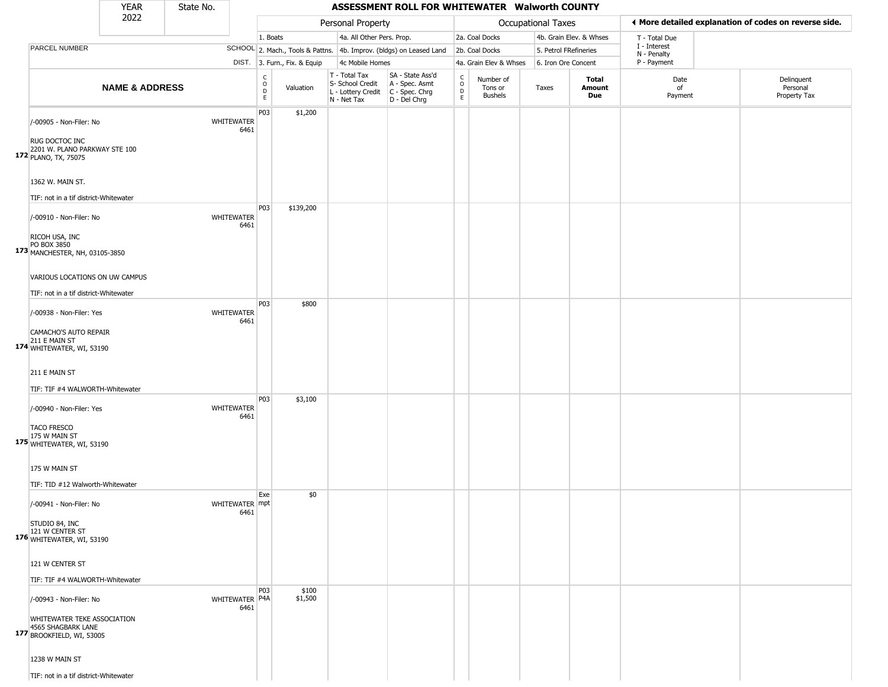| YEAR 2022 | State No. | ASSESSMENT ROLL FOR WHITEWATER Walworth COUNTY | | | | | | | | | |
|---|---|---|---|---|---|---|---|---|---|---|---|

| | | Personal Property | | | | Occupational Taxes | | | | ◂ More detailed explanation of codes on reverse side. | |
|---|---|---|---|---|---|---|---|---|---|---|---|
| | | 1. Boats | | 4a. All Other Pers. Prop. | | 2a. Coal Docks | | 4b. Grain Elev. & Whses | | T - Total Due<br>I - Interest<br>N - Penalty<br>P - Payment | |
| PARCEL NUMBER | SCHOOL | 2. Mach., Tools & Pattns. | | 4b. Improv. (bldgs) on Leased Land | | 2b. Coal Docks | | 5. Petrol FRefineries | | | |
| | DIST. | 3. Furn., Fix. & Equip | | 4c Mobile Homes | | 4a. Grain Elev & Whses | | 6. Iron Ore Concent | | | |
| **NAME & ADDRESS** | | CODE | Valuation | T - Total Tax<br>S- School Credit<br>L - Lottery Credit<br>N - Net Tax | SA - State Ass'd<br>A - Spec. Asmt<br>C - Spec. Chrg<br>D - Del Chrg | CODE | Number of Tons or Bushels | Taxes | **Total Amount Due** | Date of Payment | Delinquent Personal Property Tax |
| 172 /-00905 - Non-Filer: No<br>RUG DOCTOC INC<br>2201 W. PLANO PARKWAY STE 100<br>PLANO, TX, 75075<br>1362 W. MAIN ST.<br>TIF: not in a tif district-Whitewater | WHITEWATER 6461 | P03 | $1,200 | | | | | | | | |
| 173 /-00910 - Non-Filer: No<br>RICOH USA, INC<br>PO BOX 3850<br>MANCHESTER, NH, 03105-3850<br>VARIOUS LOCATIONS ON UW CAMPUS<br>TIF: not in a tif district-Whitewater | WHITEWATER 6461 | P03 | $139,200 | | | | | | | | |
| 174 /-00938 - Non-Filer: Yes<br>CAMACHO'S AUTO REPAIR<br>211 E MAIN ST<br>WHITEWATER, WI, 53190<br>211 E MAIN ST<br>TIF: TIF #4 WALWORTH-Whitewater | WHITEWATER 6461 | P03 | $800 | | | | | | | | |
| 175 /-00940 - Non-Filer: Yes<br>TACO FRESCO<br>175 W MAIN ST<br>WHITEWATER, WI, 53190<br>175 W MAIN ST<br>TIF: TID #12 Walworth-Whitewater | WHITEWATER 6461 | P03 | $3,100 | | | | | | | | |
| 176 /-00941 - Non-Filer: No<br>STUDIO 84, INC<br>121 W CENTER ST<br>WHITEWATER, WI, 53190<br>121 W CENTER ST<br>TIF: TIF #4 WALWORTH-Whitewater | WHITEWATER 6461 | Exempt | $0 | | | | | | | | |
| 177 /-00943 - Non-Filer: No<br>WHITEWATER TEKE ASSOCIATION<br>4565 SHAGBARK LANE<br>BROOKFIELD, WI, 53005<br>1238 W MAIN ST<br>TIF: not in a tif district-Whitewater | WHITEWATER 6461 | P03<br>P4A | $100<br>$1,500 | | | | | | | | |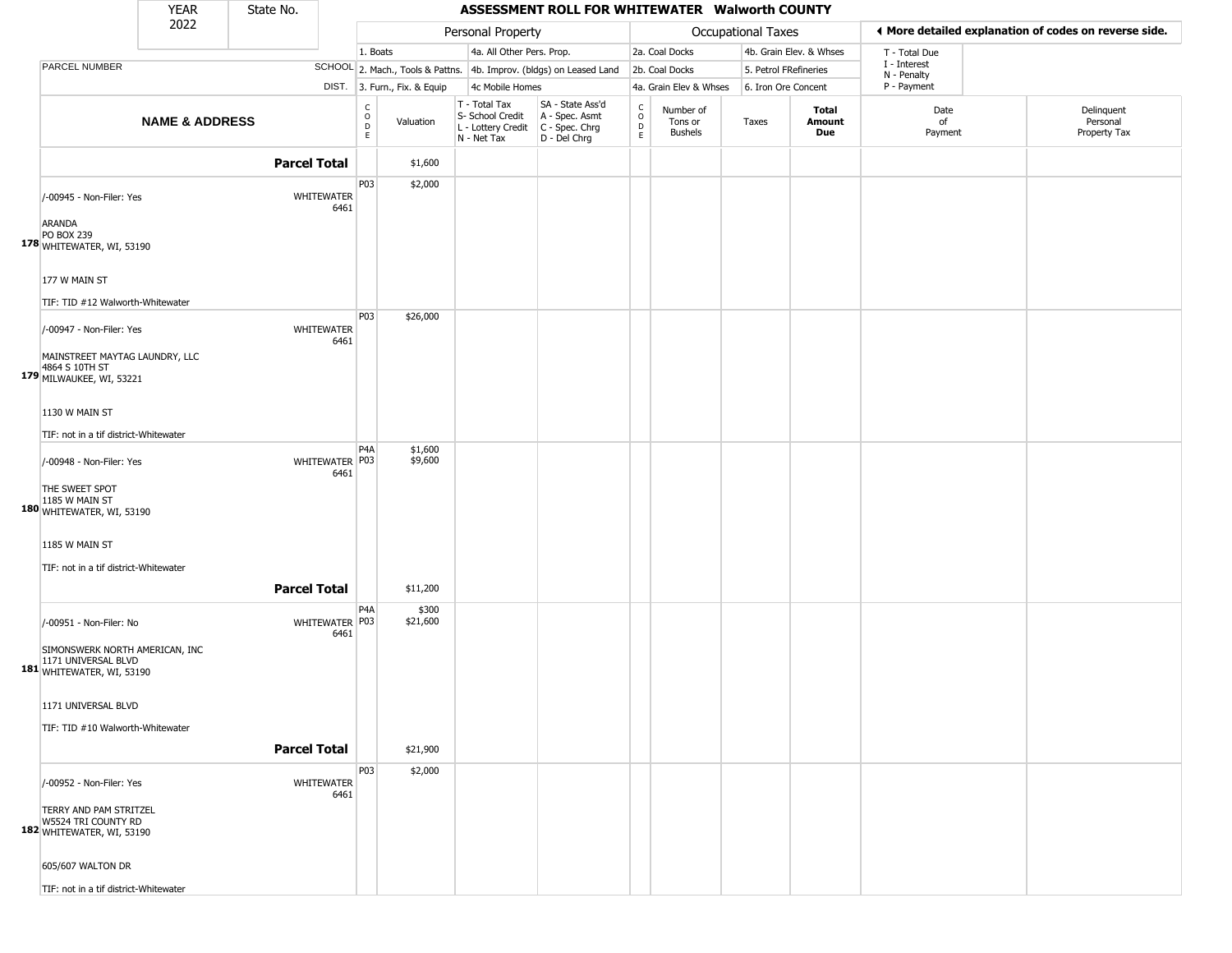YEAR 2022 | State No.

# ASSESSMENT ROLL FOR WHITEWATER Walworth COUNTY

| | | Personal Property | | | | Occupational Taxes | | | | ◄ More detailed explanation of codes on reverse side. | |
|---|---|---|---|---|---|---|---|---|---|---|---|
| | | 1. Boats | | 4a. All Other Pers. Prop. | | 2a. Coal Docks | | 4b. Grain Elev. & Whses | | T - Total Due | |
| PARCEL NUMBER | SCHOOL | 2. Mach., Tools & Pattns. | | 4b. Improv. (bldgs) on Leased Land | | 2b. Coal Docks | | 5. Petrol FRefineries | | I - Interest, N - Penalty | |
| | DIST. | 3. Furn., Fix. & Equip | | 4c Mobile Homes | | 4a. Grain Elev & Whses | | 6. Iron Ore Concent | | P - Payment | |
| **NAME & ADDRESS** | | CODE | Valuation | T - Total Tax, S- School Credit, L - Lottery Credit, N - Net Tax | SA - State Ass'd, A - Spec. Asmt, C - Spec. Chrg, D - Del Chrg | CODE | Number of Tons or Bushels | Taxes | **Total Amount Due** | Date of Payment | Delinquent Personal Property Tax |
| **Parcel Total** | | | $1,600 | | | | | | | | |
| /-00945 - Non-Filer: Yes<br>ARANDA<br>PO BOX 239<br>178 WHITEWATER, WI, 53190<br>177 W MAIN ST<br>TIF: TID #12 Walworth-Whitewater | WHITEWATER 6461 | P03 | $2,000 | | | | | | | | |
| /-00947 - Non-Filer: Yes<br>MAINSTREET MAYTAG LAUNDRY, LLC<br>4864 S 10TH ST<br>179 MILWAUKEE, WI, 53221<br>1130 W MAIN ST<br>TIF: not in a tif district-Whitewater | WHITEWATER 6461 | P03 | $26,000 | | | | | | | | |
| /-00948 - Non-Filer: Yes<br>THE SWEET SPOT<br>1185 W MAIN ST<br>180 WHITEWATER, WI, 53190<br>1185 W MAIN ST<br>TIF: not in a tif district-Whitewater | WHITEWATER 6461 | P4A<br>P03 | $1,600<br>$9,600 | | | | | | | | |
| **Parcel Total** | | | $11,200 | | | | | | | | |
| /-00951 - Non-Filer: No<br>SIMONSWERK NORTH AMERICAN, INC<br>1171 UNIVERSAL BLVD<br>181 WHITEWATER, WI, 53190<br>1171 UNIVERSAL BLVD<br>TIF: TID #10 Walworth-Whitewater | WHITEWATER 6461 | P4A<br>P03 | $300<br>$21,600 | | | | | | | | |
| **Parcel Total** | | | $21,900 | | | | | | | | |
| /-00952 - Non-Filer: Yes<br>TERRY AND PAM STRITZEL<br>W5524 TRI COUNTY RD<br>182 WHITEWATER, WI, 53190<br>605/607 WALTON DR<br>TIF: not in a tif district-Whitewater | WHITEWATER 6461 | P03 | $2,000 | | | | | | | | |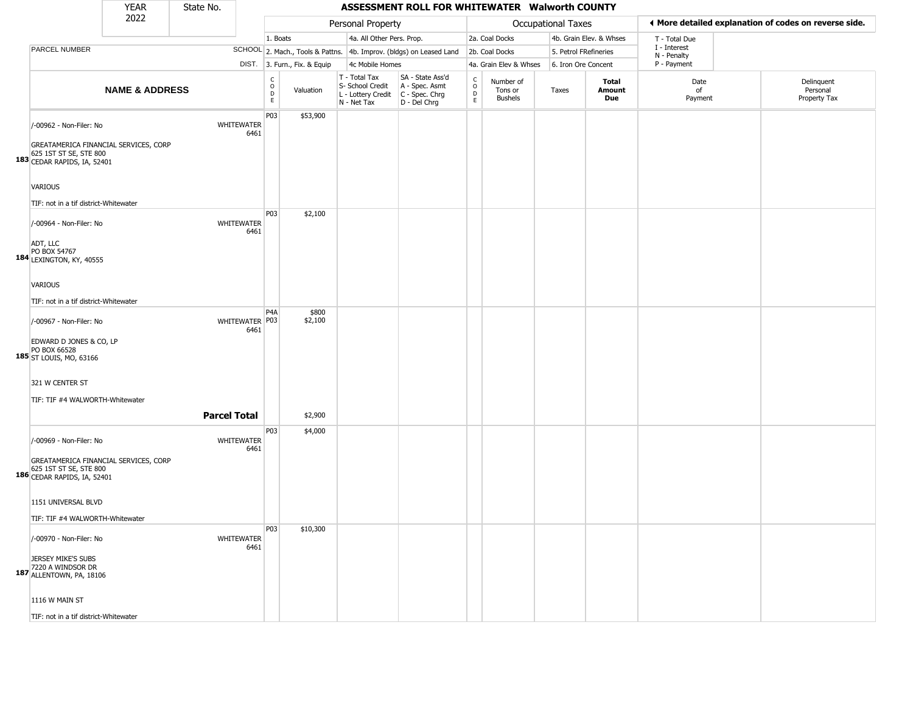# ASSESSMENT ROLL FOR WHITEWATER Walworth COUNTY

| YEAR | State No. |
| --- | --- |
| 2022 | |

**Personal Property:** 1. Boats; 2. Mach., Tools & Pattns.; 3. Furn., Fix. & Equip; 4a. All Other Pers. Prop.; 4b. Improv. (bldgs) on Leased Land; 4c Mobile Homes

**Occupational Taxes:** 2a. Coal Docks; 2b. Coal Docks; 4a. Grain Elev & Whses; 4b. Grain Elev. & Whses; 5. Petrol FRefineries; 6. Iron Ore Concent

◄ More detailed explanation of codes on reverse side.

T - Total Due; I - Interest; N - Penalty; P - Payment

| | NAME & ADDRESS | SCHOOL DIST. | CODE | Valuation | T - Total Tax S- School Credit L - Lottery Credit N - Net Tax | SA - State Ass'd A - Spec. Asmt C - Spec. Chrg D - Del Chrg | CODE | Number of Tons or Bushels | Taxes | Total Amount Due | Date of Payment | Delinquent Personal Property Tax |
| --- | --- | --- | --- | --- | --- | --- | --- | --- | --- | --- | --- | --- |
| 183 | /-00962 - Non-Filer: No<br>GREATAMERICA FINANCIAL SERVICES, CORP<br>625 1ST ST SE, STE 800<br>CEDAR RAPIDS, IA, 52401<br>VARIOUS<br>TIF: not in a tif district-Whitewater | WHITEWATER 6461 | P03 | $53,900 | | | | | | | | |
| 184 | /-00964 - Non-Filer: No<br>ADT, LLC<br>PO BOX 54767<br>LEXINGTON, KY, 40555<br>VARIOUS<br>TIF: not in a tif district-Whitewater | WHITEWATER 6461 | P03 | $2,100 | | | | | | | | |
| 185 | /-00967 - Non-Filer: No<br>EDWARD D JONES & CO, LP<br>PO BOX 66528<br>ST LOUIS, MO, 63166<br>321 W CENTER ST<br>TIF: TIF #4 WALWORTH-Whitewater | WHITEWATER 6461 | P4A<br>P03 | $800<br>$2,100 | | | | | | | | |
| | **Parcel Total** | | | $2,900 | | | | | | | | |
| 186 | /-00969 - Non-Filer: No<br>GREATAMERICA FINANCIAL SERVICES, CORP<br>625 1ST ST SE, STE 800<br>CEDAR RAPIDS, IA, 52401<br>1151 UNIVERSAL BLVD<br>TIF: TIF #4 WALWORTH-Whitewater | WHITEWATER 6461 | P03 | $4,000 | | | | | | | | |
| 187 | /-00970 - Non-Filer: No<br>JERSEY MIKE'S SUBS<br>7220 A WINDSOR DR<br>ALLENTOWN, PA, 18106<br>1116 W MAIN ST<br>TIF: not in a tif district-Whitewater | WHITEWATER 6461 | P03 | $10,300 | | | | | | | | |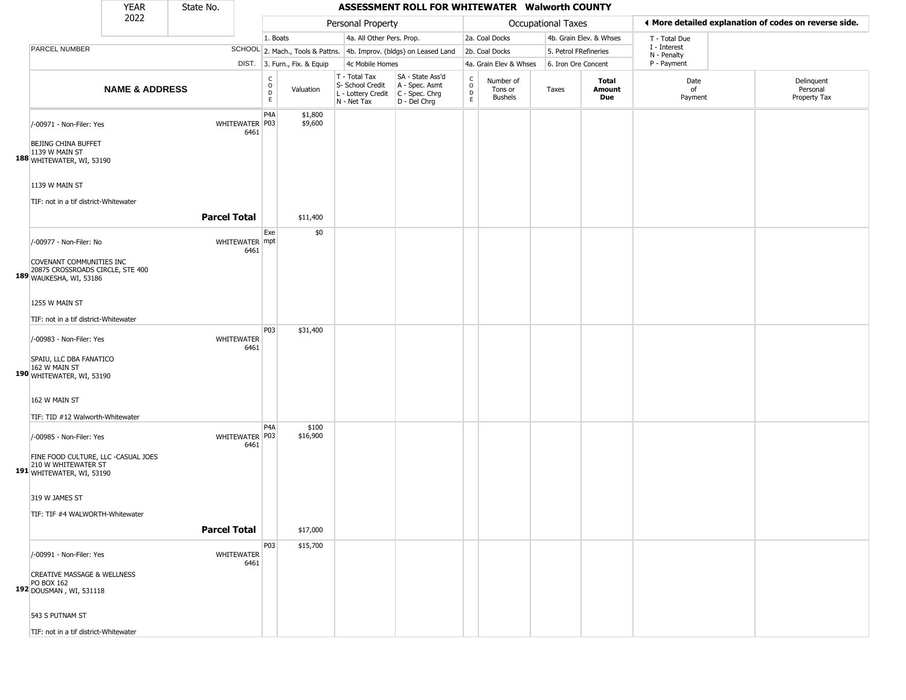| YEAR | State No. |
| --- | --- |
| 2022 | |

# ASSESSMENT ROLL FOR WHITEWATER Walworth COUNTY

| | | Personal Property | | | | Occupational Taxes | | | | ◂ More detailed explanation of codes on reverse side. | |
| --- | --- | --- | --- | --- | --- | --- | --- | --- | --- | --- | --- |
| | | 1. Boats | | 4a. All Other Pers. Prop. | | 2a. Coal Docks | | 4b. Grain Elev. & Whses | | T - Total Due | |
| PARCEL NUMBER | SCHOOL | 2. Mach., Tools & Pattns. | | 4b. Improv. (bldgs) on Leased Land | | 2b. Coal Docks | | 5. Petrol FRefineries | | I - Interest<br>N - Penalty | |
| | DIST. | 3. Furn., Fix. & Equip | | 4c Mobile Homes | | 4a. Grain Elev & Whses | | 6. Iron Ore Concent | | P - Payment | |
| **NAME & ADDRESS** | | CODE | Valuation | T - Total Tax<br>S- School Credit<br>L - Lottery Credit<br>N - Net Tax | SA - State Ass'd<br>A - Spec. Asmt<br>C - Spec. Chrg<br>D - Del Chrg | CODE | Number of Tons or Bushels | Taxes | **Total Amount Due** | Date of Payment | Delinquent Personal Property Tax |
| 188 /-00971 - Non-Filer: Yes<br>BEJING CHINA BUFFET<br>1139 W MAIN ST<br>WHITEWATER, WI, 53190<br><br>1139 W MAIN ST<br><br>TIF: not in a tif district-Whitewater | WHITEWATER 6461 | P4A<br>P03 | $1,800<br>$9,600 | | | | | | | | |
| **Parcel Total** | | | $11,400 | | | | | | | | |
| 189 /-00977 - Non-Filer: No<br>COVENANT COMMUNITIES INC<br>20875 CROSSROADS CIRCLE, STE 400<br>WAUKESHA, WI, 53186<br><br>1255 W MAIN ST<br><br>TIF: not in a tif district-Whitewater | WHITEWATER 6461 | Exempt | $0 | | | | | | | | |
| 190 /-00983 - Non-Filer: Yes<br>SPAIU, LLC DBA FANATICO<br>162 W MAIN ST<br>WHITEWATER, WI, 53190<br><br>162 W MAIN ST<br><br>TIF: TID #12 Walworth-Whitewater | WHITEWATER 6461 | P03 | $31,400 | | | | | | | | |
| 191 /-00985 - Non-Filer: Yes<br>FINE FOOD CULTURE, LLC -CASUAL JOES<br>210 W WHITEWATER ST<br>WHITEWATER, WI, 53190<br><br>319 W JAMES ST<br><br>TIF: TIF #4 WALWORTH-Whitewater | WHITEWATER 6461 | P4A<br>P03 | $100<br>$16,900 | | | | | | | | |
| **Parcel Total** | | | $17,000 | | | | | | | | |
| 192 /-00991 - Non-Filer: Yes<br>CREATIVE MASSAGE & WELLNESS<br>PO BOX 162<br>DOUSMAN , WI, 531118<br><br>543 S PUTNAM ST<br><br>TIF: not in a tif district-Whitewater | WHITEWATER 6461 | P03 | $15,700 | | | | | | | | |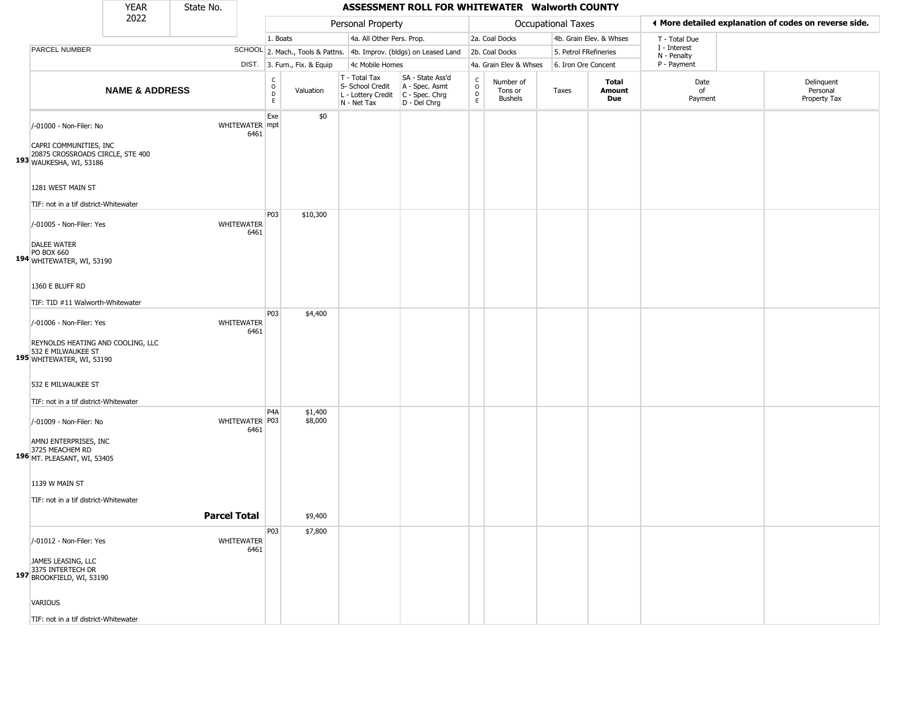YEAR 2022 | State No.

# ASSESSMENT ROLL FOR WHITEWATER Walworth COUNTY

◀ More detailed explanation of codes on reverse side.

| Personal Property | | | | Occupational Taxes | |
|---|---|---|---|---|---|
| 1. Boats | 4a. All Other Pers. Prop. | 2a. Coal Docks | 4b. Grain Elev. & Whses | T - Total Due | |
| 2. Mach., Tools & Pattns. | 4b. Improv. (bldgs) on Leased Land | 2b. Coal Docks | 5. Petrol FRefineries | I - Interest | N - Penalty |
| 3. Furn., Fix. & Equip | 4c Mobile Homes | 4a. Grain Elev & Whses | 6. Iron Ore Concent | P - Payment | |

| | PARCEL NUMBER / NAME & ADDRESS | SCHOOL DIST. | CODE | Valuation | T - Total Tax S- School Credit L - Lottery Credit N - Net Tax | SA - State Ass'd A - Spec. Asmt C - Spec. Chrg D - Del Chrg | CODE | Number of Tons or Bushels | Taxes | Total Amount Due | Date of Payment | Delinquent Personal Property Tax |
|---|---|---|---|---|---|---|---|---|---|---|---|---|
| 193 | /-01000 - Non-Filer: No<br>CAPRI COMMUNITIES, INC<br>20875 CROSSROADS CIRCLE, STE 400<br>WAUKESHA, WI, 53186<br>1281 WEST MAIN ST<br>TIF: not in a tif district-Whitewater | WHITEWATER 6461 | Exempt | $0 | | | | | | | | |
| 194 | /-01005 - Non-Filer: Yes<br>DALEE WATER<br>PO BOX 660<br>WHITEWATER, WI, 53190<br>1360 E BLUFF RD<br>TIF: TID #11 Walworth-Whitewater | WHITEWATER 6461 | P03 | $10,300 | | | | | | | | |
| 195 | /-01006 - Non-Filer: Yes<br>REYNOLDS HEATING AND COOLING, LLC<br>532 E MILWAUKEE ST<br>WHITEWATER, WI, 53190<br>532 E MILWAUKEE ST<br>TIF: not in a tif district-Whitewater | WHITEWATER 6461 | P03 | $4,400 | | | | | | | | |
| 196 | /-01009 - Non-Filer: No<br>AMNJ ENTERPRISES, INC<br>3725 MEACHEM RD<br>MT. PLEASANT, WI, 53405<br>1139 W MAIN ST<br>TIF: not in a tif district-Whitewater | WHITEWATER 6461 | P4A<br>P03 | $1,400<br>$8,000 | | | | | | | | |
| | **Parcel Total** | | | $9,400 | | | | | | | | |
| 197 | /-01012 - Non-Filer: Yes<br>JAMES LEASING, LLC<br>3375 INTERTECH DR<br>BROOKFIELD, WI, 53190<br>VARIOUS<br>TIF: not in a tif district-Whitewater | WHITEWATER 6461 | P03 | $7,800 | | | | | | | | |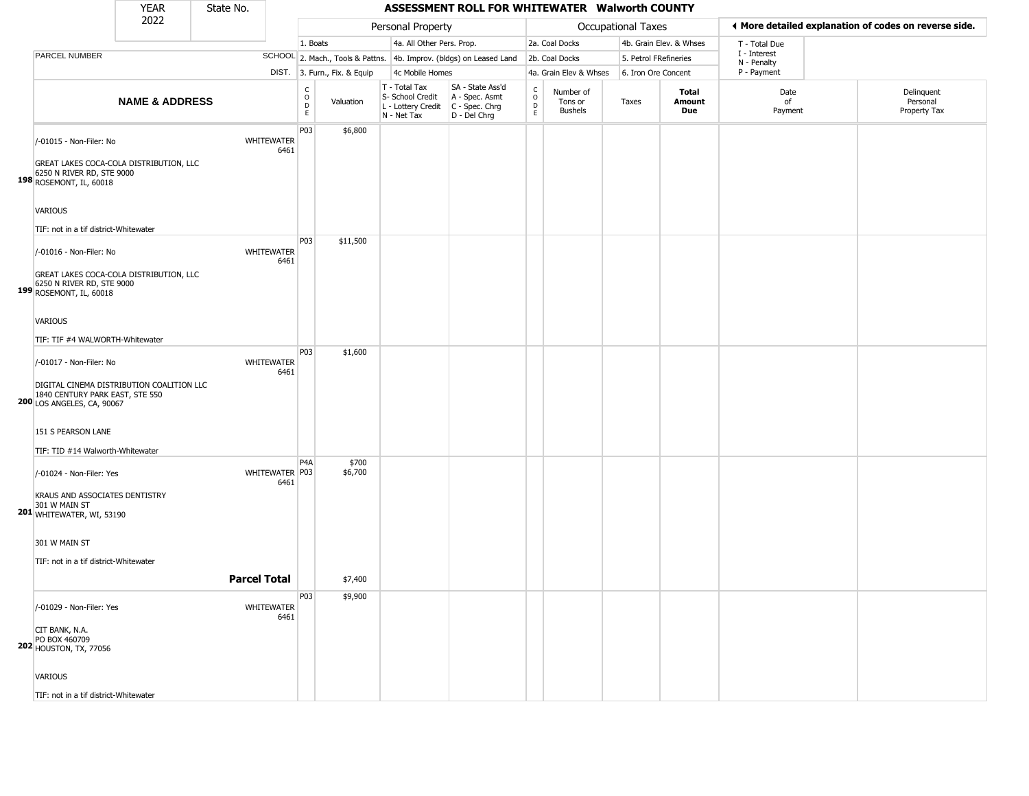| YEAR 2022 | State No. | | ASSESSMENT ROLL FOR WHITEWATER Walworth COUNTY | | | | | | | | | |
|---|---|---|---|---|---|---|---|---|---|---|---|---|

| | | | Personal Property | | | | Occupational Taxes | | | | ◀ More detailed explanation of codes on reverse side. | |
|---|---|---|---|---|---|---|---|---|---|---|---|---|
| PARCEL NUMBER | SCHOOL DIST. | | 1. Boats<br>2. Mach., Tools & Pattns.<br>3. Furn., Fix. & Equip | | 4a. All Other Pers. Prop.<br>4b. Improv. (bldgs) on Leased Land<br>4c Mobile Homes | | 2a. Coal Docks<br>2b. Coal Docks<br>4a. Grain Elev & Whses | | 4b. Grain Elev. & Whses<br>5. Petrol FRefineries<br>6. Iron Ore Concent | | T - Total Due<br>I - Interest<br>N - Penalty<br>P - Payment | |
| **NAME & ADDRESS** | | CODE | Valuation | T - Total Tax<br>S- School Credit<br>L - Lottery Credit<br>N - Net Tax | SA - State Ass'd<br>A - Spec. Asmt<br>C - Spec. Chrg<br>D - Del Chrg | CODE | Number of Tons or Bushels | Taxes | **Total Amount Due** | Date of Payment | Delinquent Personal Property Tax |
| **198** /-01015 - Non-Filer: No<br><br>GREAT LAKES COCA-COLA DISTRIBUTION, LLC<br>6250 N RIVER RD, STE 9000<br>ROSEMONT, IL, 60018<br><br>VARIOUS<br><br>TIF: not in a tif district-Whitewater | WHITEWATER 6461 | P03 | $6,800 | | | | | | | | |
| **199** /-01016 - Non-Filer: No<br><br>GREAT LAKES COCA-COLA DISTRIBUTION, LLC<br>6250 N RIVER RD, STE 9000<br>ROSEMONT, IL, 60018<br><br>VARIOUS<br><br>TIF: TIF #4 WALWORTH-Whitewater | WHITEWATER 6461 | P03 | $11,500 | | | | | | | | |
| **200** /-01017 - Non-Filer: No<br><br>DIGITAL CINEMA DISTRIBUTION COALITION LLC<br>1840 CENTURY PARK EAST, STE 550<br>LOS ANGELES, CA, 90067<br><br>151 S PEARSON LANE<br><br>TIF: TID #14 Walworth-Whitewater | WHITEWATER 6461 | P03 | $1,600 | | | | | | | | |
| **201** /-01024 - Non-Filer: Yes<br><br>KRAUS AND ASSOCIATES DENTISTRY<br>301 W MAIN ST<br>WHITEWATER, WI, 53190<br><br>301 W MAIN ST<br><br>TIF: not in a tif district-Whitewater | WHITEWATER 6461 | P4A<br>P03 | $700<br>$6,700 | | | | | | | | |
| | **Parcel Total** | | $7,400 | | | | | | | | |
| **202** /-01029 - Non-Filer: Yes<br><br>CIT BANK, N.A.<br>PO BOX 460709<br>HOUSTON, TX, 77056<br><br>VARIOUS<br><br>TIF: not in a tif district-Whitewater | WHITEWATER 6461 | P03 | $9,900 | | | | | | | | |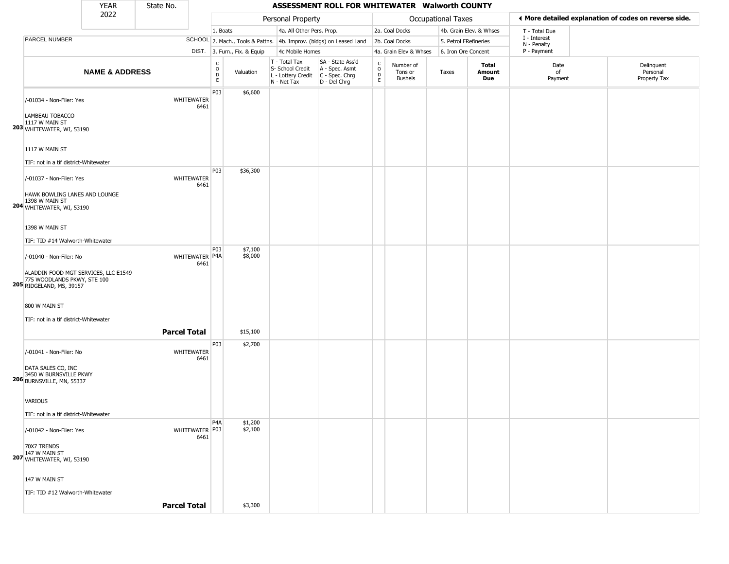| YEAR 2022 | State No. | ASSESSMENT ROLL FOR WHITEWATER Walworth COUNTY | | | | | | | | | | |
|---|---|---|---|---|---|---|---|---|---|---|---|---|

| PARCEL NUMBER | SCHOOL DIST. | Personal Property: 1. Boats; 2. Mach., Tools & Pattns.; 3. Furn., Fix. & Equip; 4a. All Other Pers. Prop.; 4b. Improv. (bldgs) on Leased Land; 4c Mobile Homes | | | | Occupational Taxes: 2a. Coal Docks; 2b. Coal Docks; 4a. Grain Elev & Whses; 4b. Grain Elev. & Whses; 5. Petrol FRefineries; 6. Iron Ore Concent | | | | ◄ More detailed explanation of codes on reverse side. T - Total Due; I - Interest; N - Penalty; P - Payment | |
|---|---|---|---|---|---|---|---|---|---|---|---|
| **NAME & ADDRESS** | | CODE | Valuation | T - Total Tax S- School Credit L - Lottery Credit N - Net Tax | SA - State Ass'd A - Spec. Asmt C - Spec. Chrg D - Del Chrg | CODE | Number of Tons or Bushels | Taxes | **Total Amount Due** | Date of Payment | Delinquent Personal Property Tax |
| 203 /-01034 - Non-Filer: Yes<br>LAMBEAU TOBACCO<br>1117 W MAIN ST<br>WHITEWATER, WI, 53190<br>1117 W MAIN ST<br>TIF: not in a tif district-Whitewater | WHITEWATER 6461 | P03 | $6,600 | | | | | | | | |
| 204 /-01037 - Non-Filer: Yes<br>HAWK BOWLING LANES AND LOUNGE<br>1398 W MAIN ST<br>WHITEWATER, WI, 53190<br>1398 W MAIN ST<br>TIF: TID #14 Walworth-Whitewater | WHITEWATER 6461 | P03 | $36,300 | | | | | | | | |
| 205 /-01040 - Non-Filer: No<br>ALADDIN FOOD MGT SERVICES, LLC E1549<br>775 WOODLANDS PKWY, STE 100<br>RIDGELAND, MS, 39157<br>800 W MAIN ST<br>TIF: not in a tif district-Whitewater | WHITEWATER 6461 | P03<br>P4A | $7,100<br>$8,000 | | | | | | | | |
| **Parcel Total** | | | $15,100 | | | | | | | | |
| 206 /-01041 - Non-Filer: No<br>DATA SALES CO, INC<br>3450 W BURNSVILLE PKWY<br>BURNSVILLE, MN, 55337<br>VARIOUS<br>TIF: not in a tif district-Whitewater | WHITEWATER 6461 | P03 | $2,700 | | | | | | | | |
| 207 /-01042 - Non-Filer: Yes<br>70X7 TRENDS<br>147 W MAIN ST<br>WHITEWATER, WI, 53190<br>147 W MAIN ST<br>TIF: TID #12 Walworth-Whitewater | WHITEWATER 6461 | P4A<br>P03 | $1,200<br>$2,100 | | | | | | | | |
| **Parcel Total** | | | $3,300 | | | | | | | | |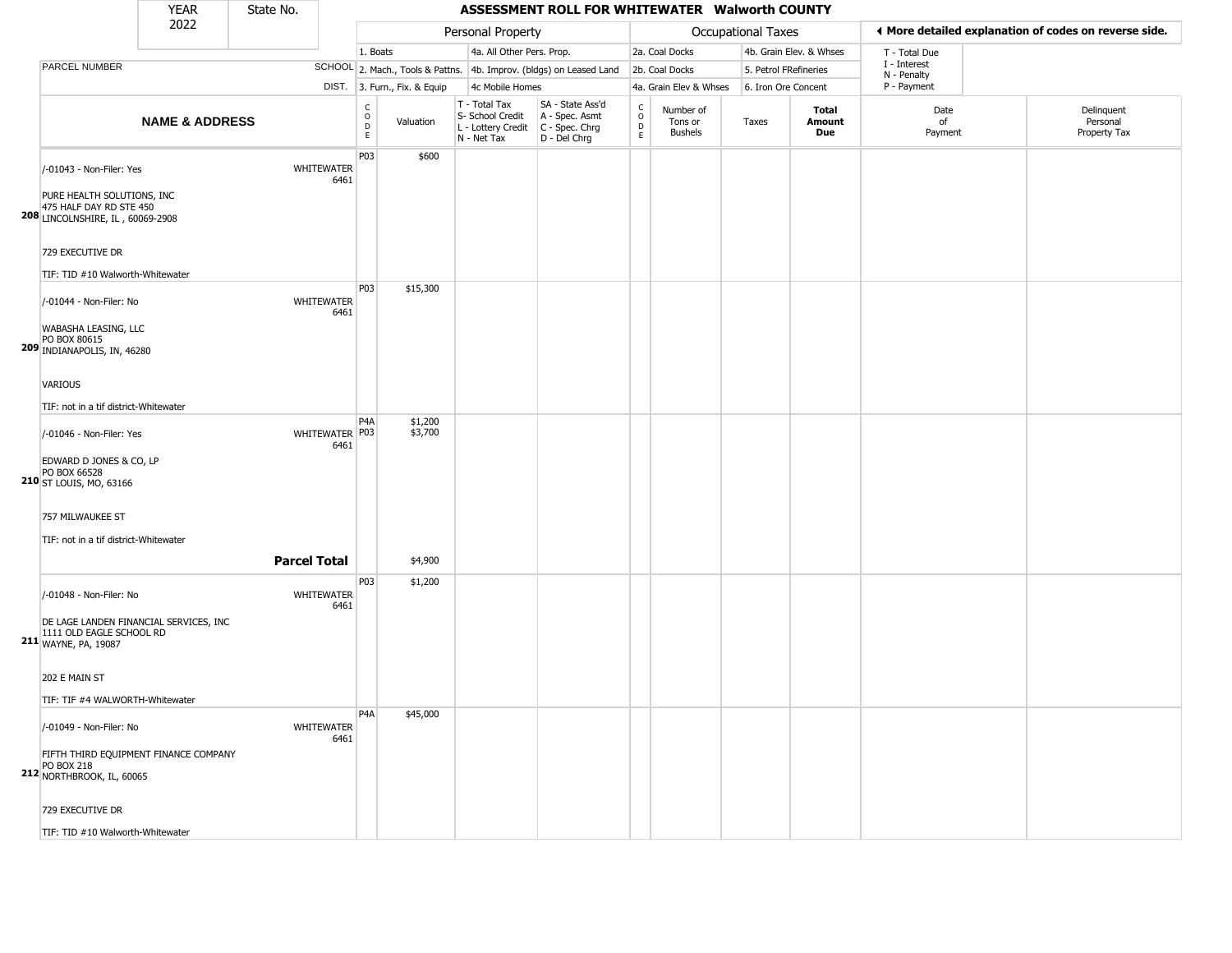| YEAR 2022 | State No. | ASSESSMENT ROLL FOR WHITEWATER Walworth COUNTY |
|---|---|---|

| | | Personal Property | | | | Occupational Taxes | | | | ◀ More detailed explanation of codes on reverse side. | |
|---|---|---|---|---|---|---|---|---|---|---|---|
| PARCEL NUMBER | SCHOOL DIST. | 1. Boats<br>2. Mach., Tools & Pattns.<br>3. Furn., Fix. & Equip | | 4a. All Other Pers. Prop.<br>4b. Improv. (bldgs) on Leased Land<br>4c Mobile Homes | | 2a. Coal Docks<br>2b. Coal Docks<br>4a. Grain Elev & Whses | | 4b. Grain Elev. & Whses<br>5. Petrol FRefineries<br>6. Iron Ore Concent | | T - Total Due<br>I - Interest<br>N - Penalty<br>P - Payment | |
| **NAME & ADDRESS** | | CODE | Valuation | T - Total Tax<br>S- School Credit<br>L - Lottery Credit<br>N - Net Tax | SA - State Ass'd<br>A - Spec. Asmt<br>C - Spec. Chrg<br>D - Del Chrg | CODE | Number of Tons or Bushels | Taxes | **Total Amount Due** | Date of Payment | Delinquent Personal Property Tax |
| 208 /-01043 - Non-Filer: Yes<br>PURE HEALTH SOLUTIONS, INC<br>475 HALF DAY RD STE 450<br>LINCOLNSHIRE, IL , 60069-2908<br>729 EXECUTIVE DR<br>TIF: TID #10 Walworth-Whitewater | WHITEWATER 6461 | P03 | $600 | | | | | | | | |
| 209 /-01044 - Non-Filer: No<br>WABASHA LEASING, LLC<br>PO BOX 80615<br>INDIANAPOLIS, IN, 46280<br>VARIOUS<br>TIF: not in a tif district-Whitewater | WHITEWATER 6461 | P03 | $15,300 | | | | | | | | |
| 210 /-01046 - Non-Filer: Yes<br>EDWARD D JONES & CO, LP<br>PO BOX 66528<br>ST LOUIS, MO, 63166<br>757 MILWAUKEE ST<br>TIF: not in a tif district-Whitewater | WHITEWATER 6461 | P4A<br>P03 | $1,200<br>$3,700 | | | | | | | | |
| | **Parcel Total** | | $4,900 | | | | | | | | |
| 211 /-01048 - Non-Filer: No<br>DE LAGE LANDEN FINANCIAL SERVICES, INC<br>1111 OLD EAGLE SCHOOL RD<br>WAYNE, PA, 19087<br>202 E MAIN ST<br>TIF: TIF #4 WALWORTH-Whitewater | WHITEWATER 6461 | P03 | $1,200 | | | | | | | | |
| 212 /-01049 - Non-Filer: No<br>FIFTH THIRD EQUIPMENT FINANCE COMPANY<br>PO BOX 218<br>NORTHBROOK, IL, 60065<br>729 EXECUTIVE DR<br>TIF: TID #10 Walworth-Whitewater | WHITEWATER 6461 | P4A | $45,000 | | | | | | | | |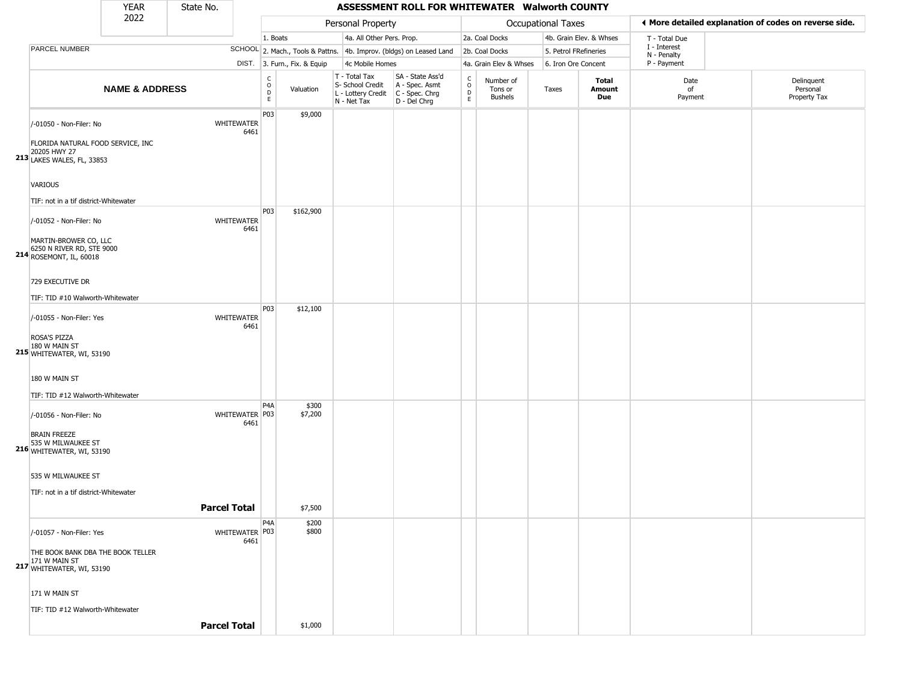| YEAR 2022 | State No. | | ASSESSMENT ROLL FOR WHITEWATER Walworth COUNTY | | | | | | | | | |
|---|---|---|---|---|---|---|---|---|---|---|---|---|

| | | Personal Property | | | | Occupational Taxes | | | | | ◄ More detailed explanation of codes on reverse side. | |
|---|---|---|---|---|---|---|---|---|---|---|---|---|
| | | 1. Boats | | 4a. All Other Pers. Prop. | | 2a. Coal Docks | | 4b. Grain Elev. & Whses | | | T - Total Due | |
| PARCEL NUMBER | SCHOOL | 2. Mach., Tools & Pattns. | | 4b. Improv. (bldgs) on Leased Land | | 2b. Coal Docks | | 5. Petrol FRefineries | | | I - Interest N - Penalty | |
| | DIST. | 3. Furn., Fix. & Equip | | 4c Mobile Homes | | 4a. Grain Elev & Whses | | 6. Iron Ore Concent | | | P - Payment | |
| **NAME & ADDRESS** | | CODE | Valuation | T - Total Tax S- School Credit L - Lottery Credit N - Net Tax | SA - State Ass'd A - Spec. Asmt C - Spec. Chrg D - Del Chrg | CODE | Number of Tons or Bushels | Taxes | **Total Amount Due** | | Date of Payment | Delinquent Personal Property Tax |
| 213 /-01050 - Non-Filer: No<br>FLORIDA NATURAL FOOD SERVICE, INC<br>20205 HWY 27<br>LAKES WALES, FL, 33853<br><br>VARIOUS<br><br>TIF: not in a tif district-Whitewater | WHITEWATER 6461 | P03 | $9,000 | | | | | | | | | |
| 214 /-01052 - Non-Filer: No<br>MARTIN-BROWER CO, LLC<br>6250 N RIVER RD, STE 9000<br>ROSEMONT, IL, 60018<br><br>729 EXECUTIVE DR<br><br>TIF: TID #10 Walworth-Whitewater | WHITEWATER 6461 | P03 | $162,900 | | | | | | | | | |
| 215 /-01055 - Non-Filer: Yes<br>ROSA'S PIZZA<br>180 W MAIN ST<br>WHITEWATER, WI, 53190<br><br>180 W MAIN ST<br><br>TIF: TID #12 Walworth-Whitewater | WHITEWATER 6461 | P03 | $12,100 | | | | | | | | | |
| 216 /-01056 - Non-Filer: No<br>BRAIN FREEZE<br>535 W MILWAUKEE ST<br>WHITEWATER, WI, 53190<br><br>535 W MILWAUKEE ST<br><br>TIF: not in a tif district-Whitewater | WHITEWATER 6461 | P4A<br>P03 | $300<br>$7,200 | | | | | | | | | |
| **Parcel Total** | | | $7,500 | | | | | | | | | |
| 217 /-01057 - Non-Filer: Yes<br>THE BOOK BANK DBA THE BOOK TELLER<br>171 W MAIN ST<br>WHITEWATER, WI, 53190<br><br>171 W MAIN ST<br><br>TIF: TID #12 Walworth-Whitewater | WHITEWATER 6461 | P4A<br>P03 | $200<br>$800 | | | | | | | | | |
| **Parcel Total** | | | $1,000 | | | | | | | | | |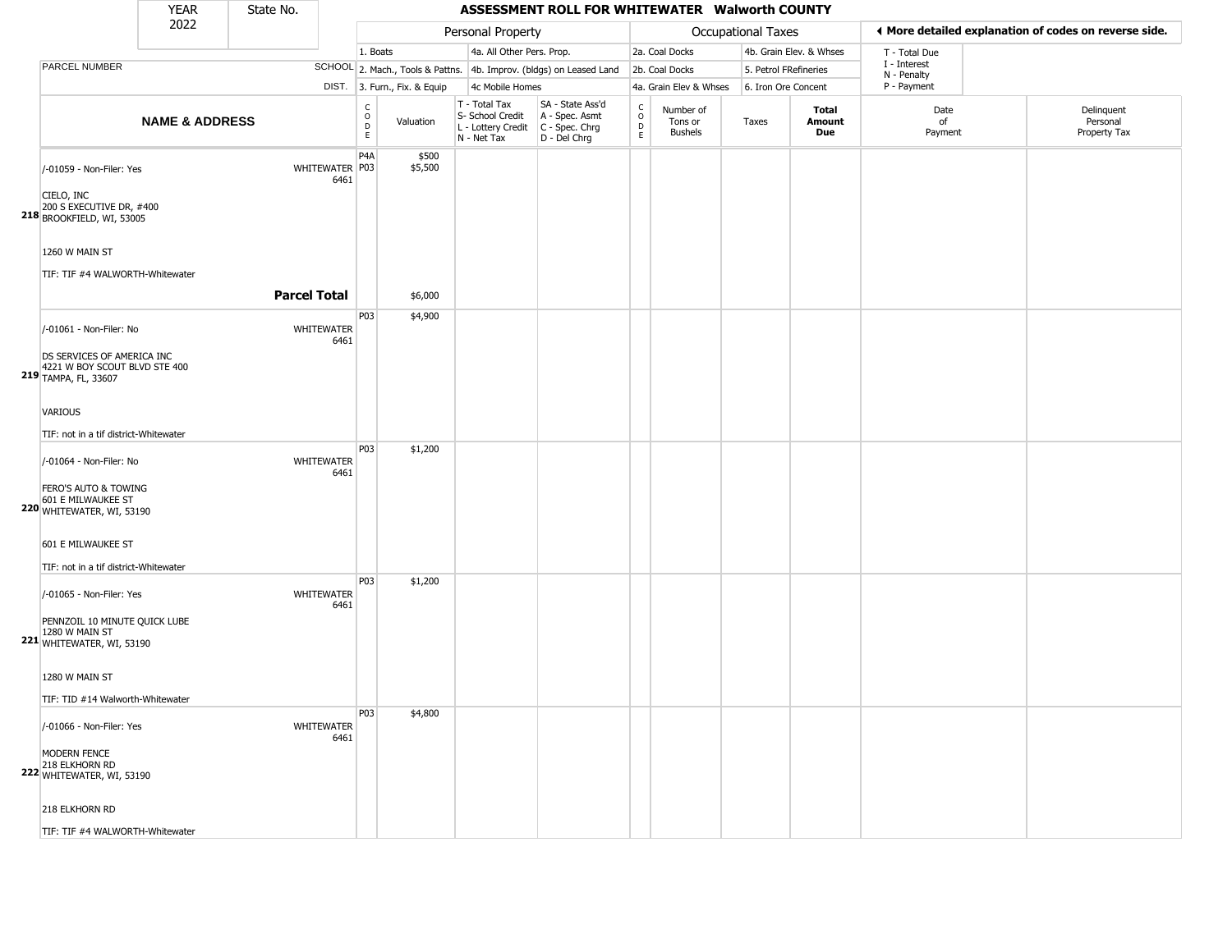| YEAR 2022 | State No. | | **ASSESSMENT ROLL FOR WHITEWATER Walworth COUNTY** | | | | | | | | | |
|---|---|---|---|---|---|---|---|---|---|---|---|---|
| | | | Personal Property | | | | Occupational Taxes | | | | ◀ More detailed explanation of codes on reverse side. | |
| | | | 1. Boats | | 4a. All Other Pers. Prop. | | 2a. Coal Docks | | 4b. Grain Elev. & Whses | | T - Total Due | |
| PARCEL NUMBER | | SCHOOL | 2. Mach., Tools & Pattns. | | 4b. Improv. (bldgs) on Leased Land | | 2b. Coal Docks | | 5. Petrol FRefineries | | I - Interest, N - Penalty | |
| | | DIST. | 3. Furn., Fix. & Equip | | 4c Mobile Homes | | 4a. Grain Elev & Whses | | 6. Iron Ore Concent | | P - Payment | |

| | NAME & ADDRESS | SCHOOL DIST. | CODE | Valuation | T - Total Tax, S- School Credit, L - Lottery Credit, N - Net Tax | SA - State Ass'd, A - Spec. Asmt, C - Spec. Chrg, D - Del Chrg | CODE | Number of Tons or Bushels | Taxes | **Total Amount Due** | Date of Payment | Delinquent Personal Property Tax |
|---|---|---|---|---|---|---|---|---|---|---|---|---|
| **218** | /-01059 - Non-Filer: Yes<br>CIELO, INC<br>200 S EXECUTIVE DR, #400<br>BROOKFIELD, WI, 53005<br>1260 W MAIN ST<br>TIF: TIF #4 WALWORTH-Whitewater | WHITEWATER 6461 | P4A<br>P03 | $500<br>$5,500 | | | | | | | | |
| | **Parcel Total** | | | $6,000 | | | | | | | | |
| **219** | /-01061 - Non-Filer: No<br>DS SERVICES OF AMERICA INC<br>4221 W BOY SCOUT BLVD STE 400<br>TAMPA, FL, 33607<br>VARIOUS<br>TIF: not in a tif district-Whitewater | WHITEWATER 6461 | P03 | $4,900 | | | | | | | | |
| **220** | /-01064 - Non-Filer: No<br>FERO'S AUTO & TOWING<br>601 E MILWAUKEE ST<br>WHITEWATER, WI, 53190<br>601 E MILWAUKEE ST<br>TIF: not in a tif district-Whitewater | WHITEWATER 6461 | P03 | $1,200 | | | | | | | | |
| **221** | /-01065 - Non-Filer: Yes<br>PENNZOIL 10 MINUTE QUICK LUBE<br>1280 W MAIN ST<br>WHITEWATER, WI, 53190<br>1280 W MAIN ST<br>TIF: TID #14 Walworth-Whitewater | WHITEWATER 6461 | P03 | $1,200 | | | | | | | | |
| **222** | /-01066 - Non-Filer: Yes<br>MODERN FENCE<br>218 ELKHORN RD<br>WHITEWATER, WI, 53190<br>218 ELKHORN RD<br>TIF: TIF #4 WALWORTH-Whitewater | WHITEWATER 6461 | P03 | $4,800 | | | | | | | | |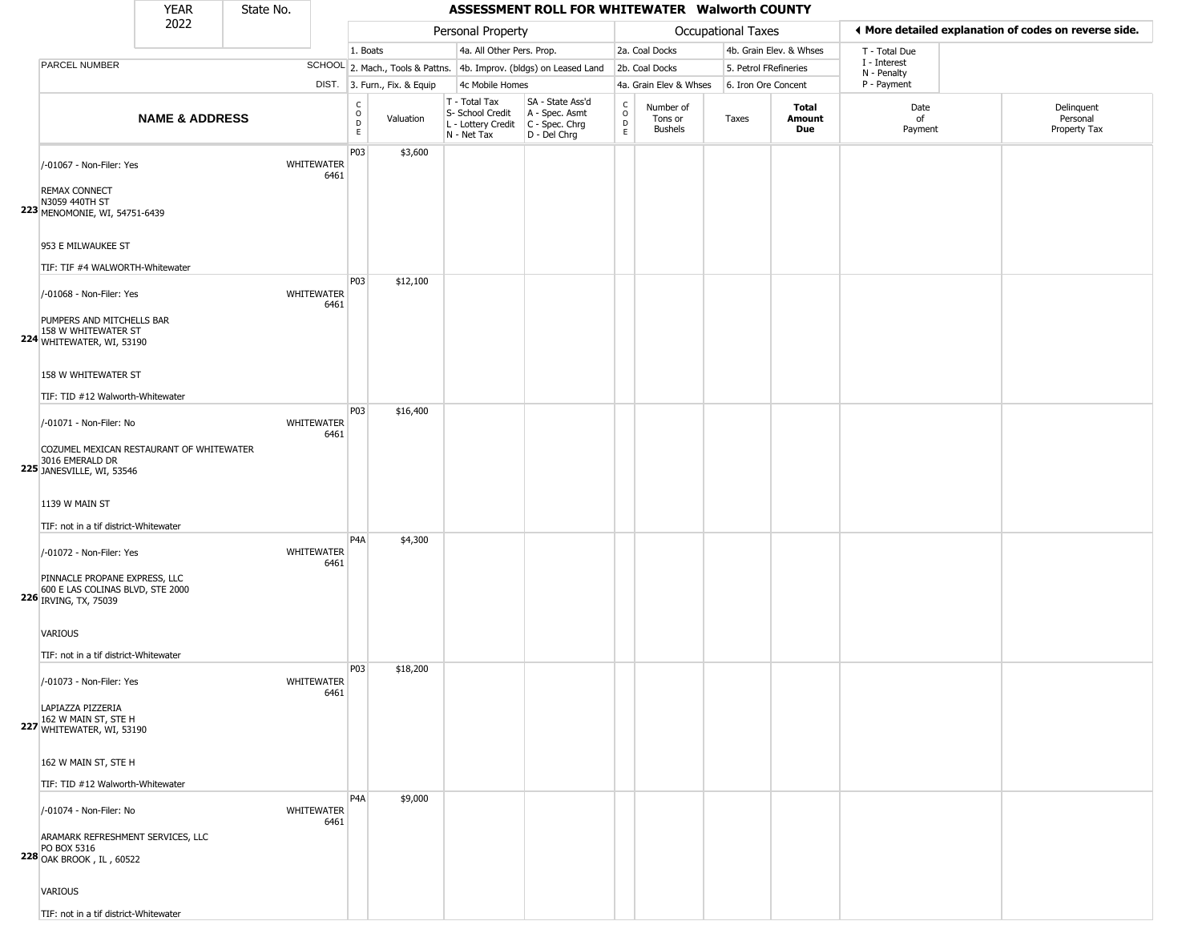| YEAR 2022 | State No. | | ASSESSMENT ROLL FOR WHITEWATER Walworth COUNTY | | | | | | | | | | |
|---|---|---|---|---|---|---|---|---|---|---|---|---|---|

◄ More detailed explanation of codes on reverse side.

| NAME & ADDRESS | SCHOOL DIST. | Personal Property: CODE | Valuation | T - Total Tax / S- School Credit / L - Lottery Credit / N - Net Tax | SA - State Ass'd / A - Spec. Asmt / C - Spec. Chrg / D - Del Chrg | Occupational Taxes: CODE | Number of Tons or Bushels | Taxes | Total Amount Due | Date of Payment | Delinquent Personal Property Tax |
|---|---|---|---|---|---|---|---|---|---|---|---|
| **223** /-01067 - Non-Filer: Yes<br>REMAX CONNECT<br>N3059 440TH ST<br>MENOMONIE, WI, 54751-6439<br><br>953 E MILWAUKEE ST<br><br>TIF: TIF #4 WALWORTH-Whitewater | WHITEWATER 6461 | P03 | $3,600 | | | | | | | | |
| **224** /-01068 - Non-Filer: Yes<br>PUMPERS AND MITCHELLS BAR<br>158 W WHITEWATER ST<br>WHITEWATER, WI, 53190<br><br>158 W WHITEWATER ST<br><br>TIF: TID #12 Walworth-Whitewater | WHITEWATER 6461 | P03 | $12,100 | | | | | | | | |
| **225** /-01071 - Non-Filer: No<br>COZUMEL MEXICAN RESTAURANT OF WHITEWATER<br>3016 EMERALD DR<br>JANESVILLE, WI, 53546<br><br>1139 W MAIN ST<br><br>TIF: not in a tif district-Whitewater | WHITEWATER 6461 | P03 | $16,400 | | | | | | | | |
| **226** /-01072 - Non-Filer: Yes<br>PINNACLE PROPANE EXPRESS, LLC<br>600 E LAS COLINAS BLVD, STE 2000<br>IRVING, TX, 75039<br><br>VARIOUS<br><br>TIF: not in a tif district-Whitewater | WHITEWATER 6461 | P4A | $4,300 | | | | | | | | |
| **227** /-01073 - Non-Filer: Yes<br>LAPIAZZA PIZZERIA<br>162 W MAIN ST, STE H<br>WHITEWATER, WI, 53190<br><br>162 W MAIN ST, STE H<br><br>TIF: TID #12 Walworth-Whitewater | WHITEWATER 6461 | P03 | $18,200 | | | | | | | | |
| **228** /-01074 - Non-Filer: No<br>ARAMARK REFRESHMENT SERVICES, LLC<br>PO BOX 5316<br>OAK BROOK , IL , 60522<br><br>VARIOUS<br><br>TIF: not in a tif district-Whitewater | WHITEWATER 6461 | P4A | $9,000 | | | | | | | | |

Personal Property codes: 1. Boats; 2. Mach., Tools & Pattns.; 3. Furn., Fix. & Equip; 4a. All Other Pers. Prop.; 4b. Improv. (bldgs) on Leased Land; 4c Mobile Homes

Occupational Taxes codes: 2a. Coal Docks; 2b. Coal Docks; 4a. Grain Elev & Whses; 4b. Grain Elev. & Whses; 5. Petrol FRefineries; 6. Iron Ore Concent

T - Total Due; I - Interest; N - Penalty; P - Payment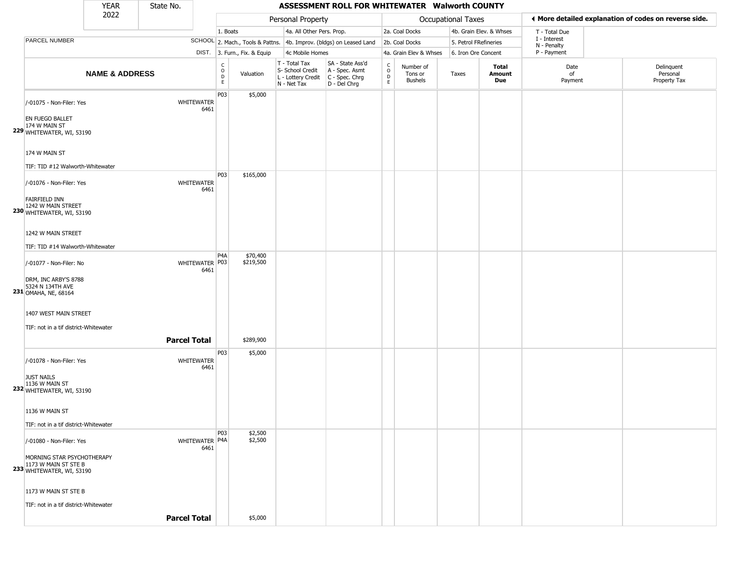| YEAR 2022 | State No. | ASSESSMENT ROLL FOR WHITEWATER Walworth COUNTY |
|---|---|---|

| | | Personal Property | | | | Occupational Taxes | | | | ◀ More detailed explanation of codes on reverse side. | |
|---|---|---|---|---|---|---|---|---|---|---|---|
| PARCEL NUMBER | SCHOOL DIST. | 1. Boats<br>2. Mach., Tools & Pattns.<br>3. Furn., Fix. & Equip | | 4a. All Other Pers. Prop.<br>4b. Improv. (bldgs) on Leased Land<br>4c Mobile Homes | | 2a. Coal Docks<br>2b. Coal Docks<br>4a. Grain Elev & Whses | | 4b. Grain Elev. & Whses<br>5. Petrol FRefineries<br>6. Iron Ore Concent | | T - Total Due<br>I - Interest<br>N - Penalty<br>P - Payment | |
| **NAME & ADDRESS** | | CODE | Valuation | T - Total Tax<br>S- School Credit<br>L - Lottery Credit<br>N - Net Tax | SA - State Ass'd<br>A - Spec. Asmt<br>C - Spec. Chrg<br>D - Del Chrg | CODE | Number of Tons or Bushels | Taxes | **Total Amount Due** | Date of Payment | Delinquent Personal Property Tax |
| 229 /-01075 - Non-Filer: Yes<br>EN FUEGO BALLET<br>174 W MAIN ST<br>WHITEWATER, WI, 53190<br>174 W MAIN ST<br>TIF: TID #12 Walworth-Whitewater | WHITEWATER 6461 | P03 | $5,000 | | | | | | | | |
| 230 /-01076 - Non-Filer: Yes<br>FAIRFIELD INN<br>1242 W MAIN STREET<br>WHITEWATER, WI, 53190<br>1242 W MAIN STREET<br>TIF: TID #14 Walworth-Whitewater | WHITEWATER 6461 | P03 | $165,000 | | | | | | | | |
| 231 /-01077 - Non-Filer: No<br>DRM, INC ARBY'S 8788<br>5324 N 134TH AVE<br>OMAHA, NE, 68164<br>1407 WEST MAIN STREET<br>TIF: not in a tif district-Whitewater | WHITEWATER 6461 | P4A<br>P03 | $70,400<br>$219,500 | | | | | | | | |
| **Parcel Total** | | | $289,900 | | | | | | | | |
| 232 /-01078 - Non-Filer: Yes<br>JUST NAILS<br>1136 W MAIN ST<br>WHITEWATER, WI, 53190<br>1136 W MAIN ST<br>TIF: not in a tif district-Whitewater | WHITEWATER 6461 | P03 | $5,000 | | | | | | | | |
| 233 /-01080 - Non-Filer: Yes<br>MORNING STAR PSYCHOTHERAPY<br>1173 W MAIN ST STE B<br>WHITEWATER, WI, 53190<br>1173 W MAIN ST STE B<br>TIF: not in a tif district-Whitewater | WHITEWATER 6461 | P03<br>P4A | $2,500<br>$2,500 | | | | | | | | |
| **Parcel Total** | | | $5,000 | | | | | | | | |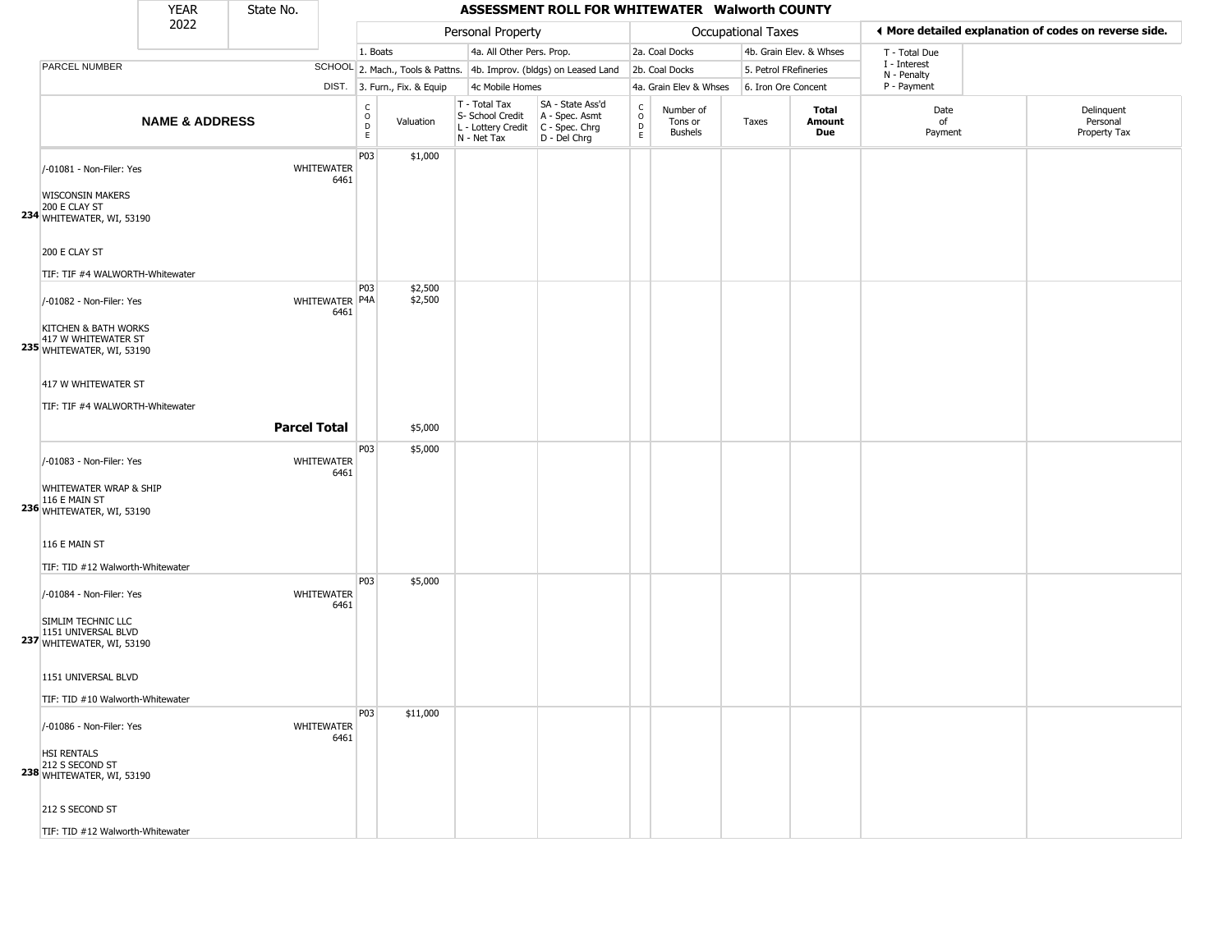# ASSESSMENT ROLL FOR WHITEWATER Walworth COUNTY

YEAR 2022 | State No.

| | | Personal Property | | | | Occupational Taxes | | | | ◄ More detailed explanation of codes on reverse side. | |
|---|---|---|---|---|---|---|---|---|---|---|---|
| | | 1. Boats | | 4a. All Other Pers. Prop. | | 2a. Coal Docks | | 4b. Grain Elev. & Whses | | T - Total Due | |
| PARCEL NUMBER | SCHOOL | 2. Mach., Tools & Pattns. | | 4b. Improv. (bldgs) on Leased Land | | 2b. Coal Docks | | 5. Petrol FRefineries | | I - Interest N - Penalty | |
| | DIST. | 3. Furn., Fix. & Equip | | 4c Mobile Homes | | 4a. Grain Elev & Whses | | 6. Iron Ore Concent | | P - Payment | |

| | NAME & ADDRESS | SCHOOL DIST. | CODE | Valuation | T - Total Tax S- School Credit L - Lottery Credit N - Net Tax | SA - State Ass'd A - Spec. Asmt C - Spec. Chrg D - Del Chrg | CODE | Number of Tons or Bushels | Taxes | Total Amount Due | Date of Payment | Delinquent Personal Property Tax |
|---|---|---|---|---|---|---|---|---|---|---|---|---|
| 234 | /-01081 - Non-Filer: Yes<br>WISCONSIN MAKERS<br>200 E CLAY ST<br>WHITEWATER, WI, 53190<br><br>200 E CLAY ST<br><br>TIF: TIF #4 WALWORTH-Whitewater | WHITEWATER 6461 | P03 | $1,000 | | | | | | | | |
| 235 | /-01082 - Non-Filer: Yes<br>KITCHEN & BATH WORKS<br>417 W WHITEWATER ST<br>WHITEWATER, WI, 53190<br><br>417 W WHITEWATER ST<br><br>TIF: TIF #4 WALWORTH-Whitewater | WHITEWATER 6461 | P03<br>P4A | $2,500<br>$2,500 | | | | | | | | |
| | **Parcel Total** | | | $5,000 | | | | | | | | |
| 236 | /-01083 - Non-Filer: Yes<br>WHITEWATER WRAP & SHIP<br>116 E MAIN ST<br>WHITEWATER, WI, 53190<br><br>116 E MAIN ST<br><br>TIF: TID #12 Walworth-Whitewater | WHITEWATER 6461 | P03 | $5,000 | | | | | | | | |
| 237 | /-01084 - Non-Filer: Yes<br>SIMLIM TECHNIC LLC<br>1151 UNIVERSAL BLVD<br>WHITEWATER, WI, 53190<br><br>1151 UNIVERSAL BLVD<br><br>TIF: TID #10 Walworth-Whitewater | WHITEWATER 6461 | P03 | $5,000 | | | | | | | | |
| 238 | /-01086 - Non-Filer: Yes<br>HSI RENTALS<br>212 S SECOND ST<br>WHITEWATER, WI, 53190<br><br>212 S SECOND ST<br><br>TIF: TID #12 Walworth-Whitewater | WHITEWATER 6461 | P03 | $11,000 | | | | | | | | |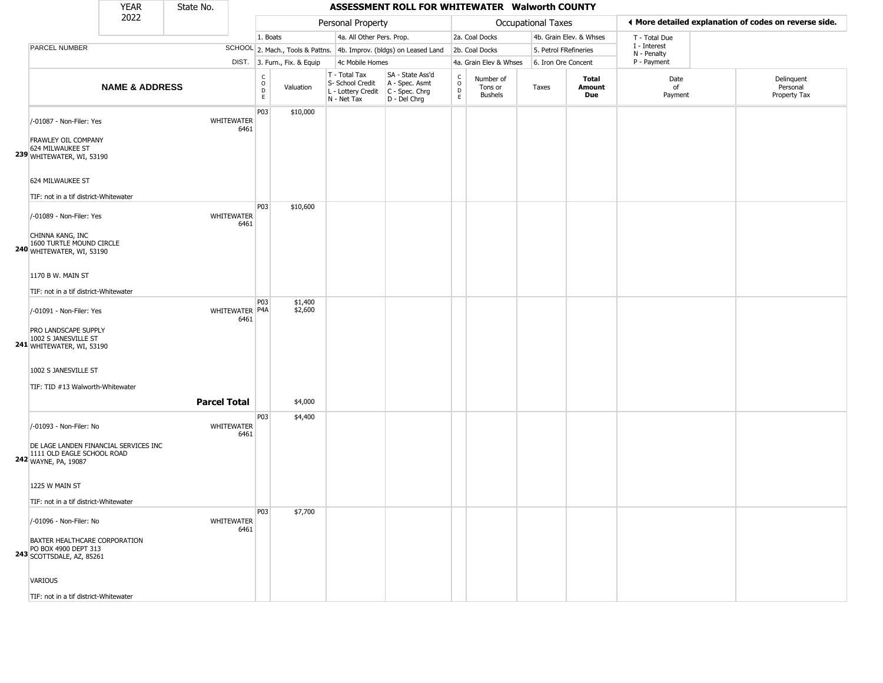| YEAR | State No. |
|---|---|
| 2022 | |

# ASSESSMENT ROLL FOR WHITEWATER Walworth COUNTY

| | | Personal Property | | | | | Occupational Taxes | | | | ◀ More detailed explanation of codes on reverse side. | |
|---|---|---|---|---|---|---|---|---|---|---|---|---|
| | | 1. Boats | | 4a. All Other Pers. Prop. | | | 2a. Coal Docks | | 4b. Grain Elev. & Whses | | T - Total Due | |
| PARCEL NUMBER | SCHOOL | 2. Mach., Tools & Pattns. | | 4b. Improv. (bldgs) on Leased Land | | | 2b. Coal Docks | | 5. Petrol FRefineries | | I - Interest N - Penalty | |
| | DIST. | 3. Furn., Fix. & Equip | | 4c Mobile Homes | | | 4a. Grain Elev & Whses | | 6. Iron Ore Concent | | P - Payment | |
| **NAME & ADDRESS** | | CODE | Valuation | T - Total Tax S- School Credit L - Lottery Credit N - Net Tax | SA - State Ass'd A - Spec. Asmt C - Spec. Chrg D - Del Chrg | CODE | Number of Tons or Bushels | Taxes | **Total Amount Due** | Date of Payment | Delinquent Personal Property Tax |
| 239 /-01087 - Non-Filer: Yes<br>FRAWLEY OIL COMPANY<br>624 MILWAUKEE ST<br>WHITEWATER, WI, 53190<br><br>624 MILWAUKEE ST<br><br>TIF: not in a tif district-Whitewater | WHITEWATER 6461 | P03 | $10,000 | | | | | | | | |
| 240 /-01089 - Non-Filer: Yes<br>CHINNA KANG, INC<br>1600 TURTLE MOUND CIRCLE<br>WHITEWATER, WI, 53190<br><br>1170 B W. MAIN ST<br><br>TIF: not in a tif district-Whitewater | WHITEWATER 6461 | P03 | $10,600 | | | | | | | | |
| 241 /-01091 - Non-Filer: Yes<br>PRO LANDSCAPE SUPPLY<br>1002 S JANESVILLE ST<br>WHITEWATER, WI, 53190<br><br>1002 S JANESVILLE ST<br><br>TIF: TID #13 Walworth-Whitewater | WHITEWATER 6461 | P03<br>P4A | $1,400<br>$2,600 | | | | | | | | |
| | **Parcel Total** | | $4,000 | | | | | | | | |
| 242 /-01093 - Non-Filer: No<br>DE LAGE LANDEN FINANCIAL SERVICES INC<br>1111 OLD EAGLE SCHOOL ROAD<br>WAYNE, PA, 19087<br><br>1225 W MAIN ST<br><br>TIF: not in a tif district-Whitewater | WHITEWATER 6461 | P03 | $4,400 | | | | | | | | |
| 243 /-01096 - Non-Filer: No<br>BAXTER HEALTHCARE CORPORATION<br>PO BOX 4900 DEPT 313<br>SCOTTSDALE, AZ, 85261<br><br>VARIOUS<br><br>TIF: not in a tif district-Whitewater | WHITEWATER 6461 | P03 | $7,700 | | | | | | | | |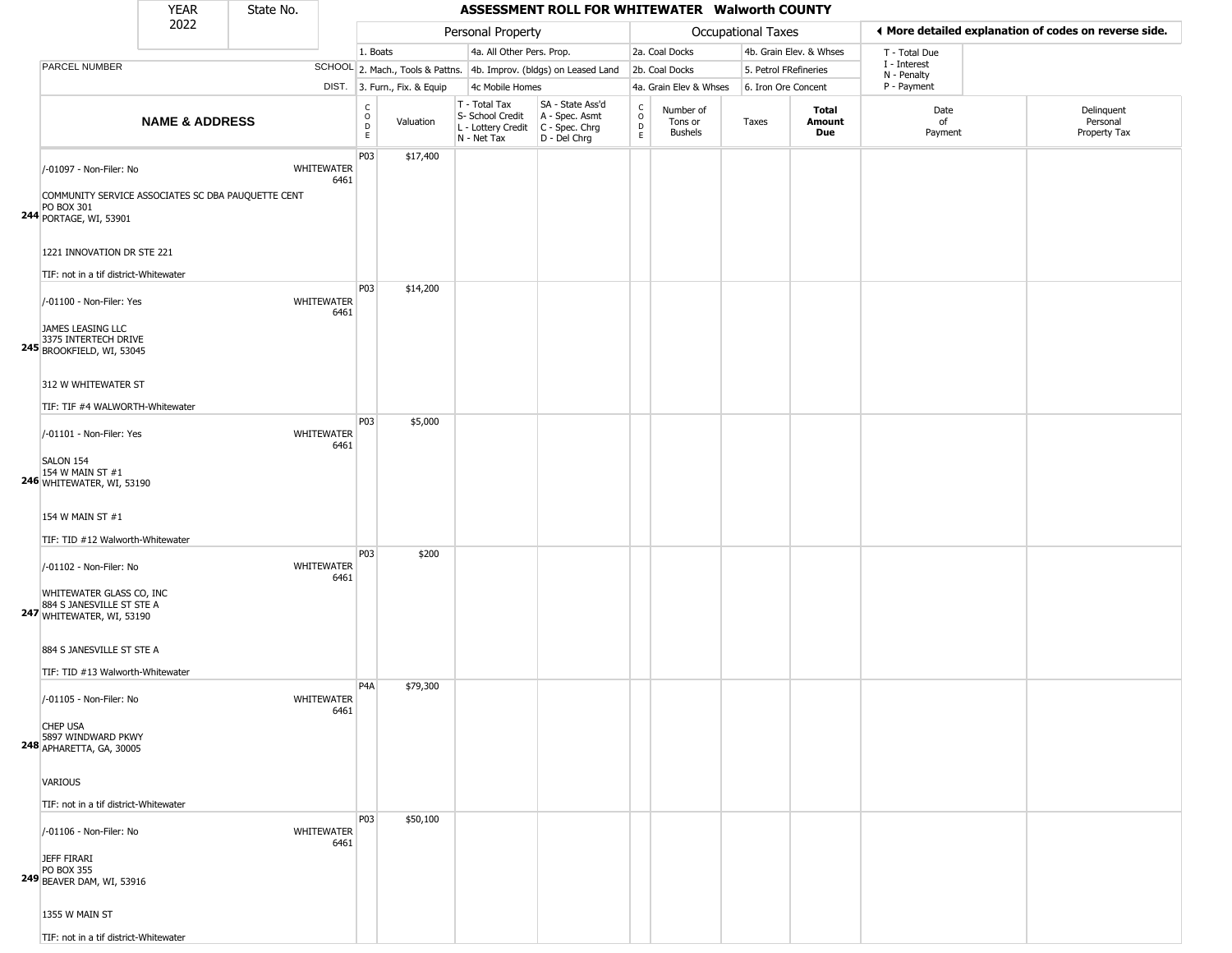| YEAR 2022 | State No. | ASSESSMENT ROLL FOR WHITEWATER Walworth COUNTY | | | | | | | | | | |
|---|---|---|---|---|---|---|---|---|---|---|---|---|

| | | Personal Property | | | | Occupational Taxes | | | | | ◄ More detailed explanation of codes on reverse side. | |
|---|---|---|---|---|---|---|---|---|---|---|---|---|
| | | 1. Boats | | 4a. All Other Pers. Prop. | | 2a. Coal Docks | | 4b. Grain Elev. & Whses | | T - Total Due | | |
| PARCEL NUMBER | SCHOOL | 2. Mach., Tools & Pattns. | | 4b. Improv. (bldgs) on Leased Land | | 2b. Coal Docks | | 5. Petrol FRefineries | | I - Interest N - Penalty | | |
| | DIST. | 3. Furn., Fix. & Equip | | 4c Mobile Homes | | 4a. Grain Elev & Whses | | 6. Iron Ore Concent | | P - Payment | | |
| **NAME & ADDRESS** | | CODE | Valuation | T - Total Tax S- School Credit L - Lottery Credit N - Net Tax | SA - State Ass'd A - Spec. Asmt C - Spec. Chrg D - Del Chrg | CODE | Number of Tons or Bushels | Taxes | **Total Amount Due** | Date of Payment | Delinquent Personal Property Tax | |
| 244 /-01097 - Non-Filer: No<br>COMMUNITY SERVICE ASSOCIATES SC DBA PAUQUETTE CENT<br>PO BOX 301<br>PORTAGE, WI, 53901<br><br>1221 INNOVATION DR STE 221<br><br>TIF: not in a tif district-Whitewater | WHITEWATER 6461 | P03 | $17,400 | | | | | | | | | |
| 245 /-01100 - Non-Filer: Yes<br>JAMES LEASING LLC<br>3375 INTERTECH DRIVE<br>BROOKFIELD, WI, 53045<br><br>312 W WHITEWATER ST<br><br>TIF: TIF #4 WALWORTH-Whitewater | WHITEWATER 6461 | P03 | $14,200 | | | | | | | | | |
| 246 /-01101 - Non-Filer: Yes<br>SALON 154<br>154 W MAIN ST #1<br>WHITEWATER, WI, 53190<br><br>154 W MAIN ST #1<br><br>TIF: TID #12 Walworth-Whitewater | WHITEWATER 6461 | P03 | $5,000 | | | | | | | | | |
| 247 /-01102 - Non-Filer: No<br>WHITEWATER GLASS CO, INC<br>884 S JANESVILLE ST STE A<br>WHITEWATER, WI, 53190<br><br>884 S JANESVILLE ST STE A<br><br>TIF: TID #13 Walworth-Whitewater | WHITEWATER 6461 | P03 | $200 | | | | | | | | | |
| 248 /-01105 - Non-Filer: No<br>CHEP USA<br>5897 WINDWARD PKWY<br>APHARETTA, GA, 30005<br><br>VARIOUS<br><br>TIF: not in a tif district-Whitewater | WHITEWATER 6461 | P4A | $79,300 | | | | | | | | | |
| 249 /-01106 - Non-Filer: No<br>JEFF FIRARI<br>PO BOX 355<br>BEAVER DAM, WI, 53916<br><br>1355 W MAIN ST<br><br>TIF: not in a tif district-Whitewater | WHITEWATER 6461 | P03 | $50,100 | | | | | | | | | |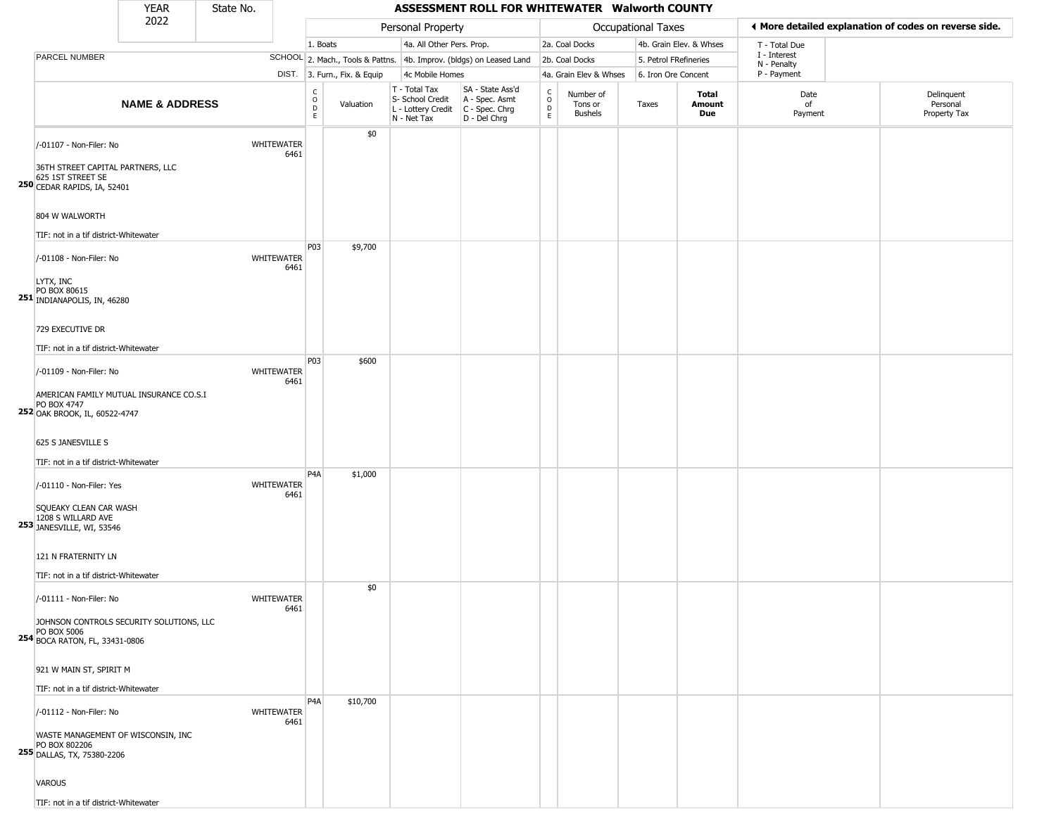| YEAR 2022 | State No. | ASSESSMENT ROLL FOR WHITEWATER Walworth COUNTY | | | | | | | | | | |
|---|---|---|---|---|---|---|---|---|---|---|---|---|

| | | Personal Property | | | | Occupational Taxes | | | | ◂ More detailed explanation of codes on reverse side. | |
|---|---|---|---|---|---|---|---|---|---|---|---|
| | | 1. Boats | | 4a. All Other Pers. Prop. | | 2a. Coal Docks | | 4b. Grain Elev. & Whses | | T - Total Due<br>I - Interest<br>N - Penalty<br>P - Payment | |
| PARCEL NUMBER | SCHOOL | 2. Mach., Tools & Pattns. | | 4b. Improv. (bldgs) on Leased Land | | 2b. Coal Docks | | 5. Petrol FRefineries | | | |
| | DIST. | 3. Furn., Fix. & Equip | | 4c Mobile Homes | | 4a. Grain Elev & Whses | | 6. Iron Ore Concent | | | |

| | NAME & ADDRESS | SCHOOL DIST. | CODE | Valuation | T - Total Tax<br>S- School Credit<br>L - Lottery Credit<br>N - Net Tax | SA - State Ass'd<br>A - Spec. Asmt<br>C - Spec. Chrg<br>D - Del Chrg | CODE | Number of Tons or Bushels | Taxes | Total Amount Due | Date of Payment | Delinquent Personal Property Tax |
|---|---|---|---|---|---|---|---|---|---|---|---|---|
| 250 | /-01107 - Non-Filer: No<br><br>36TH STREET CAPITAL PARTNERS, LLC<br>625 1ST STREET SE<br>CEDAR RAPIDS, IA, 52401<br><br>804 W WALWORTH<br><br>TIF: not in a tif district-Whitewater | WHITEWATER 6461 | | $0 | | | | | | | | |
| 251 | /-01108 - Non-Filer: No<br><br>LYTX, INC<br>PO BOX 80615<br>INDIANAPOLIS, IN, 46280<br><br>729 EXECUTIVE DR<br><br>TIF: not in a tif district-Whitewater | WHITEWATER 6461 | P03 | $9,700 | | | | | | | | |
| 252 | /-01109 - Non-Filer: No<br><br>AMERICAN FAMILY MUTUAL INSURANCE CO.S.I<br>PO BOX 4747<br>OAK BROOK, IL, 60522-4747<br><br>625 S JANESVILLE S<br><br>TIF: not in a tif district-Whitewater | WHITEWATER 6461 | P03 | $600 | | | | | | | | |
| 253 | /-01110 - Non-Filer: Yes<br><br>SQUEAKY CLEAN CAR WASH<br>1208 S WILLARD AVE<br>JANESVILLE, WI, 53546<br><br>121 N FRATERNITY LN<br><br>TIF: not in a tif district-Whitewater | WHITEWATER 6461 | P4A | $1,000 | | | | | | | | |
| 254 | /-01111 - Non-Filer: No<br><br>JOHNSON CONTROLS SECURITY SOLUTIONS, LLC<br>PO BOX 5006<br>BOCA RATON, FL, 33431-0806<br><br>921 W MAIN ST, SPIRIT M<br><br>TIF: not in a tif district-Whitewater | WHITEWATER 6461 | | $0 | | | | | | | | |
| 255 | /-01112 - Non-Filer: No<br><br>WASTE MANAGEMENT OF WISCONSIN, INC<br>PO BOX 802206<br>DALLAS, TX, 75380-2206<br><br>VAROUS<br><br>TIF: not in a tif district-Whitewater | WHITEWATER 6461 | P4A | $10,700 | | | | | | | | |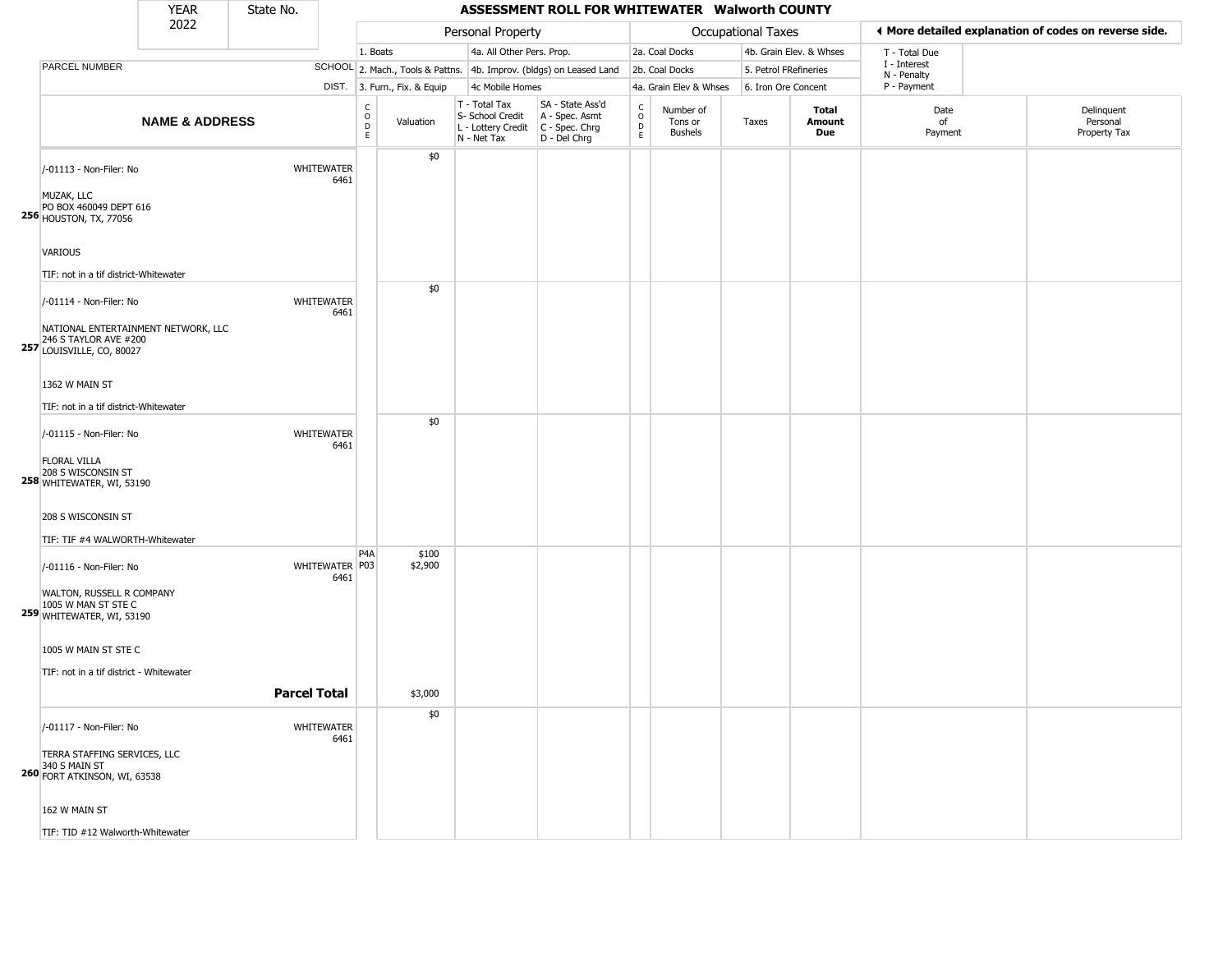| YEAR 2022 | State No. | | ASSESSMENT ROLL FOR WHITEWATER Walworth COUNTY | | | | | | | | | |
|---|---|---|---|---|---|---|---|---|---|---|---|---|

| | | Personal Property | | | | Occupational Taxes | | | | ◄ More detailed explanation of codes on reverse side. | |
|---|---|---|---|---|---|---|---|---|---|---|---|
| | | 1. Boats | | 4a. All Other Pers. Prop. | | 2a. Coal Docks | | 4b. Grain Elev. & Whses | | T - Total Due | |
| PARCEL NUMBER | SCHOOL | 2. Mach., Tools & Pattns. | | 4b. Improv. (bldgs) on Leased Land | | 2b. Coal Docks | | 5. Petrol FRefineries | | I - Interest N - Penalty | |
| | DIST. | 3. Furn., Fix. & Equip | | 4c Mobile Homes | | 4a. Grain Elev & Whses | | 6. Iron Ore Concent | | P - Payment | |

| | NAME & ADDRESS | CODE | Valuation | T - Total Tax S- School Credit L - Lottery Credit N - Net Tax | SA - State Ass'd A - Spec. Asmt C - Spec. Chrg D - Del Chrg | CODE | Number of Tons or Bushels | Taxes | Total Amount Due | Date of Payment | Delinquent Personal Property Tax |
|---|---|---|---|---|---|---|---|---|---|---|---|
| 256 | /-01113 - Non-Filer: No WHITEWATER 6461<br>MUZAK, LLC<br>PO BOX 460049 DEPT 616<br>HOUSTON, TX, 77056<br>VARIOUS<br>TIF: not in a tif district-Whitewater | | $0 | | | | | | | | |
| 257 | /-01114 - Non-Filer: No WHITEWATER 6461<br>NATIONAL ENTERTAINMENT NETWORK, LLC<br>246 S TAYLOR AVE #200<br>LOUISVILLE, CO, 80027<br>1362 W MAIN ST<br>TIF: not in a tif district-Whitewater | | $0 | | | | | | | | |
| 258 | /-01115 - Non-Filer: No WHITEWATER 6461<br>FLORAL VILLA<br>208 S WISCONSIN ST<br>WHITEWATER, WI, 53190<br>208 S WISCONSIN ST<br>TIF: TIF #4 WALWORTH-Whitewater | | $0 | | | | | | | | |
| 259 | /-01116 - Non-Filer: No WHITEWATER 6461<br>WALTON, RUSSELL R COMPANY<br>1005 W MAN ST STE C<br>WHITEWATER, WI, 53190<br>1005 W MAIN ST STE C<br>TIF: not in a tif district - Whitewater | P4A<br>P03 | $100<br>$2,900 | | | | | | | | |
| | **Parcel Total** | | $3,000 | | | | | | | | |
| 260 | /-01117 - Non-Filer: No WHITEWATER 6461<br>TERRA STAFFING SERVICES, LLC<br>340 S MAIN ST<br>FORT ATKINSON, WI, 63538<br>162 W MAIN ST<br>TIF: TID #12 Walworth-Whitewater | | $0 | | | | | | | | |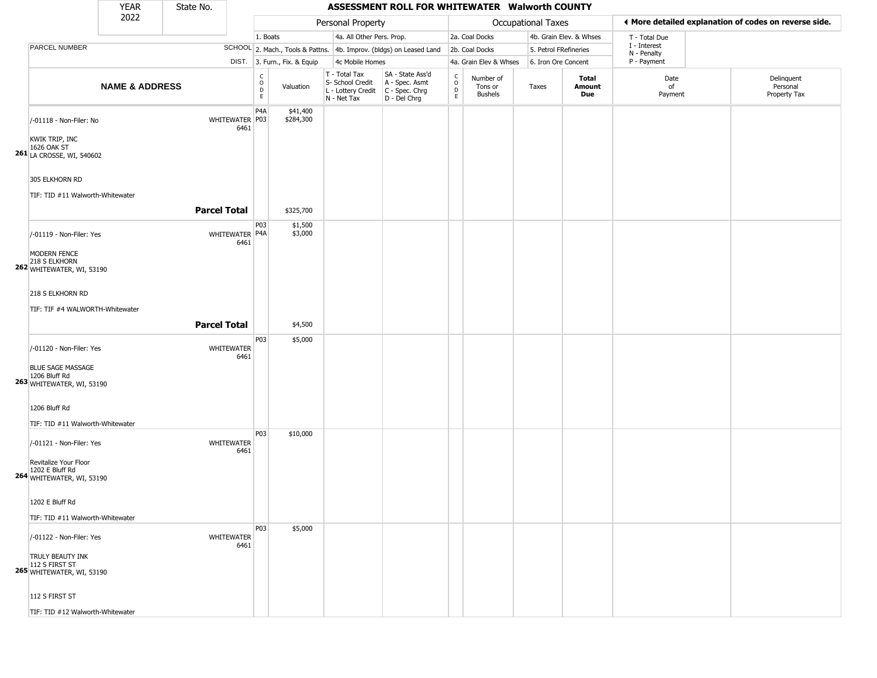# ASSESSMENT ROLL FOR WHITEWATER Walworth COUNTY

| YEAR | State No. |
|---|---|
| 2022 | |

**Personal Property:** 1. Boats; 2. Mach., Tools & Pattns.; 3. Furn., Fix. & Equip; 4a. All Other Pers. Prop.; 4b. Improv. (bldgs) on Leased Land; 4c Mobile Homes

**Occupational Taxes:** 2a. Coal Docks; 2b. Coal Docks; 4a. Grain Elev & Whses; 4b. Grain Elev. & Whses; 5. Petrol FRefineries; 6. Iron Ore Concent

T - Total Due; I - Interest; N - Penalty; P - Payment

◄ More detailed explanation of codes on reverse side.

T - Total Tax; S- School Credit; L - Lottery Credit; N - Net Tax

SA - State Ass'd; A - Spec. Asmt; C - Spec. Chrg; D - Del Chrg

| | NAME & ADDRESS | SCHOOL DIST. | CODE | Valuation | T/S/L/N | SA/A/C/D | CODE | Number of Tons or Bushels | Taxes | Total Amount Due | Date of Payment | Delinquent Personal Property Tax |
|---|---|---|---|---|---|---|---|---|---|---|---|---|
| 261 | /-01118 - Non-Filer: No<br>KWIK TRIP, INC<br>1626 OAK ST<br>LA CROSSE, WI, 540602<br>305 ELKHORN RD<br>TIF: TID #11 Walworth-Whitewater | WHITEWATER 6461 | P4A<br>P03 | $41,400<br>$284,300 | | | | | | | | |
| | **Parcel Total** | | | $325,700 | | | | | | | | |
| 262 | /-01119 - Non-Filer: Yes<br>MODERN FENCE<br>218 S ELKHORN<br>WHITEWATER, WI, 53190<br>218 S ELKHORN RD<br>TIF: TIF #4 WALWORTH-Whitewater | WHITEWATER 6461 | P03<br>P4A | $1,500<br>$3,000 | | | | | | | | |
| | **Parcel Total** | | | $4,500 | | | | | | | | |
| 263 | /-01120 - Non-Filer: Yes<br>BLUE SAGE MASSAGE<br>1206 Bluff Rd<br>WHITEWATER, WI, 53190<br>1206 Bluff Rd<br>TIF: TID #11 Walworth-Whitewater | WHITEWATER 6461 | P03 | $5,000 | | | | | | | | |
| 264 | /-01121 - Non-Filer: Yes<br>Revitalize Your Floor<br>1202 E Bluff Rd<br>WHITEWATER, WI, 53190<br>1202 E Bluff Rd<br>TIF: TID #11 Walworth-Whitewater | WHITEWATER 6461 | P03 | $10,000 | | | | | | | | |
| 265 | /-01122 - Non-Filer: Yes<br>TRULY BEAUTY INK<br>112 S FIRST ST<br>WHITEWATER, WI, 53190<br>112 S FIRST ST<br>TIF: TID #12 Walworth-Whitewater | WHITEWATER 6461 | P03 | $5,000 | | | | | | | | |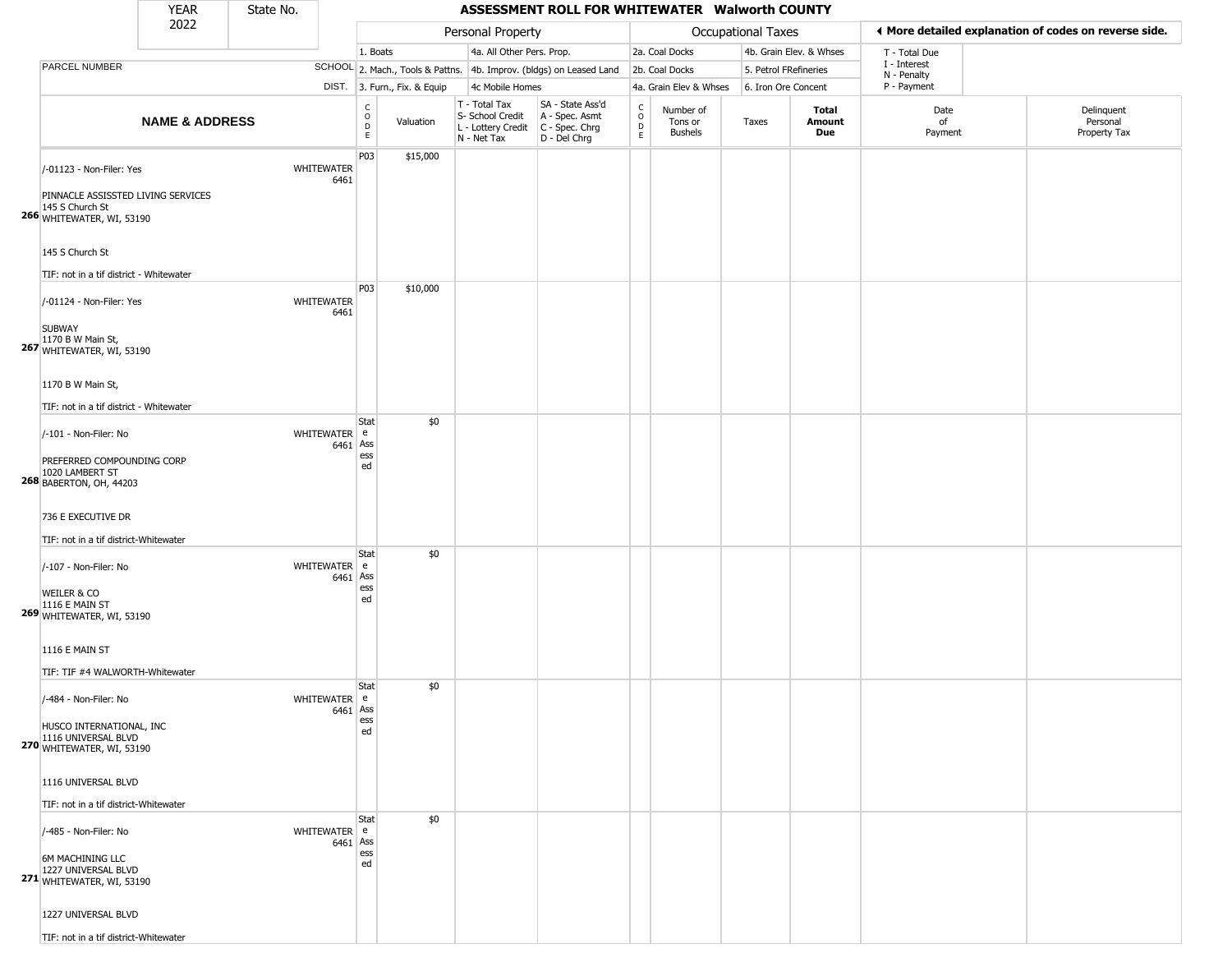| YEAR 2022 | State No. | | ASSESSMENT ROLL FOR WHITEWATER Walworth COUNTY | | | | | | | | | |
|---|---|---|---|---|---|---|---|---|---|---|---|---|

| | | Personal Property | | | | Occupational Taxes | | | | ◄ More detailed explanation of codes on reverse side. | |
|---|---|---|---|---|---|---|---|---|---|---|---|
| PARCEL NUMBER | SCHOOL DIST. | 1. Boats<br>2. Mach., Tools & Pattns.<br>3. Furn., Fix. & Equip | | 4a. All Other Pers. Prop.<br>4b. Improv. (bldgs) on Leased Land<br>4c Mobile Homes | | 2a. Coal Docks<br>2b. Coal Docks<br>4a. Grain Elev & Whses | | 4b. Grain Elev. & Whses<br>5. Petrol FRefineries<br>6. Iron Ore Concent | | T - Total Due<br>I - Interest<br>N - Penalty<br>P - Payment | |

| | NAME & ADDRESS | SCHOOL DIST. | CODE | Valuation | T - Total Tax<br>S- School Credit<br>L - Lottery Credit<br>N - Net Tax | SA - State Ass'd<br>A - Spec. Asmt<br>C - Spec. Chrg<br>D - Del Chrg | CODE | Number of Tons or Bushels | Taxes | Total Amount Due | Date of Payment | Delinquent Personal Property Tax |
|---|---|---|---|---|---|---|---|---|---|---|---|---|
| 266 | /-01123 - Non-Filer: Yes<br><br>PINNACLE ASSISSTED LIVING SERVICES<br>145 S Church St<br>WHITEWATER, WI, 53190<br><br>145 S Church St<br><br>TIF: not in a tif district - Whitewater | WHITEWATER 6461 | P03 | $15,000 | | | | | | | | |
| 267 | /-01124 - Non-Filer: Yes<br><br>SUBWAY<br>1170 B W Main St,<br>WHITEWATER, WI, 53190<br><br>1170 B W Main St,<br><br>TIF: not in a tif district - Whitewater | WHITEWATER 6461 | P03 | $10,000 | | | | | | | | |
| 268 | /-101 - Non-Filer: No<br><br>PREFERRED COMPOUNDING CORP<br>1020 LAMBERT ST<br>BABERTON, OH, 44203<br><br>736 E EXECUTIVE DR<br><br>TIF: not in a tif district-Whitewater | WHITEWATER 6461 | State Assessed | $0 | | | | | | | | |
| 269 | /-107 - Non-Filer: No<br><br>WEILER & CO<br>1116 E MAIN ST<br>WHITEWATER, WI, 53190<br><br>1116 E MAIN ST<br><br>TIF: TIF #4 WALWORTH-Whitewater | WHITEWATER 6461 | State Assessed | $0 | | | | | | | | |
| 270 | /-484 - Non-Filer: No<br><br>HUSCO INTERNATIONAL, INC<br>1116 UNIVERSAL BLVD<br>WHITEWATER, WI, 53190<br><br>1116 UNIVERSAL BLVD<br><br>TIF: not in a tif district-Whitewater | WHITEWATER 6461 | State Assessed | $0 | | | | | | | | |
| 271 | /-485 - Non-Filer: No<br><br>6M MACHINING LLC<br>1227 UNIVERSAL BLVD<br>WHITEWATER, WI, 53190<br><br>1227 UNIVERSAL BLVD<br><br>TIF: not in a tif district-Whitewater | WHITEWATER 6461 | State Assessed | $0 | | | | | | | | |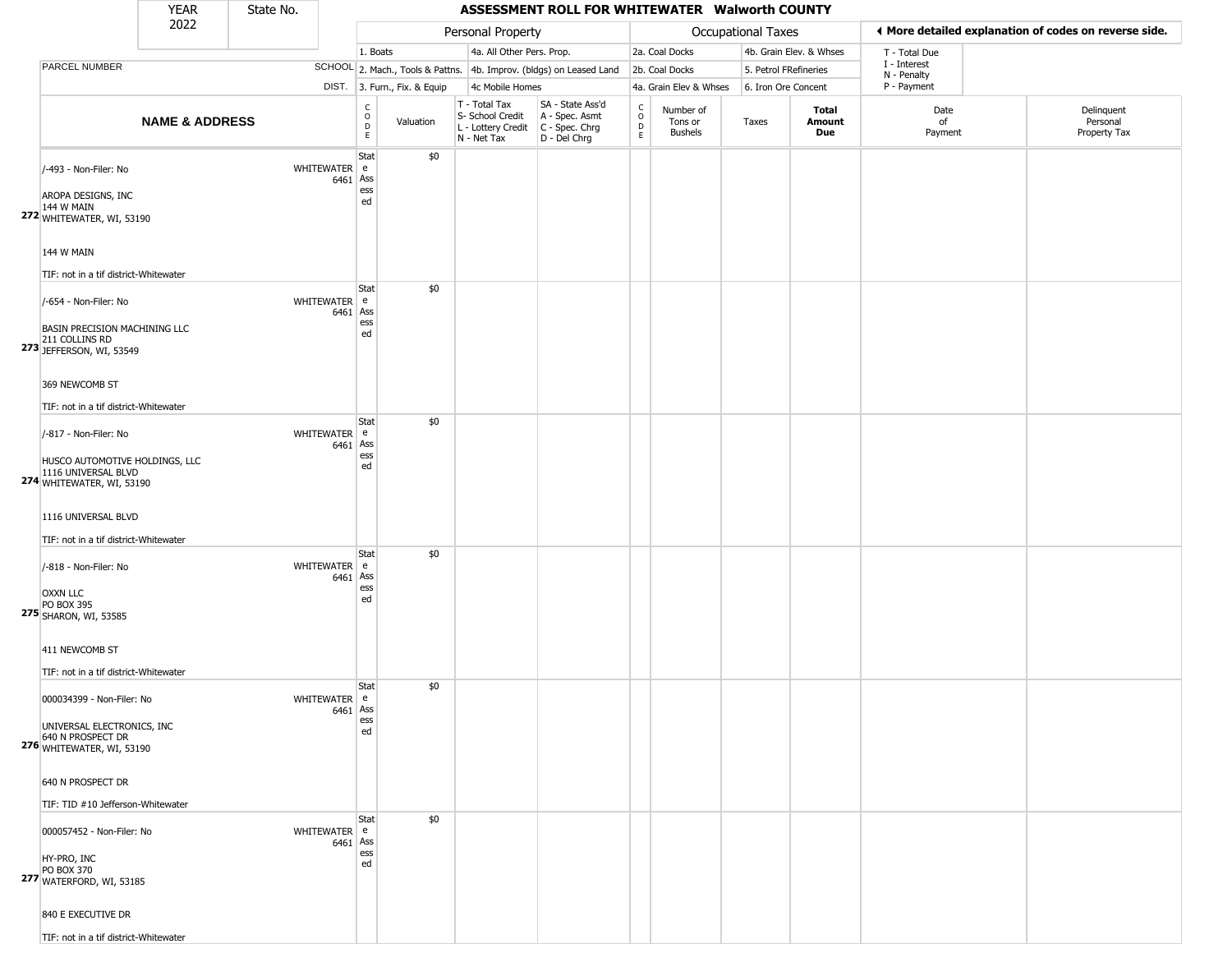| YEAR 2022 | State No. |
|---|---|

# ASSESSMENT ROLL FOR WHITEWATER Walworth COUNTY

◄ More detailed explanation of codes on reverse side.

| | | Personal Property | | | | Occupational Taxes | | | |
|---|---|---|---|---|---|---|---|---|---|
| PARCEL NUMBER | SCHOOL DIST. | 1. Boats | 4a. All Other Pers. Prop. | | | 2a. Coal Docks | 4b. Grain Elev. & Whses | T - Total Due | |
| | | 2. Mach., Tools & Pattns. | 4b. Improv. (bldgs) on Leased Land | | | 2b. Coal Docks | 5. Petrol FRefineries | I - Interest | |
| | | 3. Furn., Fix. & Equip | 4c Mobile Homes | | | 4a. Grain Elev & Whses | 6. Iron Ore Concent | N - Penalty | |
| | | | | | | | | P - Payment | |

| | NAME & ADDRESS | | CODE | Valuation | T - Total Tax S- School Credit L - Lottery Credit N - Net Tax | SA - State Ass'd A - Spec. Asmt C - Spec. Chrg D - Del Chrg | CODE | Number of Tons or Bushels | Taxes | Total Amount Due | Date of Payment | Delinquent Personal Property Tax |
|---|---|---|---|---|---|---|---|---|---|---|---|---|
| 272 | /-493 - Non-Filer: No<br>AROPA DESIGNS, INC<br>144 W MAIN<br>WHITEWATER, WI, 53190<br>144 W MAIN<br>TIF: not in a tif district-Whitewater | WHITEWATER 6461 | State Assessed | $0 | | | | | | | | |
| 273 | /-654 - Non-Filer: No<br>BASIN PRECISION MACHINING LLC<br>211 COLLINS RD<br>JEFFERSON, WI, 53549<br>369 NEWCOMB ST<br>TIF: not in a tif district-Whitewater | WHITEWATER 6461 | State Assessed | $0 | | | | | | | | |
| 274 | /-817 - Non-Filer: No<br>HUSCO AUTOMOTIVE HOLDINGS, LLC<br>1116 UNIVERSAL BLVD<br>WHITEWATER, WI, 53190<br>1116 UNIVERSAL BLVD<br>TIF: not in a tif district-Whitewater | WHITEWATER 6461 | State Assessed | $0 | | | | | | | | |
| 275 | /-818 - Non-Filer: No<br>OXXN LLC<br>PO BOX 395<br>SHARON, WI, 53585<br>411 NEWCOMB ST<br>TIF: not in a tif district-Whitewater | WHITEWATER 6461 | State Assessed | $0 | | | | | | | | |
| 276 | 000034399 - Non-Filer: No<br>UNIVERSAL ELECTRONICS, INC<br>640 N PROSPECT DR<br>WHITEWATER, WI, 53190<br>640 N PROSPECT DR<br>TIF: TID #10 Jefferson-Whitewater | WHITEWATER 6461 | State Assessed | $0 | | | | | | | | |
| 277 | 000057452 - Non-Filer: No<br>HY-PRO, INC<br>PO BOX 370<br>WATERFORD, WI, 53185<br>840 E EXECUTIVE DR<br>TIF: not in a tif district-Whitewater | WHITEWATER 6461 | State Assessed | $0 | | | | | | | | |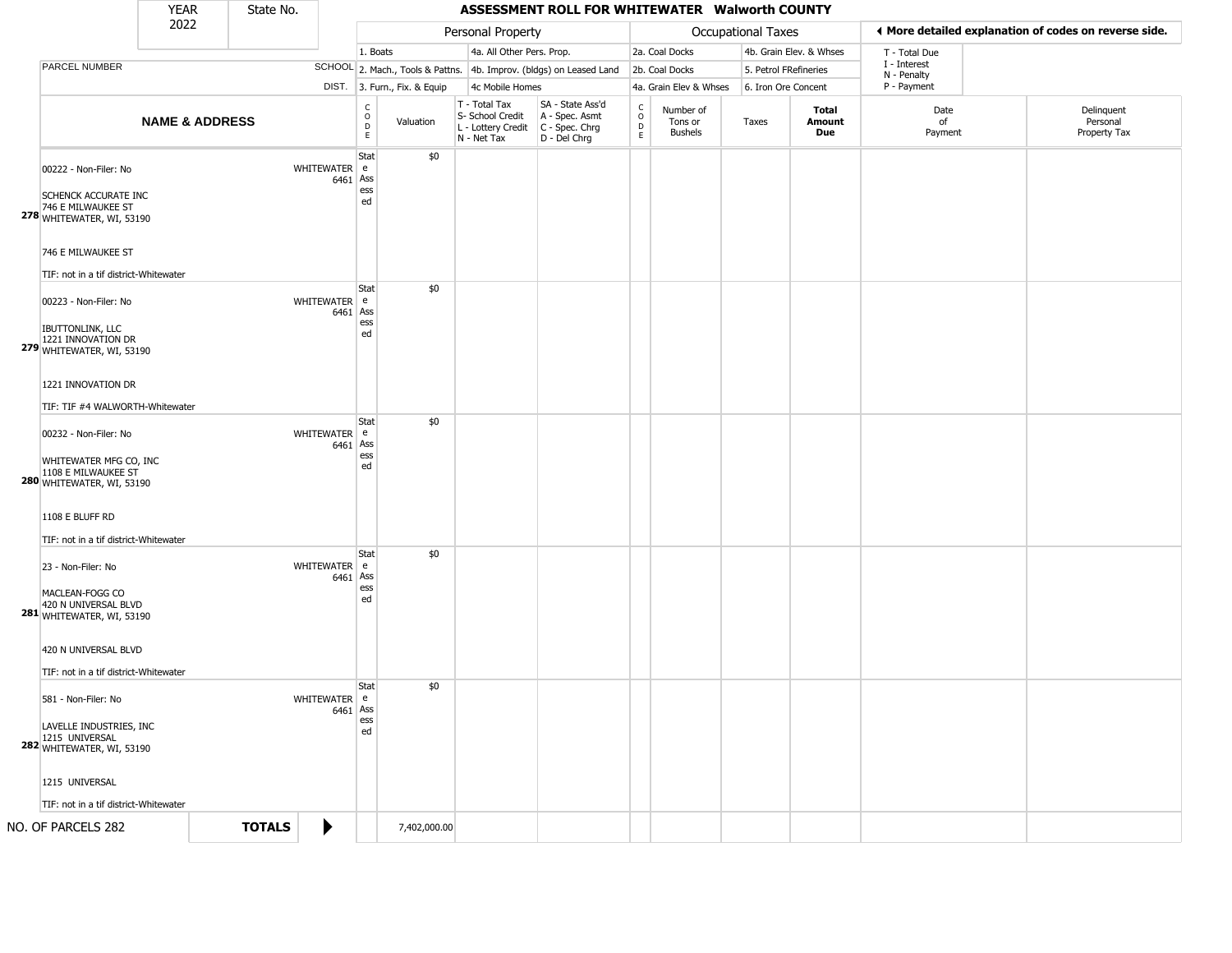| YEAR 2022 | State No. | | ASSESSMENT ROLL FOR WHITEWATER Walworth COUNTY | | | | | | | | | |
|---|---|---|---|---|---|---|---|---|---|---|---|---|

| | | Personal Property | | | | Occupational Taxes | | | | ◀ More detailed explanation of codes on reverse side. | | |
|---|---|---|---|---|---|---|---|---|---|---|---|---|
| PARCEL NUMBER | SCHOOL DIST. | 1. Boats<br>2. Mach., Tools & Pattns.<br>3. Furn., Fix. & Equip | | 4a. All Other Pers. Prop.<br>4b. Improv. (bldgs) on Leased Land<br>4c Mobile Homes | | 2a. Coal Docks<br>2b. Coal Docks<br>4a. Grain Elev & Whses | | 4b. Grain Elev. & Whses<br>5. Petrol FRefineries<br>6. Iron Ore Concent | | T - Total Due<br>I - Interest<br>N - Penalty<br>P - Payment | | |
| **NAME & ADDRESS** | | CODE | Valuation | T - Total Tax<br>S- School Credit<br>L - Lottery Credit<br>N - Net Tax | SA - State Ass'd<br>A - Spec. Asmt<br>C - Spec. Chrg<br>D - Del Chrg | CODE | Number of Tons or Bushels | Taxes | **Total Amount Due** | Date of Payment | Delinquent Personal Property Tax | |
| **278** 00222 - Non-Filer: No<br>SCHENCK ACCURATE INC<br>746 E MILWAUKEE ST<br>WHITEWATER, WI, 53190<br>746 E MILWAUKEE ST<br>TIF: not in a tif district-Whitewater | WHITEWATER 6461 | State Assessed | $0 | | | | | | | | | |
| **279** 00223 - Non-Filer: No<br>IBUTTONLINK, LLC<br>1221 INNOVATION DR<br>WHITEWATER, WI, 53190<br>1221 INNOVATION DR<br>TIF: TIF #4 WALWORTH-Whitewater | WHITEWATER 6461 | State Assessed | $0 | | | | | | | | | |
| **280** 00232 - Non-Filer: No<br>WHITEWATER MFG CO, INC<br>1108 E MILWAUKEE ST<br>WHITEWATER, WI, 53190<br>1108 E BLUFF RD<br>TIF: not in a tif district-Whitewater | WHITEWATER 6461 | State Assessed | $0 | | | | | | | | | |
| **281** 23 - Non-Filer: No<br>MACLEAN-FOGG CO<br>420 N UNIVERSAL BLVD<br>WHITEWATER, WI, 53190<br>420 N UNIVERSAL BLVD<br>TIF: not in a tif district-Whitewater | WHITEWATER 6461 | State Assessed | $0 | | | | | | | | | |
| **282** 581 - Non-Filer: No<br>LAVELLE INDUSTRIES, INC<br>1215 UNIVERSAL<br>WHITEWATER, WI, 53190<br>1215 UNIVERSAL<br>TIF: not in a tif district-Whitewater | WHITEWATER 6461 | State Assessed | $0 | | | | | | | | | |
| NO. OF PARCELS 282 | **TOTALS** ▶ | | 7,402,000.00 | | | | | | | | | |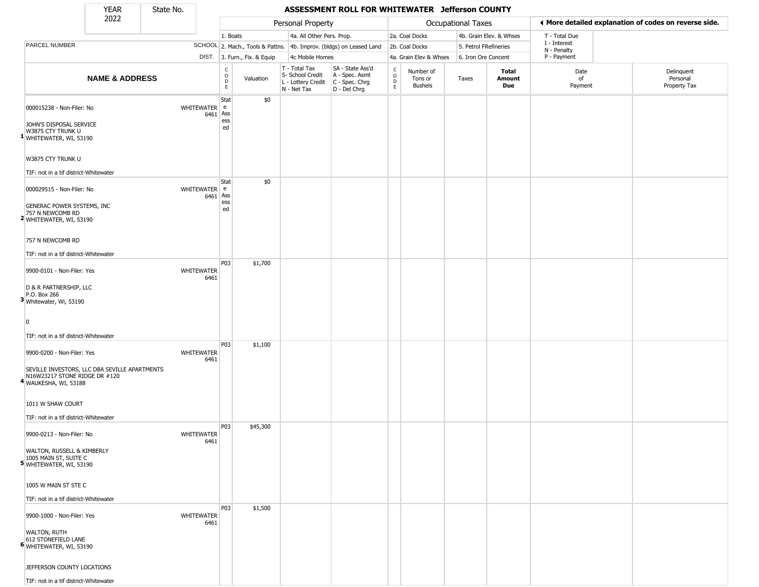| YEAR 2022 | State No. |
|---|---|

# ASSESSMENT ROLL FOR WHITEWATER Jefferson COUNTY

| | | Personal Property | | | | Occupational Taxes | | | | ◀ More detailed explanation of codes on reverse side. | |
|---|---|---|---|---|---|---|---|---|---|---|---|
| PARCEL NUMBER | SCHOOL DIST. | 1. Boats<br>2. Mach., Tools & Pattns.<br>3. Furn., Fix. & Equip | | 4a. All Other Pers. Prop.<br>4b. Improv. (bldgs) on Leased Land<br>4c Mobile Homes | | 2a. Coal Docks<br>2b. Coal Docks<br>4a. Grain Elev & Whses | | 4b. Grain Elev. & Whses<br>5. Petrol FRefineries<br>6. Iron Ore Concent | | T - Total Due<br>I - Interest<br>N - Penalty<br>P - Payment | |

| | NAME & ADDRESS | SCHOOL DIST. | CODE | Valuation | T - Total Tax<br>S- School Credit<br>L - Lottery Credit<br>N - Net Tax | SA - State Ass'd<br>A - Spec. Asmt<br>C - Spec. Chrg<br>D - Del Chrg | CODE | Number of Tons or Bushels | Taxes | Total Amount Due | Date of Payment | Delinquent Personal Property Tax |
|---|---|---|---|---|---|---|---|---|---|---|---|---|
| 1 | 000015238 - Non-Filer: No<br>JOHN'S DISPOSAL SERVICE<br>W3875 CTY TRUNK U<br>WHITEWATER, WI, 53190<br>W3875 CTY TRUNK U<br>TIF: not in a tif district-Whitewater | WHITEWATER 6461 | State Assessed | $0 | | | | | | | | |
| 2 | 000029515 - Non-Filer: No<br>GENERAC POWER SYSTEMS, INC<br>757 N NEWCOMB RD<br>WHITEWATER, WI, 53190<br>757 N NEWCOMB RD<br>TIF: not in a tif district-Whitewater | WHITEWATER 6461 | State Assessed | $0 | | | | | | | | |
| 3 | 9900-0101 - Non-Filer: Yes<br>D & R PARTNERSHIP, LLC<br>P.O. Box 266<br>Whitewater, Wi, 53190<br>0<br>TIF: not in a tif district-Whitewater | WHITEWATER 6461 | P03 | $1,700 | | | | | | | | |
| 4 | 9900-0200 - Non-Filer: Yes<br>SEVILLE INVESTORS, LLC DBA SEVILLE APARTMENTS<br>N16W23217 STONE RIDGE DR #120<br>WAUKESHA, WI, 53188<br>1011 W SHAW COURT<br>TIF: not in a tif district-Whitewater | WHITEWATER 6461 | P03 | $1,100 | | | | | | | | |
| 5 | 9900-0213 - Non-Filer: No<br>WALTON, RUSSELL & KIMBERLY<br>1005 MAIN ST, SUITE C<br>WHITEWATER, WI, 53190<br>1005 W MAIN ST STE C<br>TIF: not in a tif district-Whitewater | WHITEWATER 6461 | P03 | $45,300 | | | | | | | | |
| 6 | 9900-1000 - Non-Filer: Yes<br>WALTON, RUTH<br>612 STONEFIELD LANE<br>WHITEWATER, WI, 53190<br>JEFFERSON COUNTY LOCATIONS<br>TIF: not in a tif district-Whitewater | WHITEWATER 6461 | P03 | $1,500 | | | | | | | | |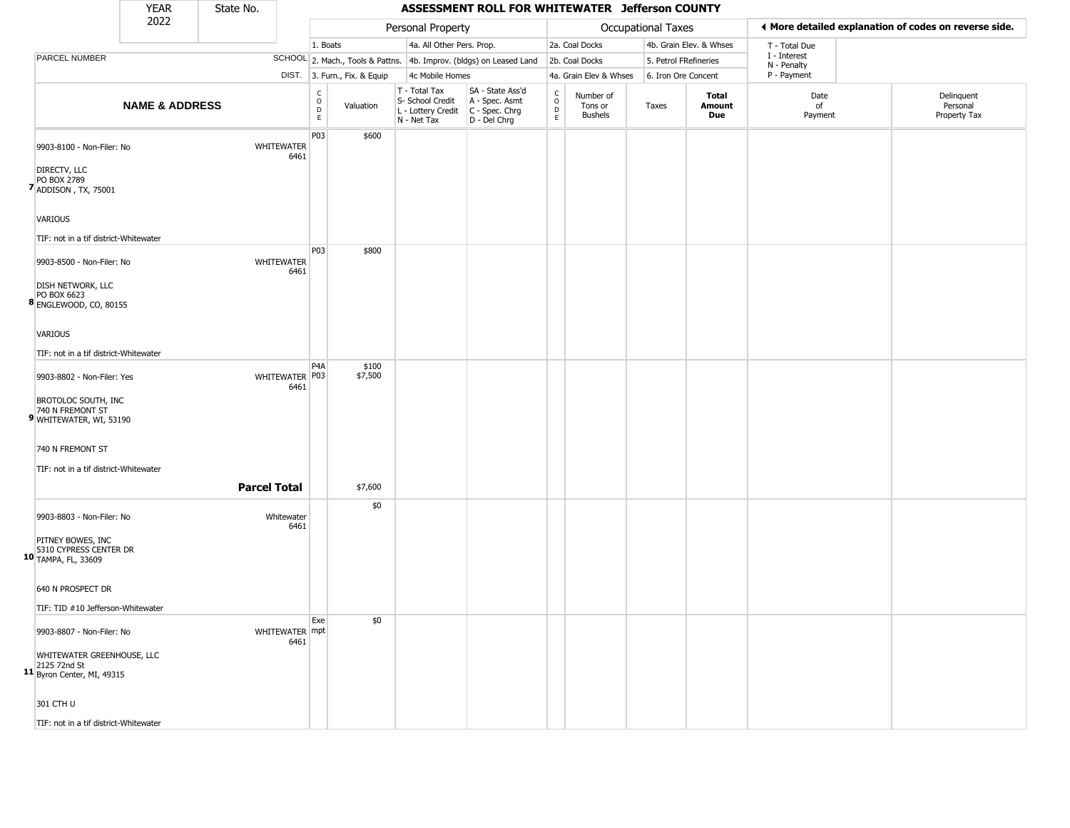| YEAR | State No. |
| --- | --- |
| 2022 | |

# ASSESSMENT ROLL FOR WHITEWATER Jefferson COUNTY

| | | Personal Property | | | | Occupational Taxes | | | | ◀ More detailed explanation of codes on reverse side. | |
| --- | --- | --- | --- | --- | --- | --- | --- | --- | --- | --- | --- |
| | | 1. Boats | | 4a. All Other Pers. Prop. | | 2a. Coal Docks | | 4b. Grain Elev. & Whses | | T - Total Due | |
| PARCEL NUMBER | SCHOOL | 2. Mach., Tools & Pattns. | | 4b. Improv. (bldgs) on Leased Land | | 2b. Coal Docks | | 5. Petrol FRefineries | | I - Interest<br>N - Penalty | |
| | DIST. | 3. Furn., Fix. & Equip | | 4c Mobile Homes | | 4a. Grain Elev & Whses | | 6. Iron Ore Concent | | P - Payment | |

| | NAME & ADDRESS | | CODE | Valuation | T - Total Tax<br>S- School Credit<br>L - Lottery Credit<br>N - Net Tax | SA - State Ass'd<br>A - Spec. Asmt<br>C - Spec. Chrg<br>D - Del Chrg | CODE | Number of Tons or Bushels | Taxes | Total Amount Due | Date of Payment | Delinquent Personal Property Tax |
| --- | --- | --- | --- | --- | --- | --- | --- | --- | --- | --- | --- | --- |
| 7 | 9903-8100 - Non-Filer: No<br><br>DIRECTV, LLC<br>PO BOX 2789<br>ADDISON , TX, 75001<br><br>VARIOUS<br><br>TIF: not in a tif district-Whitewater | WHITEWATER 6461 | P03 | $600 | | | | | | | | |
| 8 | 9903-8500 - Non-Filer: No<br><br>DISH NETWORK, LLC<br>PO BOX 6623<br>ENGLEWOOD, CO, 80155<br><br>VARIOUS<br><br>TIF: not in a tif district-Whitewater | WHITEWATER 6461 | P03 | $800 | | | | | | | | |
| 9 | 9903-8802 - Non-Filer: Yes<br><br>BROTOLOC SOUTH, INC<br>740 N FREMONT ST<br>WHITEWATER, WI, 53190<br><br>740 N FREMONT ST<br><br>TIF: not in a tif district-Whitewater | WHITEWATER 6461 | P4A<br>P03 | $100<br>$7,500 | | | | | | | | |
| | **Parcel Total** | | | $7,600 | | | | | | | | |
| 10 | 9903-8803 - Non-Filer: No<br><br>PITNEY BOWES, INC<br>5310 CYPRESS CENTER DR<br>TAMPA, FL, 33609<br><br>640 N PROSPECT DR<br><br>TIF: TID #10 Jefferson-Whitewater | Whitewater 6461 | | $0 | | | | | | | | |
| 11 | 9903-8807 - Non-Filer: No<br><br>WHITEWATER GREENHOUSE, LLC<br>2125 72nd St<br>Byron Center, MI, 49315<br><br>301 CTH U<br><br>TIF: not in a tif district-Whitewater | WHITEWATER 6461 | Exempt | $0 | | | | | | | | |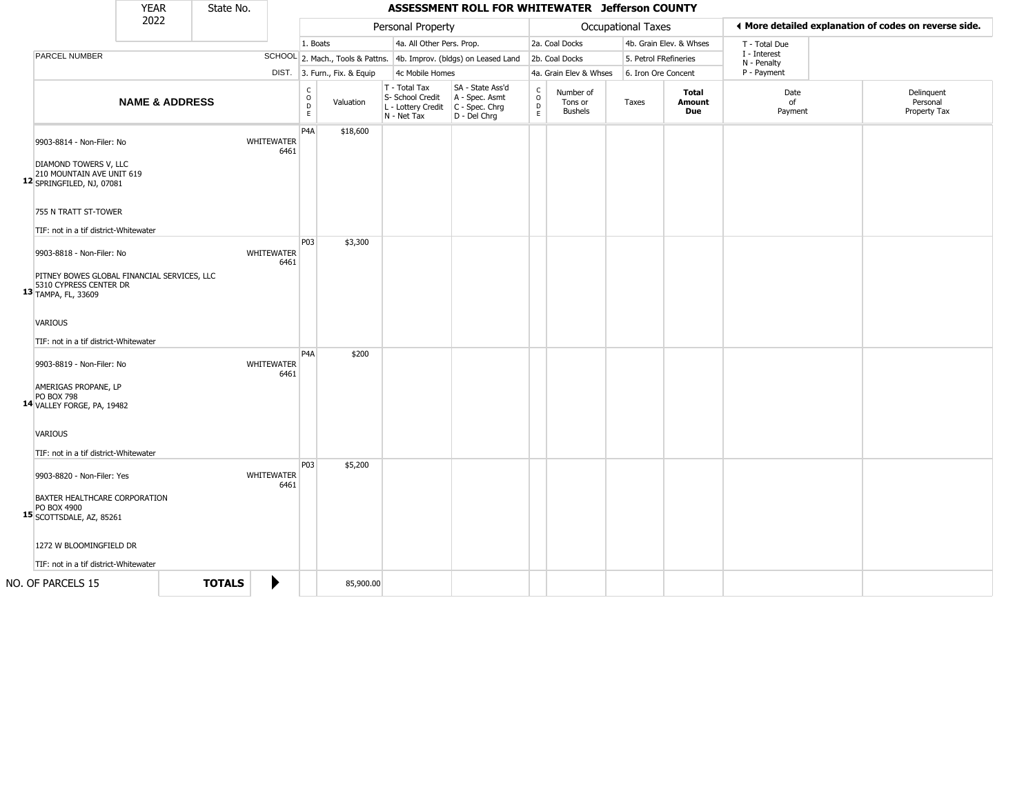| YEAR 2022 | State No. | | ASSESSMENT ROLL FOR WHITEWATER Jefferson COUNTY | | | | | | | | | |
|---|---|---|---|---|---|---|---|---|---|---|---|---|

| | | Personal Property | | | | Occupational Taxes | | | | ◄ More detailed explanation of codes on reverse side. | |
|---|---|---|---|---|---|---|---|---|---|---|---|
| | | 1. Boats | | 4a. All Other Pers. Prop. | | 2a. Coal Docks | | 4b. Grain Elev. & Whses | | T - Total Due | |
| PARCEL NUMBER | SCHOOL | 2. Mach., Tools & Pattns. | | 4b. Improv. (bldgs) on Leased Land | | 2b. Coal Docks | | 5. Petrol FRefineries | | I - Interest N - Penalty | |
| | DIST. | 3. Furn., Fix. & Equip | | 4c Mobile Homes | | 4a. Grain Elev & Whses | | 6. Iron Ore Concent | | P - Payment | |

| | NAME & ADDRESS | SCHOOL DIST. | CODE | Valuation | T - Total Tax S- School Credit L - Lottery Credit N - Net Tax | SA - State Ass'd A - Spec. Asmt C - Spec. Chrg D - Del Chrg | CODE | Number of Tons or Bushels | Taxes | Total Amount Due | Date of Payment | Delinquent Personal Property Tax |
|---|---|---|---|---|---|---|---|---|---|---|---|---|
| 12 | 9903-8814 - Non-Filer: No<br><br>DIAMOND TOWERS V, LLC<br>210 MOUNTAIN AVE UNIT 619<br>SPRINGFILED, NJ, 07081<br><br>755 N TRATT ST-TOWER<br><br>TIF: not in a tif district-Whitewater | WHITEWATER 6461 | P4A | $18,600 | | | | | | | | |
| 13 | 9903-8818 - Non-Filer: No<br><br>PITNEY BOWES GLOBAL FINANCIAL SERVICES, LLC<br>5310 CYPRESS CENTER DR<br>TAMPA, FL, 33609<br><br>VARIOUS<br><br>TIF: not in a tif district-Whitewater | WHITEWATER 6461 | P03 | $3,300 | | | | | | | | |
| 14 | 9903-8819 - Non-Filer: No<br><br>AMERIGAS PROPANE, LP<br>PO BOX 798<br>VALLEY FORGE, PA, 19482<br><br>VARIOUS<br><br>TIF: not in a tif district-Whitewater | WHITEWATER 6461 | P4A | $200 | | | | | | | | |
| 15 | 9903-8820 - Non-Filer: Yes<br><br>BAXTER HEALTHCARE CORPORATION<br>PO BOX 4900<br>SCOTTSDALE, AZ, 85261<br><br>1272 W BLOOMINGFIELD DR<br><br>TIF: not in a tif district-Whitewater | WHITEWATER 6461 | P03 | $5,200 | | | | | | | | |
| | NO. OF PARCELS 15 | **TOTALS** ► | | 85,900.00 | | | | | | | | |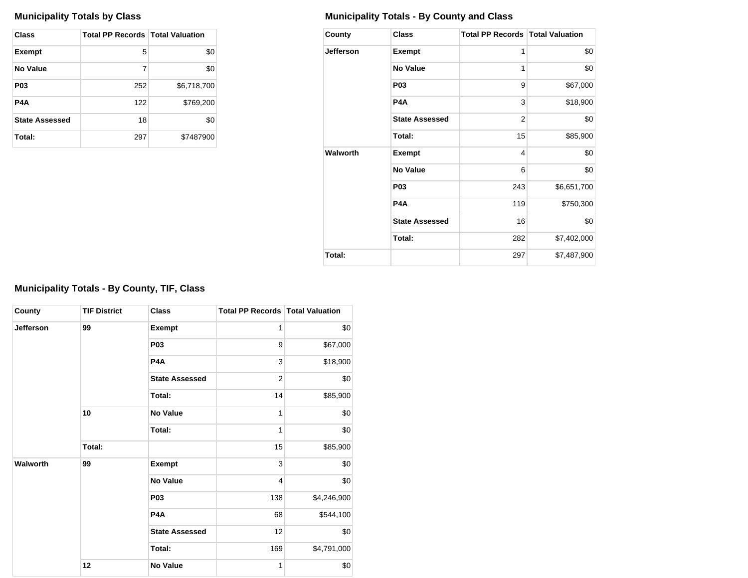### Municipality Totals by Class

| Class | Total PP Records | Total Valuation |
|---|---|---|
| **Exempt** | 5 | $0 |
| **No Value** | 7 | $0 |
| **P03** | 252 | $6,718,700 |
| **P4A** | 122 | $769,200 |
| **State Assessed** | 18 | $0 |
| **Total:** | 297 | $7487900 |

### Municipality Totals - By County and Class

| County | Class | Total PP Records | Total Valuation |
|---|---|---|---|
| **Jefferson** | **Exempt** | 1 | $0 |
| | **No Value** | 1 | $0 |
| | **P03** | 9 | $67,000 |
| | **P4A** | 3 | $18,900 |
| | **State Assessed** | 2 | $0 |
| | **Total:** | 15 | $85,900 |
| **Walworth** | **Exempt** | 4 | $0 |
| | **No Value** | 6 | $0 |
| | **P03** | 243 | $6,651,700 |
| | **P4A** | 119 | $750,300 |
| | **State Assessed** | 16 | $0 |
| | **Total:** | 282 | $7,402,000 |
| **Total:** | | 297 | $7,487,900 |

### Municipality Totals - By County, TIF, Class

| County | TIF District | Class | Total PP Records | Total Valuation |
|---|---|---|---|---|
| **Jefferson** | **99** | **Exempt** | 1 | $0 |
| | | **P03** | 9 | $67,000 |
| | | **P4A** | 3 | $18,900 |
| | | **State Assessed** | 2 | $0 |
| | | **Total:** | 14 | $85,900 |
| | **10** | **No Value** | 1 | $0 |
| | | **Total:** | 1 | $0 |
| | **Total:** | | 15 | $85,900 |
| **Walworth** | **99** | **Exempt** | 3 | $0 |
| | | **No Value** | 4 | $0 |
| | | **P03** | 138 | $4,246,900 |
| | | **P4A** | 68 | $544,100 |
| | | **State Assessed** | 12 | $0 |
| | | **Total:** | 169 | $4,791,000 |
| | **12** | **No Value** | 1 | $0 |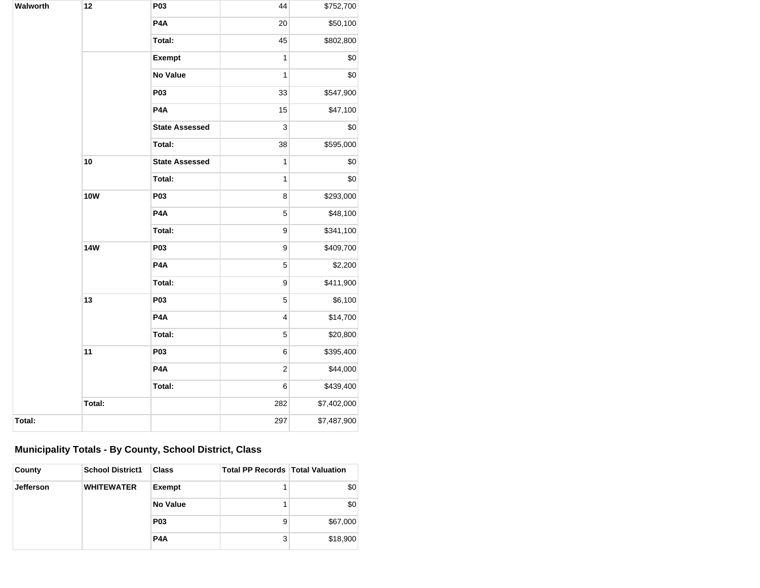| | | | | |
|---|---|---|---|---|
| **Walworth** | **12** | **P03** | 44 | $752,700 |
| | | **P4A** | 20 | $50,100 |
| | | **Total:** | 45 | $802,800 |
| | | **Exempt** | 1 | $0 |
| | | **No Value** | 1 | $0 |
| | | **P03** | 33 | $547,900 |
| | | **P4A** | 15 | $47,100 |
| | | **State Assessed** | 3 | $0 |
| | | **Total:** | 38 | $595,000 |
| | **10** | **State Assessed** | 1 | $0 |
| | | **Total:** | 1 | $0 |
| | **10W** | **P03** | 8 | $293,000 |
| | | **P4A** | 5 | $48,100 |
| | | **Total:** | 9 | $341,100 |
| | **14W** | **P03** | 9 | $409,700 |
| | | **P4A** | 5 | $2,200 |
| | | **Total:** | 9 | $411,900 |
| | **13** | **P03** | 5 | $6,100 |
| | | **P4A** | 4 | $14,700 |
| | | **Total:** | 5 | $20,800 |
| | **11** | **P03** | 6 | $395,400 |
| | | **P4A** | 2 | $44,000 |
| | | **Total:** | 6 | $439,400 |
| | **Total:** | | 282 | $7,402,000 |
| **Total:** | | | 297 | $7,487,900 |

### Municipality Totals - By County, School District, Class

| County | School District1 | Class | Total PP Records | Total Valuation |
|---|---|---|---|---|
| **Jefferson** | **WHITEWATER** | **Exempt** | 1 | $0 |
| | | **No Value** | 1 | $0 |
| | | **P03** | 9 | $67,000 |
| | | **P4A** | 3 | $18,900 |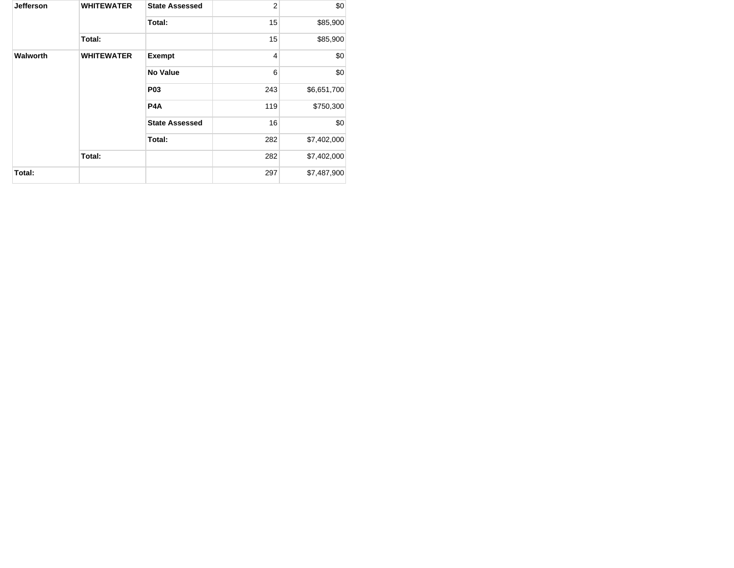| | | | | |
|---|---|---|---|---|
| **Jefferson** | **WHITEWATER** | **State Assessed** | 2 | $0 |
| | | **Total:** | 15 | $85,900 |
| | **Total:** | | 15 | $85,900 |
| **Walworth** | **WHITEWATER** | **Exempt** | 4 | $0 |
| | | **No Value** | 6 | $0 |
| | | **P03** | 243 | $6,651,700 |
| | | **P4A** | 119 | $750,300 |
| | | **State Assessed** | 16 | $0 |
| | | **Total:** | 282 | $7,402,000 |
| | **Total:** | | 282 | $7,402,000 |
| **Total:** | | | 297 | $7,487,900 |